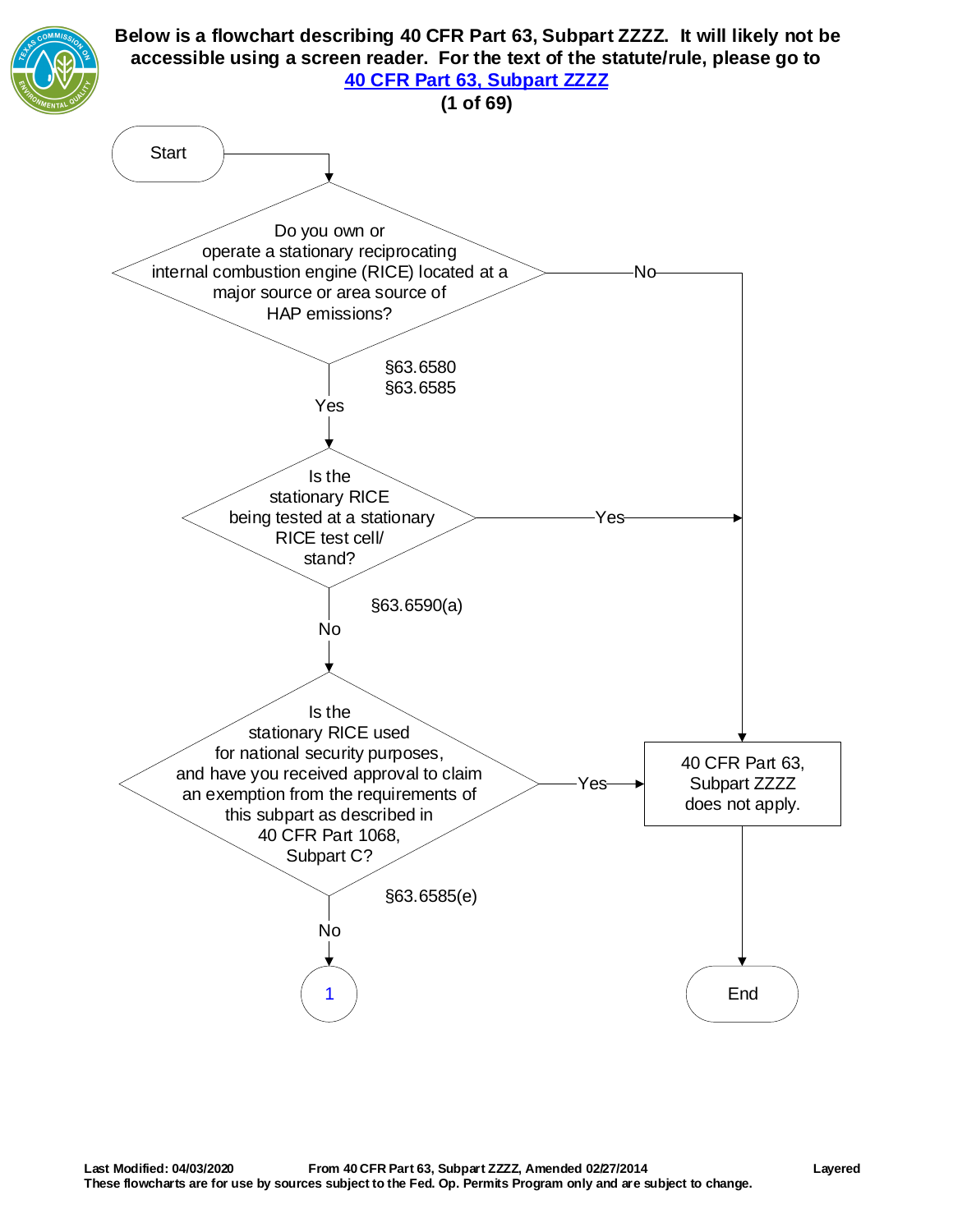**Below is a flowchart describing 40 CFR Part 63, Subpart ZZZZ. It will likely not be accessible using a screen reader. For the text of the statute/rule, please go to [40 CFR Part 63, Subpart ZZZZ](40 CFR Part 63, Subpart ZZZZ)**

Start

Do you own or operate a stationary reciprocating internal combustion engine (RICE) located at a major source or area source of HAP emissions?

§63.6580
§63.6585

No → 40 CFR Part 63, Subpart ZZZZ does not apply.

Yes

Is the stationary RICE being tested at a stationary RICE test cell/stand?

§63.6590(a)

Yes → 40 CFR Part 63, Subpart ZZZZ does not apply.

No

Is the stationary RICE used for national security purposes, and have you received approval to claim an exemption from the requirements of this subpart as described in 40 CFR Part 1068, Subpart C?

§63.6585(e)

Yes → 40 CFR Part 63, Subpart ZZZZ does not apply.

No → 1

40 CFR Part 63, Subpart ZZZZ does not apply. → End

**Last Modified: 04/03/2020** **From 40 CFR Part 63, Subpart ZZZZ, Amended 02/27/2014** **Layered**

**These flowcharts are for use by sources subject to the Fed. Op. Permits Program only and are subject to change.**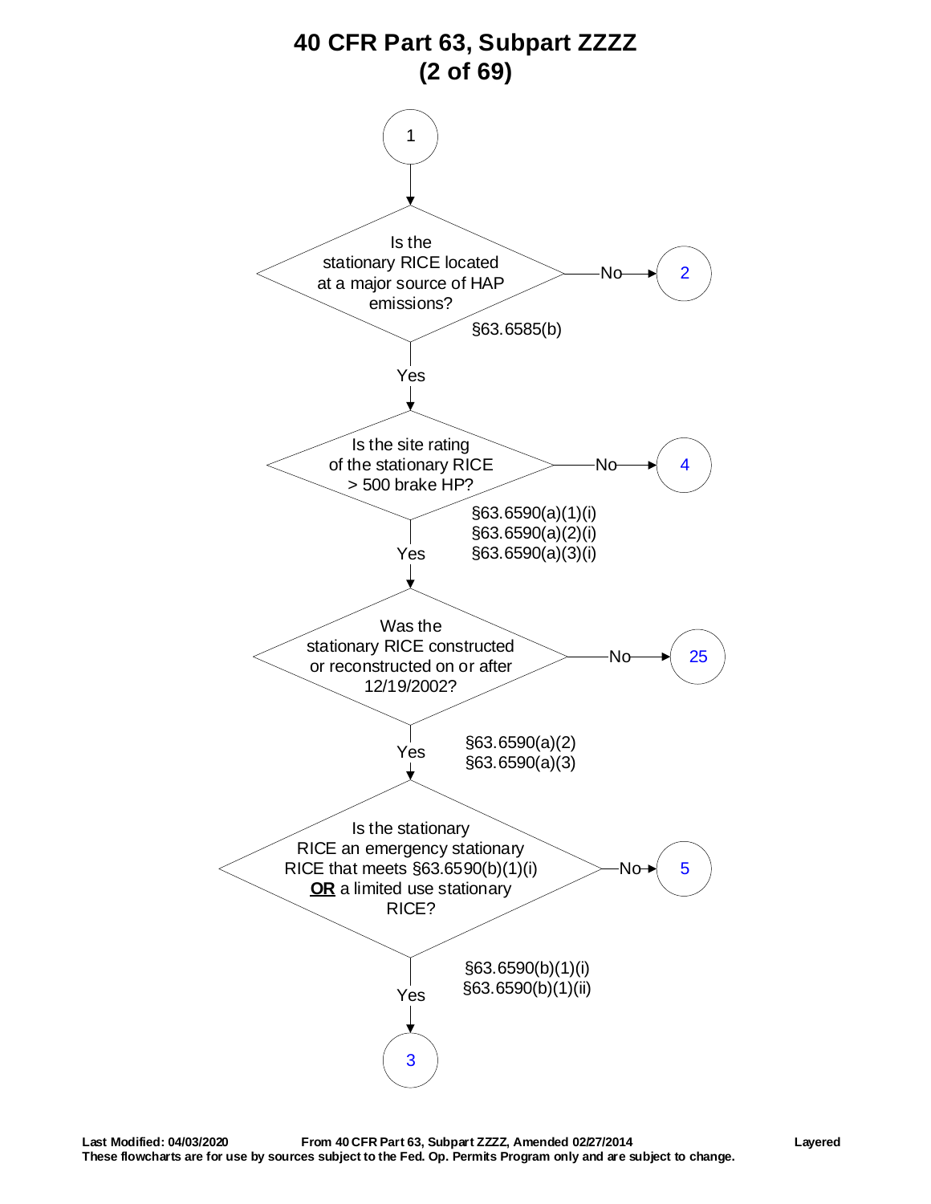# 40 CFR Part 63, Subpart ZZZZ

**1**

**Is the stationary RICE located at a major source of HAP emissions?** (§63.6585(b))
- No → 2
- Yes → continue

**Is the site rating of the stationary RICE > 500 brake HP?** (§63.6590(a)(1)(i), §63.6590(a)(2)(i), §63.6590(a)(3)(i))
- No → 4
- Yes → continue

**Was the stationary RICE constructed or reconstructed on or after 12/19/2002?** (§63.6590(a)(2), §63.6590(a)(3))
- No → 25
- Yes → continue

**Is the stationary RICE an emergency stationary RICE that meets §63.6590(b)(1)(i) <u>OR</u> a limited use stationary RICE?** (§63.6590(b)(1)(i), §63.6590(b)(1)(ii))
- No → 5
- Yes → 3

Last Modified: 04/03/2020 — From 40 CFR Part 63, Subpart ZZZZ, Amended 02/27/2014 — Layered

These flowcharts are for use by sources subject to the Fed. Op. Permits Program only and are subject to change.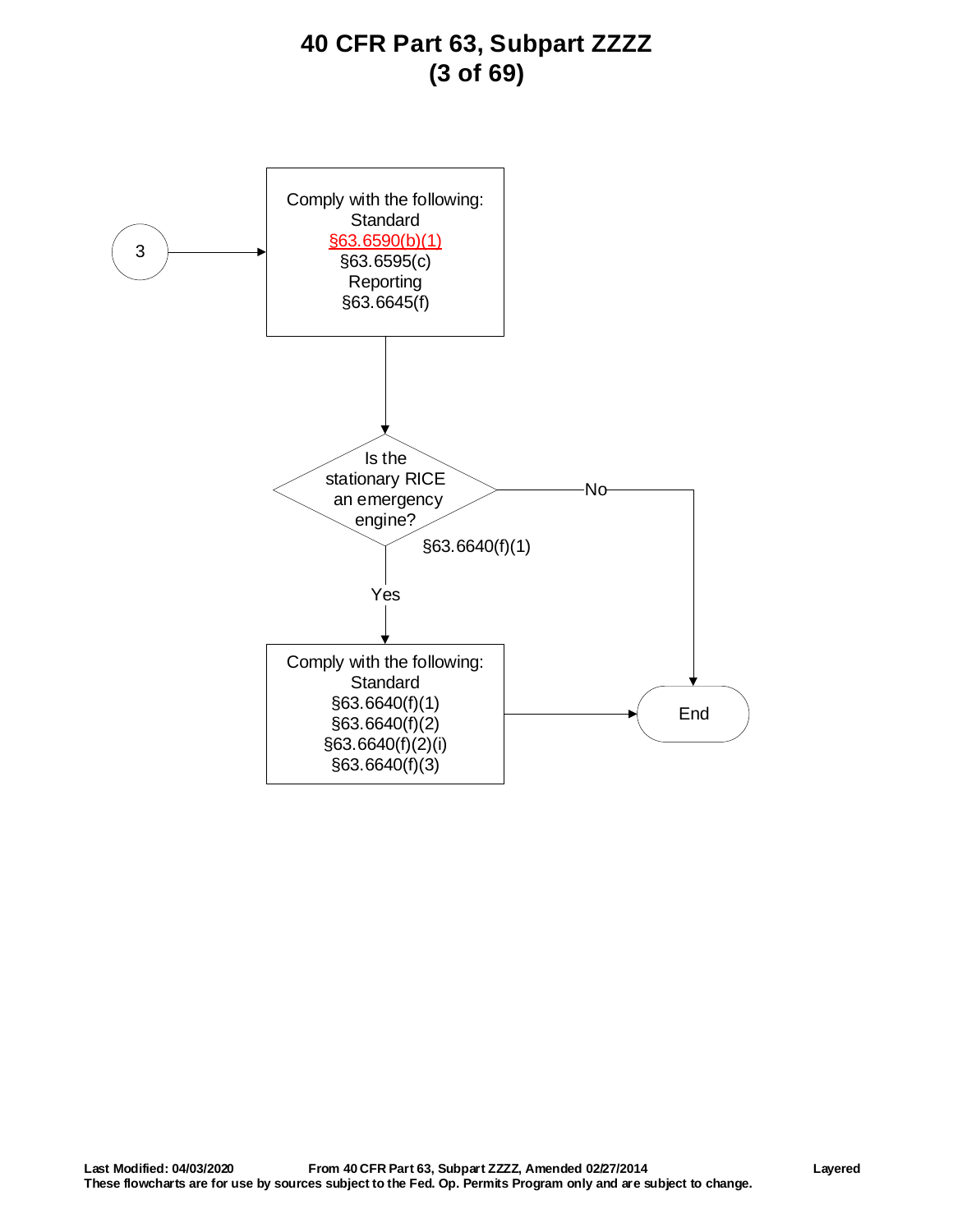# 40 CFR Part 63, Subpart ZZZZ

3

Comply with the following:
Standard
§63.6590(b)(1)
§63.6595(c)
Reporting
§63.6645(f)

Is the stationary RICE an emergency engine?
§63.6640(f)(1)

Yes

Comply with the following:
Standard
§63.6640(f)(1)
§63.6640(f)(2)
§63.6640(f)(2)(i)
§63.6640(f)(3)

No

End

**Last Modified: 04/03/2020** **From 40 CFR Part 63, Subpart ZZZZ, Amended 02/27/2014** **Layered**
**These flowcharts are for use by sources subject to the Fed. Op. Permits Program only and are subject to change.**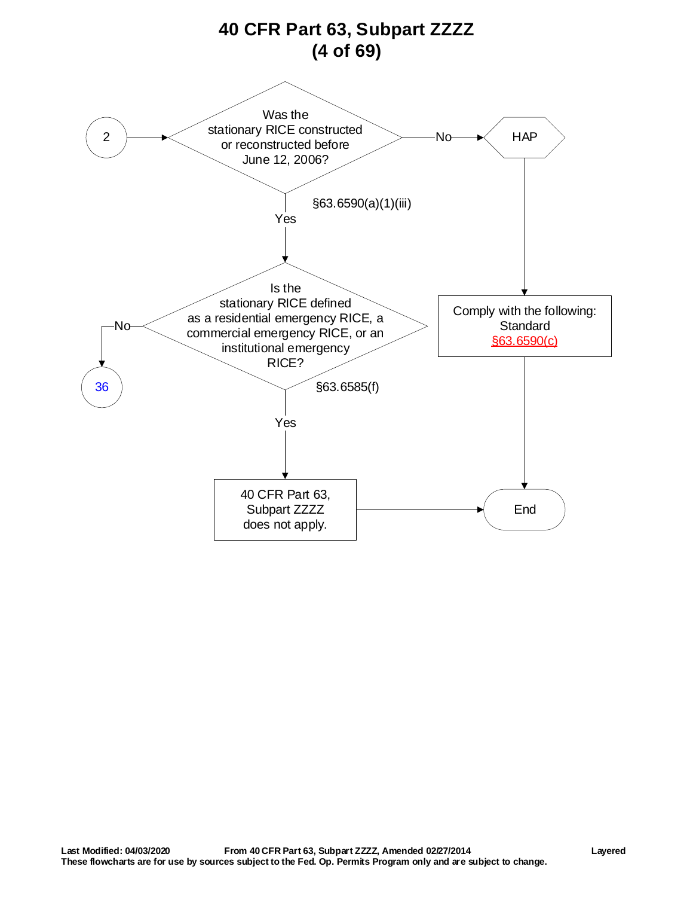# 40 CFR Part 63, Subpart ZZZZ
## (4 of 69)

**2** → Was the stationary RICE constructed or reconstructed before June 12, 2006? (§63.6590(a)(1)(iii))

- **No** → HAP → Comply with the following: Standard §63.6590(c) → End
- **Yes** → Is the stationary RICE defined as a residential emergency RICE, a commercial emergency RICE, or an institutional emergency RICE? (§63.6585(f))
  - **No** → **36**
  - **Yes** → 40 CFR Part 63, Subpart ZZZZ does not apply. → End

**Last Modified: 04/03/2020** **From 40 CFR Part 63, Subpart ZZZZ, Amended 02/27/2014** **Layered**

**These flowcharts are for use by sources subject to the Fed. Op. Permits Program only and are subject to change.**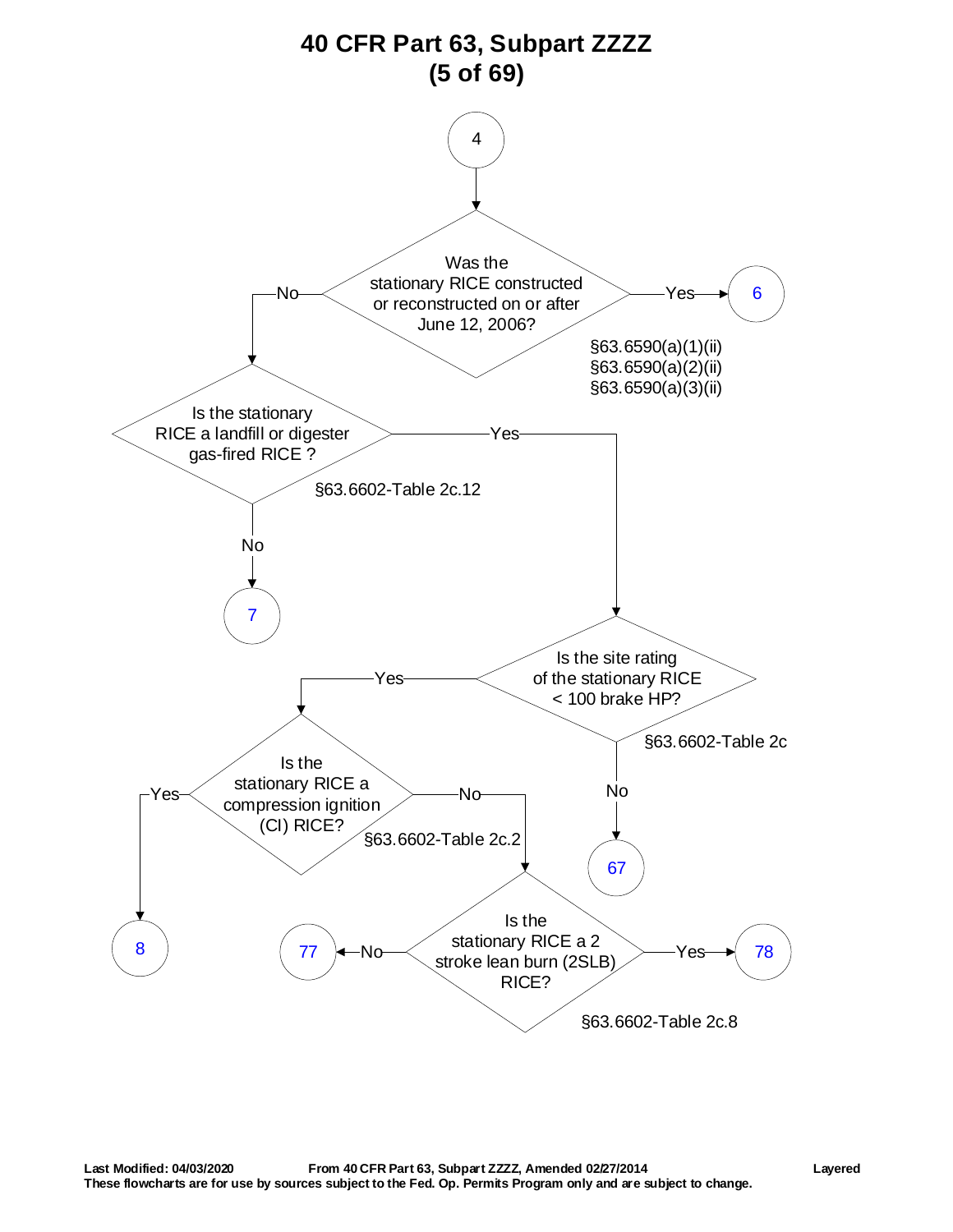# 40 CFR Part 63, Subpart ZZZZ

**(5 of 69)**

From connector **4**:

**Was the stationary RICE constructed or reconstructed on or after June 12, 2006?**
§63.6590(a)(1)(ii)
§63.6590(a)(2)(ii)
§63.6590(a)(3)(ii)

- Yes → **6**
- No → **Is the stationary RICE a landfill or digester gas-fired RICE ?** (§63.6602-Table 2c.12)
  - No → **7**
  - Yes → **Is the site rating of the stationary RICE < 100 brake HP?** (§63.6602-Table 2c)
    - No → **67**
    - Yes → **Is the stationary RICE a compression ignition (CI) RICE?** (§63.6602-Table 2c.2)
      - Yes → **8**
      - No → **Is the stationary RICE a 2 stroke lean burn (2SLB) RICE?** (§63.6602-Table 2c.8)
        - No → **77**
        - Yes → **78**

Last Modified: 04/03/2020 From 40 CFR Part 63, Subpart ZZZZ, Amended 02/27/2014 Layered
These flowcharts are for use by sources subject to the Fed. Op. Permits Program only and are subject to change.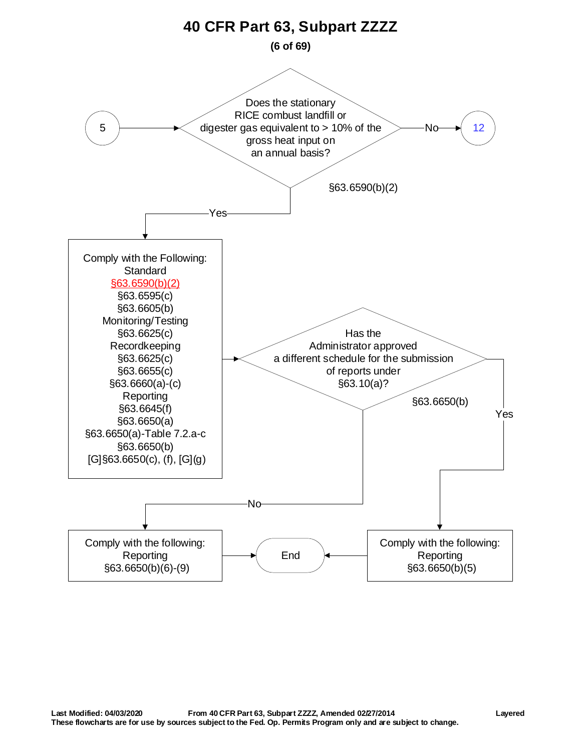# 40 CFR Part 63, Subpart ZZZZ

**(6 of 69)**

5 → Does the stationary RICE combust landfill or digester gas equivalent to > 10% of the gross heat input on an annual basis? §63.6590(b)(2)

- No → 12
- Yes → Comply with the Following:
  - Standard
    - §63.6590(b)(2)
    - §63.6595(c)
    - §63.6605(b)
  - Monitoring/Testing
    - §63.6625(c)
  - Recordkeeping
    - §63.6625(c)
    - §63.6655(c)
    - §63.6660(a)-(c)
  - Reporting
    - §63.6645(f)
    - §63.6650(a)
    - §63.6650(a)-Table 7.2.a-c
    - §63.6650(b)
    - [G]§63.6650(c), (f), [G](g)

→ Has the Administrator approved a different schedule for the submission of reports under §63.10(a)? §63.6650(b)

- Yes → Comply with the following: Reporting §63.6650(b)(5) → End
- No → Comply with the following: Reporting §63.6650(b)(6)-(9) → End

**Last Modified: 04/03/2020** **From 40 CFR Part 63, Subpart ZZZZ, Amended 02/27/2014** **Layered**

**These flowcharts are for use by sources subject to the Fed. Op. Permits Program only and are subject to change.**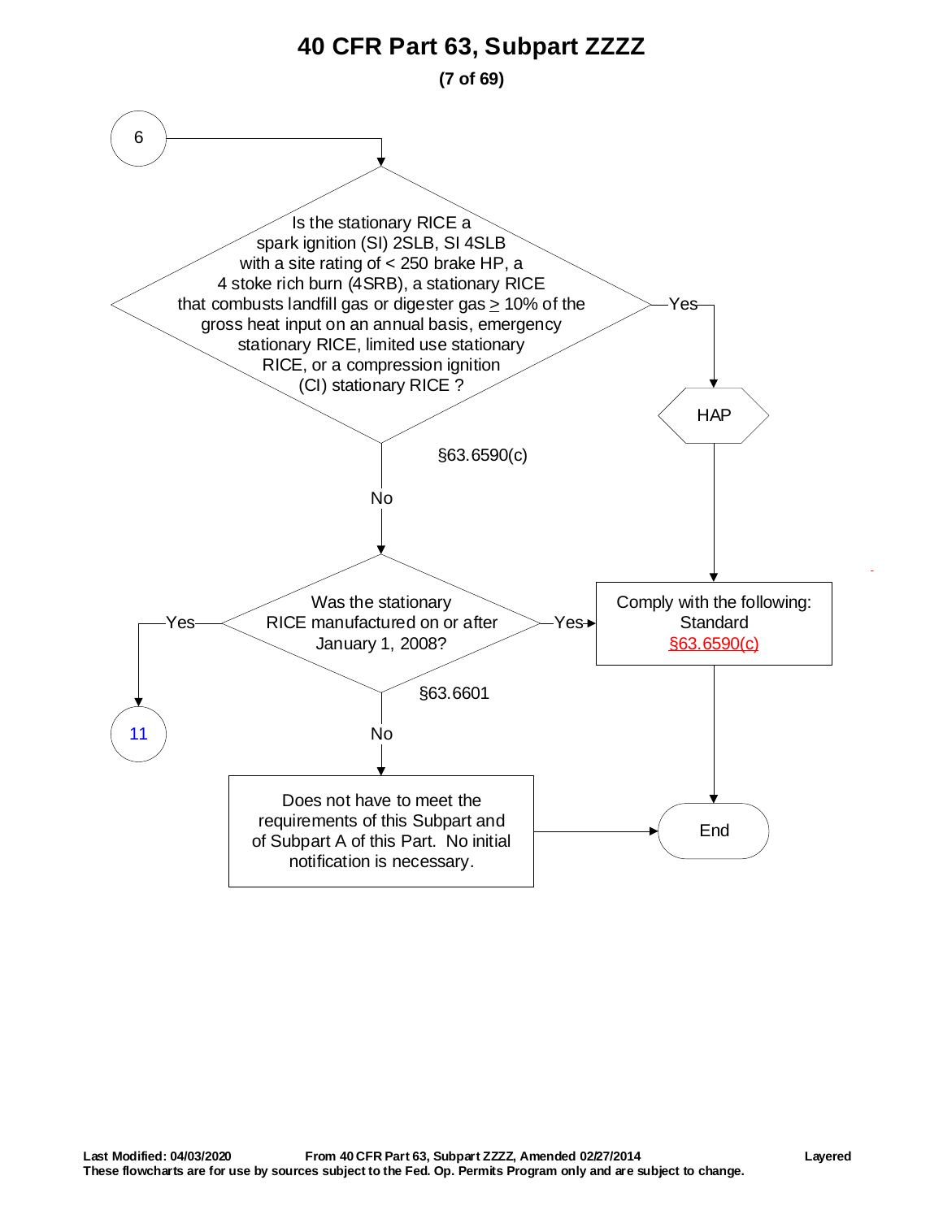# 40 CFR Part 63, Subpart ZZZZ

6

Is the stationary RICE a spark ignition (SI) 2SLB, SI 4SLB with a site rating of < 250 brake HP, a 4 stoke rich burn (4SRB), a stationary RICE that combusts landfill gas or digester gas ≥ 10% of the gross heat input on an annual basis, emergency stationary RICE, limited use stationary RICE, or a compression ignition (CI) stationary RICE ?

§63.6590(c)

Yes → HAP

No

Was the stationary RICE manufactured on or after January 1, 2008?

§63.6601

Yes → 11

Yes → Comply with the following: Standard §63.6590(c) → End

No

Does not have to meet the requirements of this Subpart and of Subpart A of this Part. No initial notification is necessary. → End

**Last Modified: 04/03/2020 From 40 CFR Part 63, Subpart ZZZZ, Amended 02/27/2014 Layered**
**These flowcharts are for use by sources subject to the Fed. Op. Permits Program only and are subject to change.**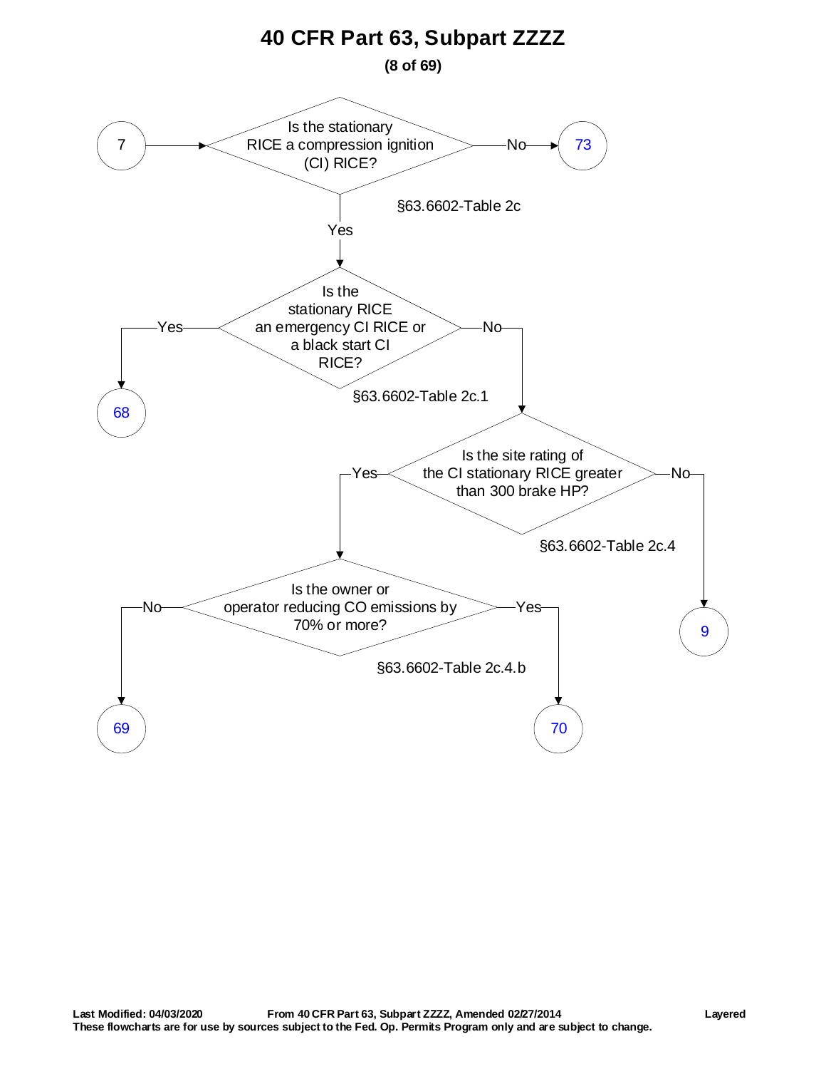# 40 CFR Part 63, Subpart ZZZZ

**(8 of 69)**

7 → Is the stationary RICE a compression ignition (CI) RICE? (§63.6602-Table 2c)
- No → 73
- Yes → Is the stationary RICE an emergency CI RICE or a black start CI RICE? (§63.6602-Table 2c.1)
  - Yes → 68
  - No → Is the site rating of the CI stationary RICE greater than 300 brake HP? (§63.6602-Table 2c.4)
    - No → 9
    - Yes → Is the owner or operator reducing CO emissions by 70% or more? (§63.6602-Table 2c.4.b)
      - No → 69
      - Yes → 70

**Last Modified: 04/03/2020** **From 40 CFR Part 63, Subpart ZZZZ, Amended 02/27/2014** **Layered**

**These flowcharts are for use by sources subject to the Fed. Op. Permits Program only and are subject to change.**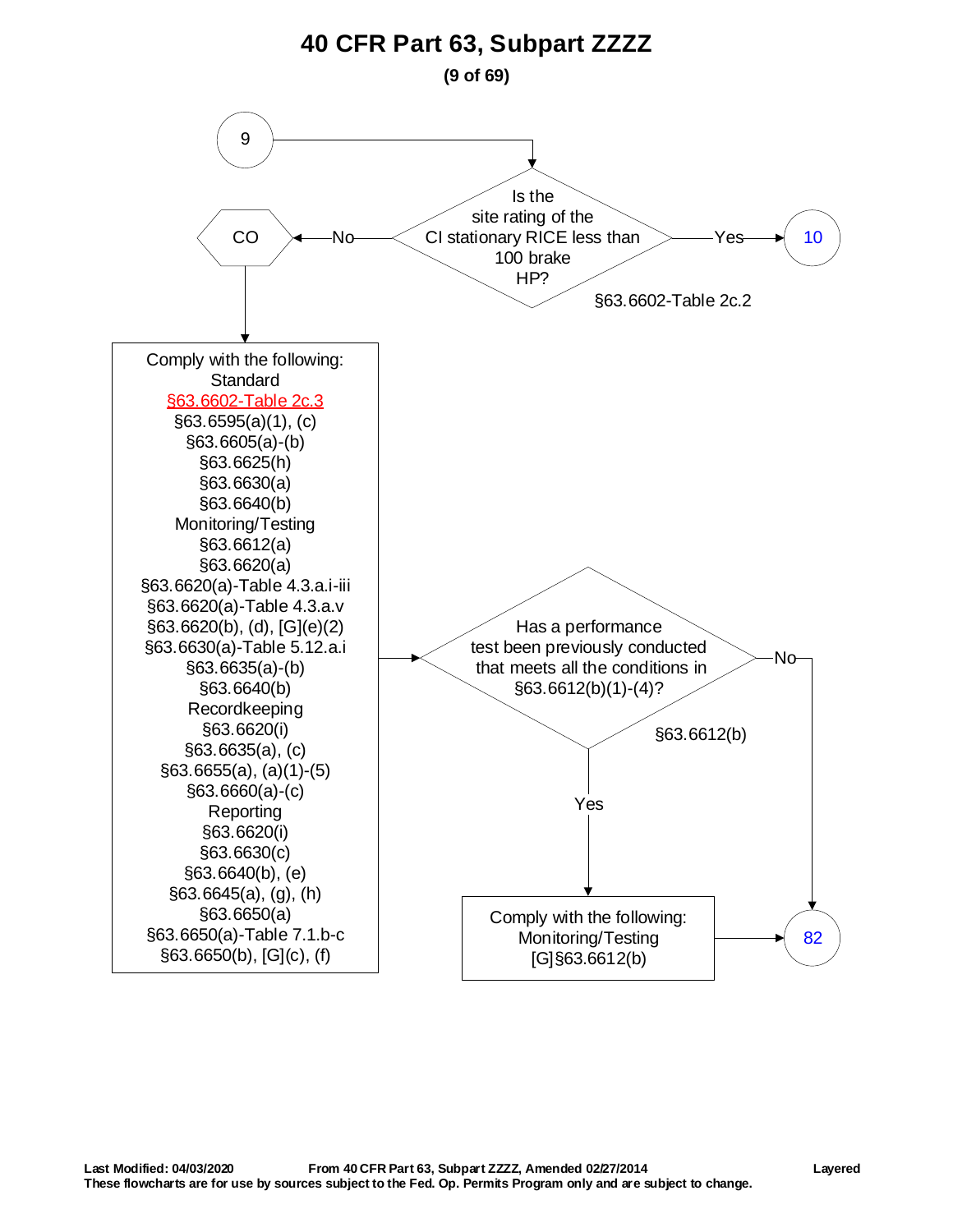# 40 CFR Part 63, Subpart ZZZZ

**(9 of 69)**

9

Is the site rating of the CI stationary RICE less than 100 brake HP?

§63.6602-Table 2c.2

- Yes → 10
- No → CO

CO

Comply with the following:

Standard
§63.6602-Table 2c.3
§63.6595(a)(1), (c)
§63.6605(a)-(b)
§63.6625(h)
§63.6630(a)
§63.6640(b)

Monitoring/Testing
§63.6612(a)
§63.6620(a)
§63.6620(a)-Table 4.3.a.i-iii
§63.6620(a)-Table 4.3.a.v
§63.6620(b), (d), [G](e)(2)
§63.6630(a)-Table 5.12.a.i
§63.6635(a)-(b)
§63.6640(b)

Recordkeeping
§63.6620(i)
§63.6635(a), (c)
§63.6655(a), (a)(1)-(5)
§63.6660(a)-(c)

Reporting
§63.6620(i)
§63.6630(c)
§63.6640(b), (e)
§63.6645(a), (g), (h)
§63.6650(a)
§63.6650(a)-Table 7.1.b-c
§63.6650(b), [G](c), (f)

Has a performance test been previously conducted that meets all the conditions in §63.6612(b)(1)-(4)?

§63.6612(b)

- No → 82
- Yes → Comply with the following:

Monitoring/Testing
[G]§63.6612(b)

→ 82

Last Modified: 04/03/2020 From 40 CFR Part 63, Subpart ZZZZ, Amended 02/27/2014 Layered
These flowcharts are for use by sources subject to the Fed. Op. Permits Program only and are subject to change.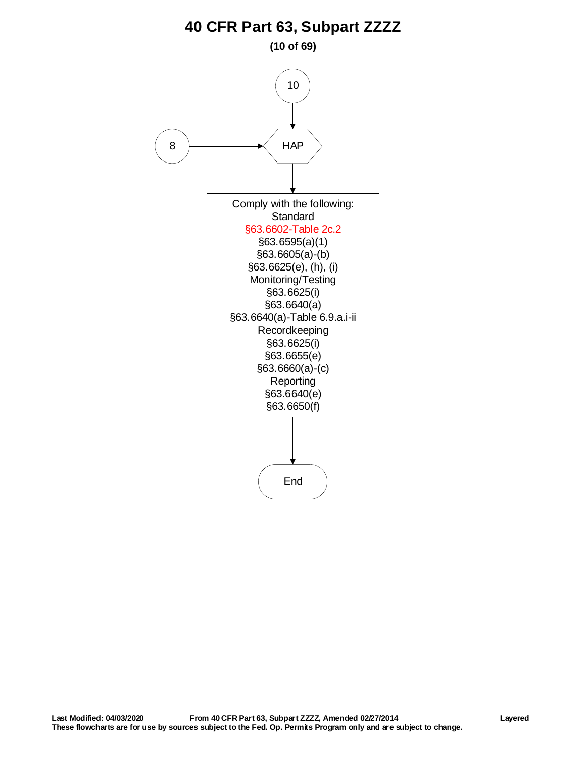# 40 CFR Part 63, Subpart ZZZZ

10

8

HAP

Comply with the following:

Standard

§63.6602-Table 2c.2

§63.6595(a)(1)

§63.6605(a)-(b)

§63.6625(e), (h), (i)

Monitoring/Testing

§63.6625(i)

§63.6640(a)

§63.6640(a)-Table 6.9.a.i-ii

Recordkeeping

§63.6625(i)

§63.6655(e)

§63.6660(a)-(c)

Reporting

§63.6640(e)

§63.6650(f)

End

**Last Modified: 04/03/2020** **From 40 CFR Part 63, Subpart ZZZZ, Amended 02/27/2014** **Layered**

**These flowcharts are for use by sources subject to the Fed. Op. Permits Program only and are subject to change.**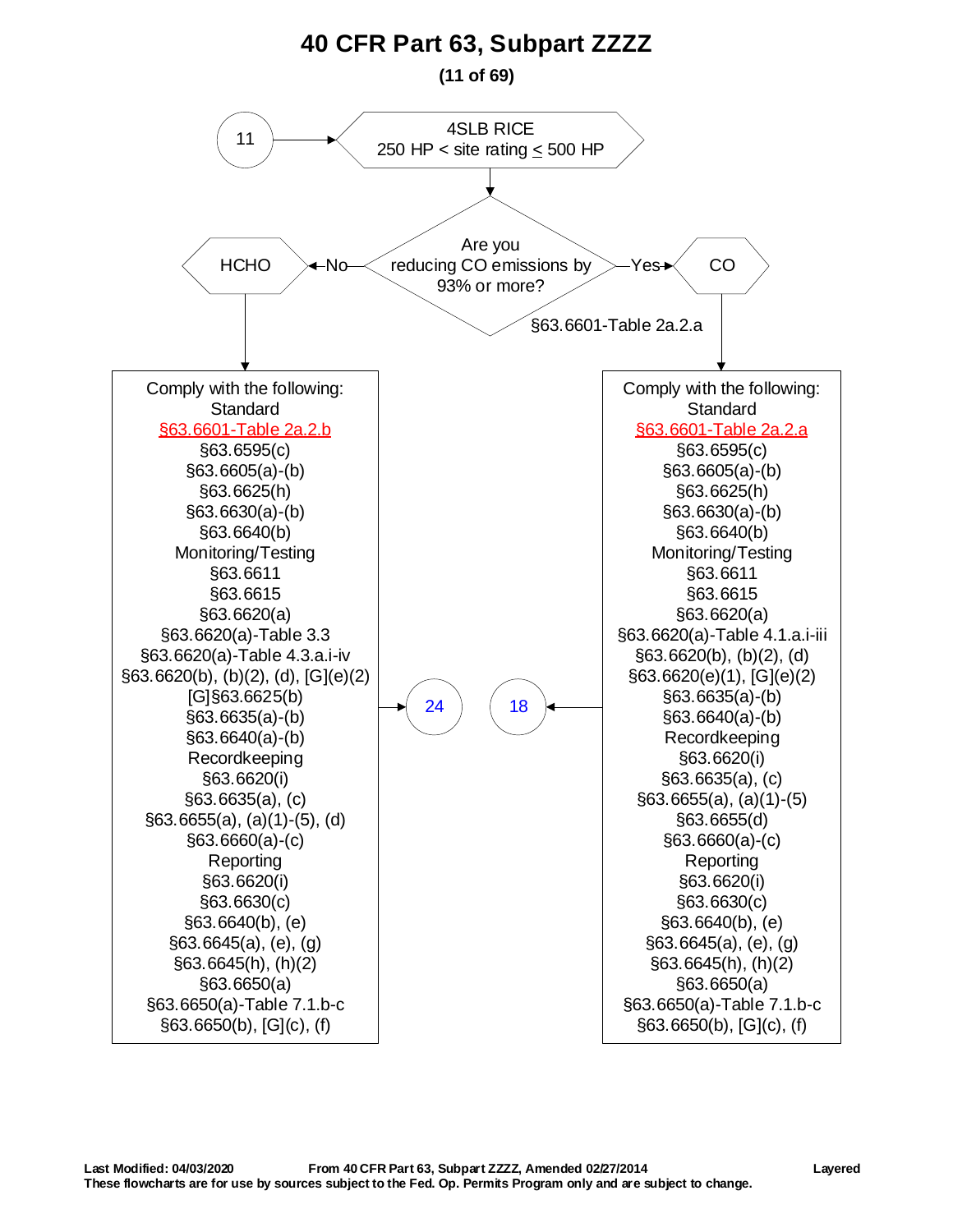# 40 CFR Part 63, Subpart ZZZZ

**(11 of 69)**

11 → 4SLB RICE 250 HP < site rating ≤ 500 HP

**Are you reducing CO emissions by 93% or more?** §63.6601-Table 2a.2.a

- **No** → HCHO
- **Yes** → CO

## HCHO

Comply with the following:

**Standard**
- §63.6601-Table 2a.2.b
- §63.6595(c)
- §63.6605(a)-(b)
- §63.6625(h)
- §63.6630(a)-(b)
- §63.6640(b)

**Monitoring/Testing**
- §63.6611
- §63.6615
- §63.6620(a)
- §63.6620(a)-Table 3.3
- §63.6620(a)-Table 4.3.a.i-iv
- §63.6620(b), (b)(2), (d), [G](e)(2)
- [G]§63.6625(b)
- §63.6635(a)-(b)
- §63.6640(a)-(b)

**Recordkeeping**
- §63.6620(i)
- §63.6635(a), (c)
- §63.6655(a), (a)(1)-(5), (d)
- §63.6660(a)-(c)

**Reporting**
- §63.6620(i)
- §63.6630(c)
- §63.6640(b), (e)
- §63.6645(a), (e), (g)
- §63.6645(h), (h)(2)
- §63.6650(a)
- §63.6650(a)-Table 7.1.b-c
- §63.6650(b), [G](c), (f)

→ 24

## CO

Comply with the following:

**Standard**
- §63.6601-Table 2a.2.a
- §63.6595(c)
- §63.6605(a)-(b)
- §63.6625(h)
- §63.6630(a)-(b)
- §63.6640(b)

**Monitoring/Testing**
- §63.6611
- §63.6615
- §63.6620(a)
- §63.6620(a)-Table 4.1.a.i-iii
- §63.6620(b), (b)(2), (d)
- §63.6620(e)(1), [G](e)(2)
- §63.6635(a)-(b)
- §63.6640(a)-(b)

**Recordkeeping**
- §63.6620(i)
- §63.6635(a), (c)
- §63.6655(a), (a)(1)-(5)
- §63.6655(d)
- §63.6660(a)-(c)

**Reporting**
- §63.6620(i)
- §63.6630(c)
- §63.6640(b), (e)
- §63.6645(a), (e), (g)
- §63.6645(h), (h)(2)
- §63.6650(a)
- §63.6650(a)-Table 7.1.b-c
- §63.6650(b), [G](c), (f)

→ 18

**Last Modified: 04/03/2020** **From 40 CFR Part 63, Subpart ZZZZ, Amended 02/27/2014** **Layered**

**These flowcharts are for use by sources subject to the Fed. Op. Permits Program only and are subject to change.**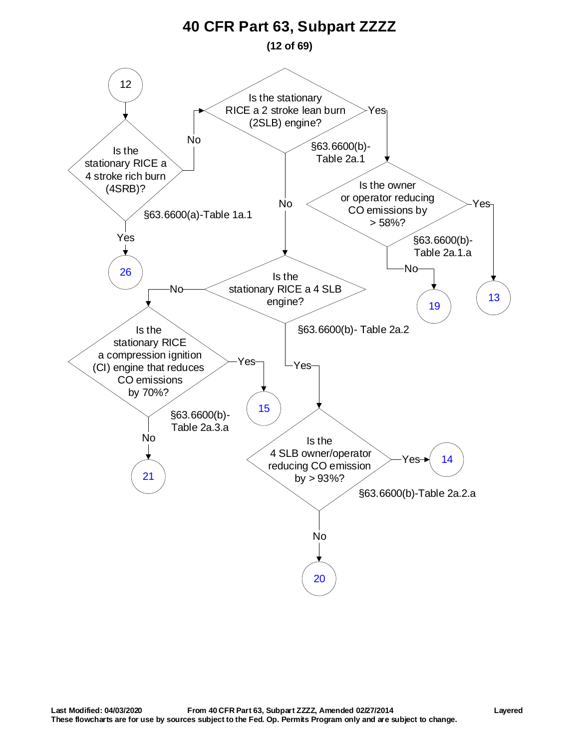# 40 CFR Part 63, Subpart ZZZZ

**(12 of 69)**

12

Is the stationary RICE a 4 stroke rich burn (4SRB)?
§63.6600(a)-Table 1a.1

- Yes → 26
- No → Is the stationary RICE a 2 stroke lean burn (2SLB) engine?

Is the stationary RICE a 2 stroke lean burn (2SLB) engine?
§63.6600(b)-Table 2a.1

- Yes → Is the owner or operator reducing CO emissions by > 58%?
- No → Is the stationary RICE a 4 SLB engine?

Is the owner or operator reducing CO emissions by > 58%?
§63.6600(b)-Table 2a.1.a

- Yes → 13
- No → 19

Is the stationary RICE a 4 SLB engine?
§63.6600(b)- Table 2a.2

- Yes → Is the 4 SLB owner/operator reducing CO emission by > 93%?
- No → Is the stationary RICE a compression ignition (CI) engine that reduces CO emissions by 70%?

Is the 4 SLB owner/operator reducing CO emission by > 93%?
§63.6600(b)-Table 2a.2.a

- Yes → 14
- No → 20

Is the stationary RICE a compression ignition (CI) engine that reduces CO emissions by 70%?
§63.6600(b)-Table 2a.3.a

- Yes → 15
- No → 21

**Last Modified: 04/03/2020** **From 40 CFR Part 63, Subpart ZZZZ, Amended 02/27/2014** **Layered**
**These flowcharts are for use by sources subject to the Fed. Op. Permits Program only and are subject to change.**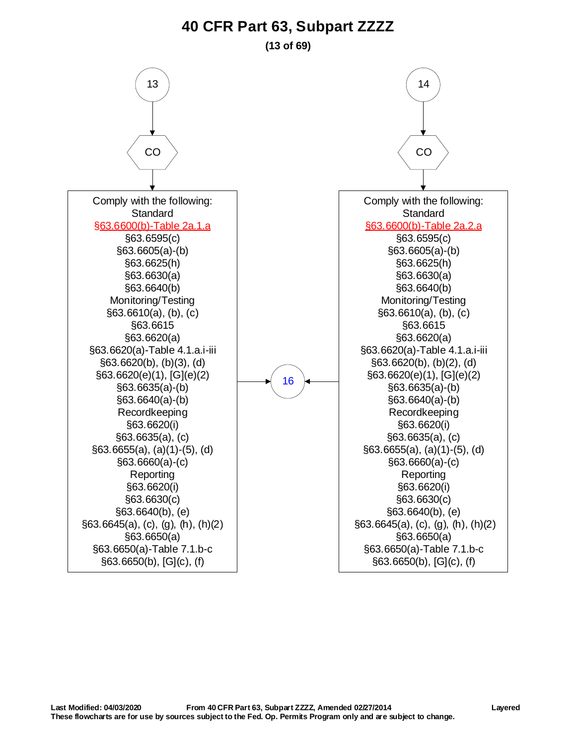# 40 CFR Part 63, Subpart ZZZZ

**(13 of 69)**

## 13 → CO

Comply with the following:

Standard
- §63.6600(b)-Table 2a.1.a
- §63.6595(c)
- §63.6605(a)-(b)
- §63.6625(h)
- §63.6630(a)
- §63.6640(b)

Monitoring/Testing
- §63.6610(a), (b), (c)
- §63.6615
- §63.6620(a)
- §63.6620(a)-Table 4.1.a.i-iii
- §63.6620(b), (b)(3), (d)
- §63.6620(e)(1), [G](e)(2)
- §63.6635(a)-(b)
- §63.6640(a)-(b)

Recordkeeping
- §63.6620(i)
- §63.6635(a), (c)
- §63.6655(a), (a)(1)-(5), (d)
- §63.6660(a)-(c)

Reporting
- §63.6620(i)
- §63.6630(c)
- §63.6640(b), (e)
- §63.6645(a), (c), (g), (h), (h)(2)
- §63.6650(a)
- §63.6650(a)-Table 7.1.b-c
- §63.6650(b), [G](c), (f)

→ 16

## 14 → CO

Comply with the following:

Standard
- §63.6600(b)-Table 2a.2.a
- §63.6595(c)
- §63.6605(a)-(b)
- §63.6625(h)
- §63.6630(a)
- §63.6640(b)

Monitoring/Testing
- §63.6610(a), (b), (c)
- §63.6615
- §63.6620(a)
- §63.6620(a)-Table 4.1.a.i-iii
- §63.6620(b), (b)(2), (d)
- §63.6620(e)(1), [G](e)(2)
- §63.6635(a)-(b)
- §63.6640(a)-(b)

Recordkeeping
- §63.6620(i)
- §63.6635(a), (c)
- §63.6655(a), (a)(1)-(5), (d)
- §63.6660(a)-(c)

Reporting
- §63.6620(i)
- §63.6630(c)
- §63.6640(b), (e)
- §63.6645(a), (c), (g), (h), (h)(2)
- §63.6650(a)
- §63.6650(a)-Table 7.1.b-c
- §63.6650(b), [G](c), (f)

→ 16

**Last Modified: 04/03/2020** **From 40 CFR Part 63, Subpart ZZZZ, Amended 02/27/2014** **Layered**
**These flowcharts are for use by sources subject to the Fed. Op. Permits Program only and are subject to change.**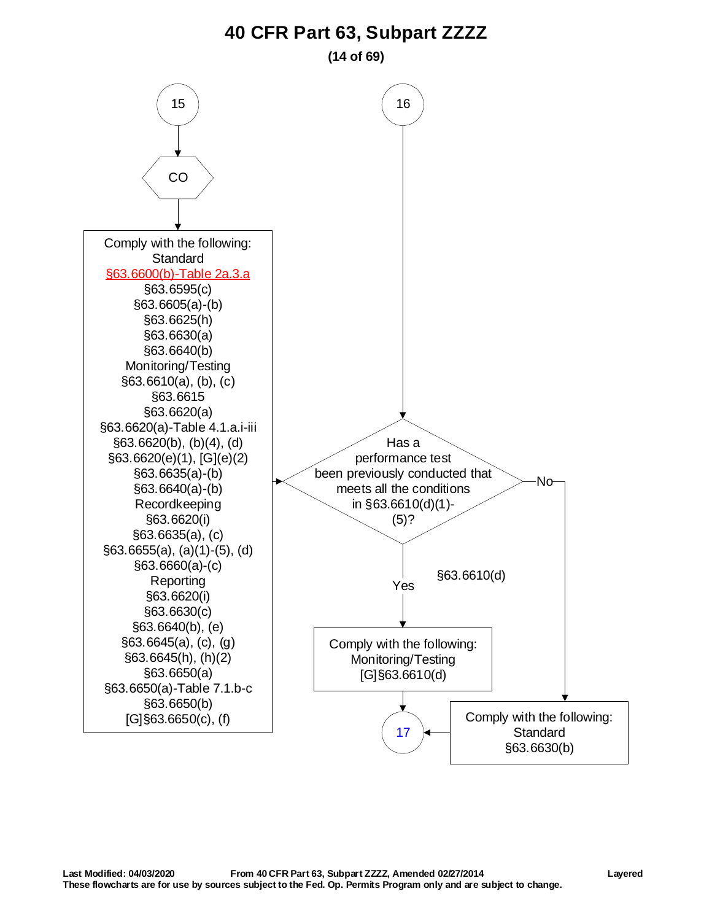# 40 CFR Part 63, Subpart ZZZZ

**(14 of 69)**

15

CO

Comply with the following:
Standard
§63.6600(b)-Table 2a.3.a
§63.6595(c)
§63.6605(a)-(b)
§63.6625(h)
§63.6630(a)
§63.6640(b)
Monitoring/Testing
§63.6610(a), (b), (c)
§63.6615
§63.6620(a)
§63.6620(a)-Table 4.1.a.i-iii
§63.6620(b), (b)(4), (d)
§63.6620(e)(1), [G](e)(2)
§63.6635(a)-(b)
§63.6640(a)-(b)
Recordkeeping
§63.6620(i)
§63.6635(a), (c)
§63.6655(a), (a)(1)-(5), (d)
§63.6660(a)-(c)
Reporting
§63.6620(i)
§63.6630(c)
§63.6640(b), (e)
§63.6645(a), (c), (g)
§63.6645(h), (h)(2)
§63.6650(a)
§63.6650(a)-Table 7.1.b-c
§63.6650(b)
[G]§63.6650(c), (f)

16

Has a performance test been previously conducted that meets all the conditions in §63.6610(d)(1)-(5)?

§63.6610(d)

Yes → Comply with the following:
Monitoring/Testing
[G]§63.6610(d)
→ 17

No → Comply with the following:
Standard
§63.6630(b)
→ 17

**Last Modified: 04/03/2020** **From 40 CFR Part 63, Subpart ZZZZ, Amended 02/27/2014** **Layered**
**These flowcharts are for use by sources subject to the Fed. Op. Permits Program only and are subject to change.**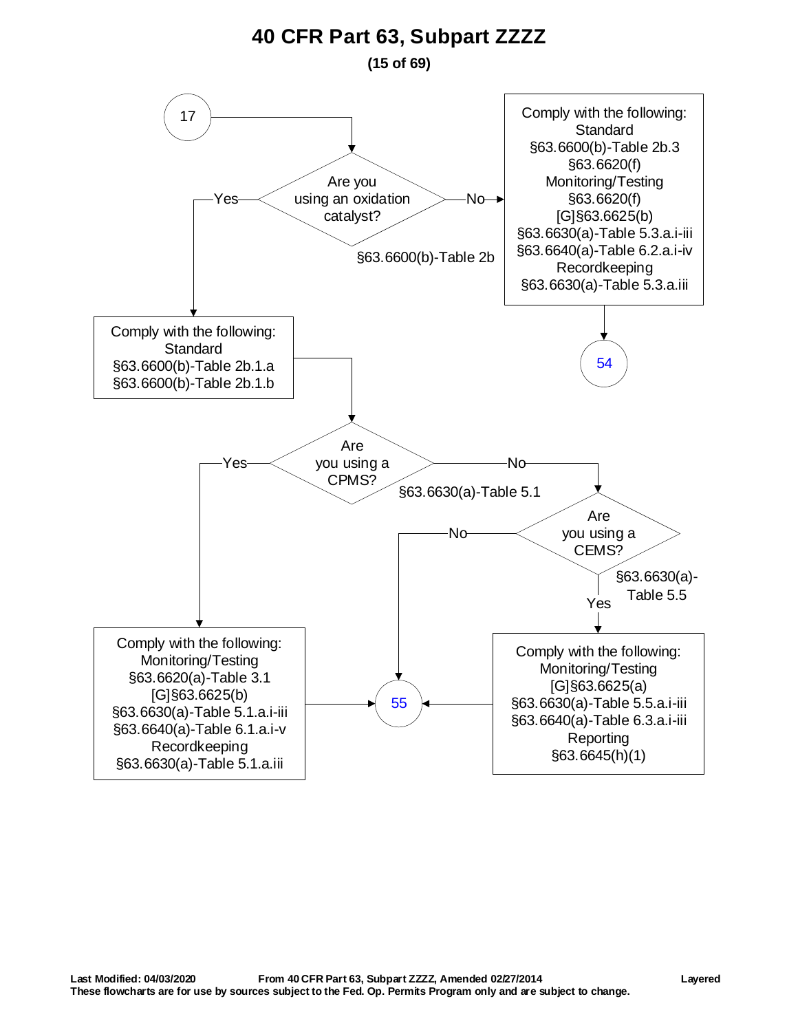# 40 CFR Part 63, Subpart ZZZZ

**(15 of 69)**

From connector **17**:

**Are you using an oxidation catalyst?** (§63.6600(b)-Table 2b)

- **No** → Comply with the following:
  - Standard
    - §63.6600(b)-Table 2b.3
    - §63.6620(f)
  - Monitoring/Testing
    - §63.6620(f)
    - [G]§63.6625(b)
    - §63.6630(a)-Table 5.3.a.i-iii
    - §63.6640(a)-Table 6.2.a.i-iv
  - Recordkeeping
    - §63.6630(a)-Table 5.3.a.iii
  
  → Go to **54**

- **Yes** → Comply with the following:
  - Standard
    - §63.6600(b)-Table 2b.1.a
    - §63.6600(b)-Table 2b.1.b

  **Are you using a CPMS?** (§63.6630(a)-Table 5.1)

  - **Yes** → Comply with the following:
    - Monitoring/Testing
      - §63.6620(a)-Table 3.1
      - [G]§63.6625(b)
      - §63.6630(a)-Table 5.1.a.i-iii
      - §63.6640(a)-Table 6.1.a.i-v
    - Recordkeeping
      - §63.6630(a)-Table 5.1.a.iii

    → Go to **55**

  - **No** → **Are you using a CEMS?** (§63.6630(a)-Table 5.5)
    - **Yes** → Comply with the following:
      - Monitoring/Testing
        - [G]§63.6625(a)
        - §63.6630(a)-Table 5.5.a.i-iii
        - §63.6640(a)-Table 6.3.a.i-iii
      - Reporting
        - §63.6645(h)(1)

      → Go to **55**
    - **No** → Go to **55**

Last Modified: 04/03/2020 From 40 CFR Part 63, Subpart ZZZZ, Amended 02/27/2014 Layered

These flowcharts are for use by sources subject to the Fed. Op. Permits Program only and are subject to change.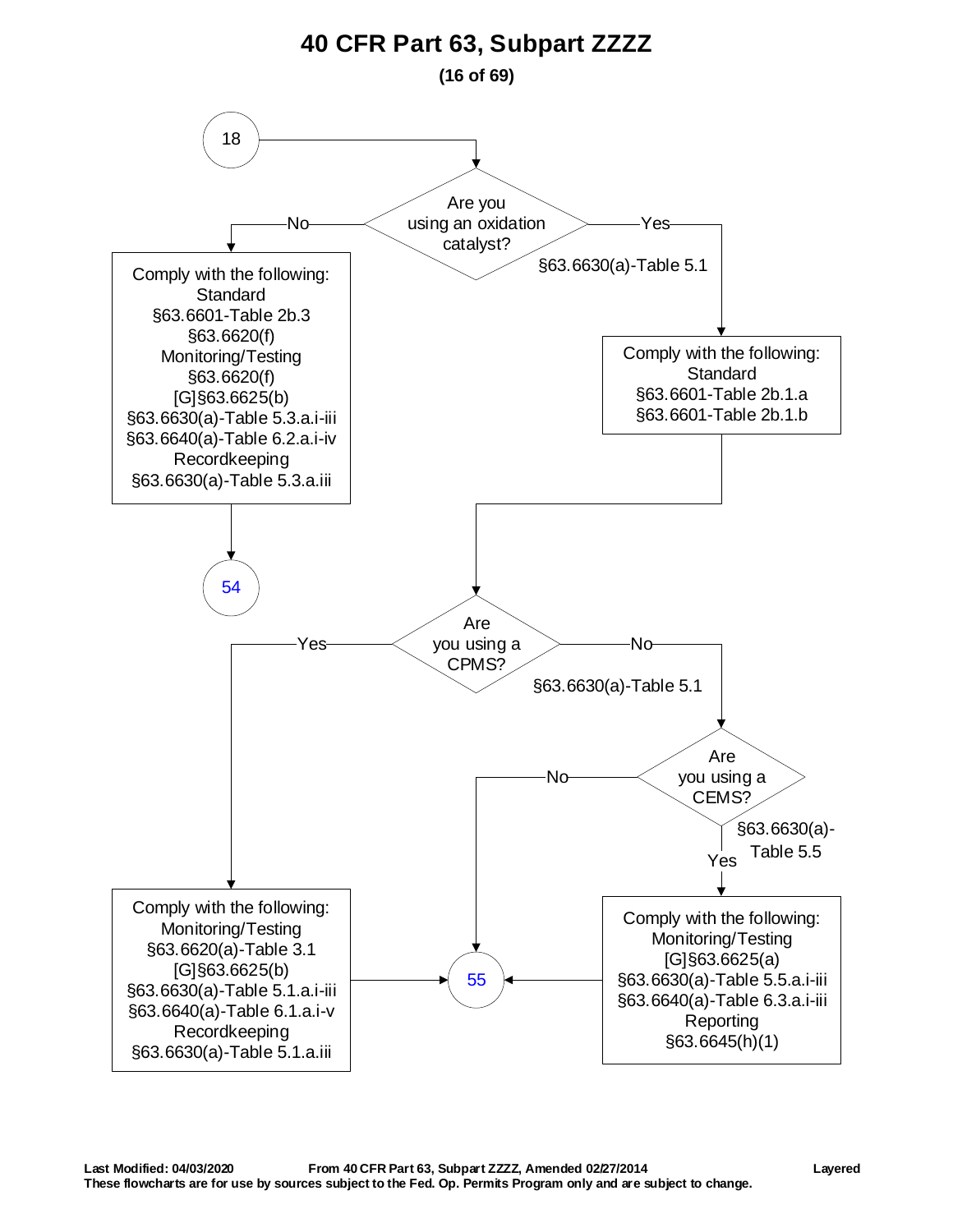# 40 CFR Part 63, Subpart ZZZZ

**(16 of 69)**

18

**Are you using an oxidation catalyst?** §63.6630(a)-Table 5.1

- **No** → Comply with the following:
  - Standard
    - §63.6601-Table 2b.3
    - §63.6620(f)
  - Monitoring/Testing
    - §63.6620(f)
    - [G]§63.6625(b)
    - §63.6630(a)-Table 5.3.a.i-iii
    - §63.6640(a)-Table 6.2.a.i-iv
  - Recordkeeping
    - §63.6630(a)-Table 5.3.a.iii
  
  → 54

- **Yes** → Comply with the following:
  - Standard
    - §63.6601-Table 2b.1.a
    - §63.6601-Table 2b.1.b

**Are you using a CPMS?** §63.6630(a)-Table 5.1

- **Yes** → Comply with the following:
  - Monitoring/Testing
    - §63.6620(a)-Table 3.1
    - [G]§63.6625(b)
    - §63.6630(a)-Table 5.1.a.i-iii
    - §63.6640(a)-Table 6.1.a.i-v
  - Recordkeeping
    - §63.6630(a)-Table 5.1.a.iii
  
  → 55

- **No** → **Are you using a CEMS?** §63.6630(a)-Table 5.5
  - **No** → 55
  - **Yes** → Comply with the following:
    - Monitoring/Testing
      - [G]§63.6625(a)
      - §63.6630(a)-Table 5.5.a.i-iii
      - §63.6640(a)-Table 6.3.a.i-iii
    - Reporting
      - §63.6645(h)(1)
    
    → 55

**Last Modified: 04/03/2020** **From 40 CFR Part 63, Subpart ZZZZ, Amended 02/27/2014** **Layered**

**These flowcharts are for use by sources subject to the Fed. Op. Permits Program only and are subject to change.**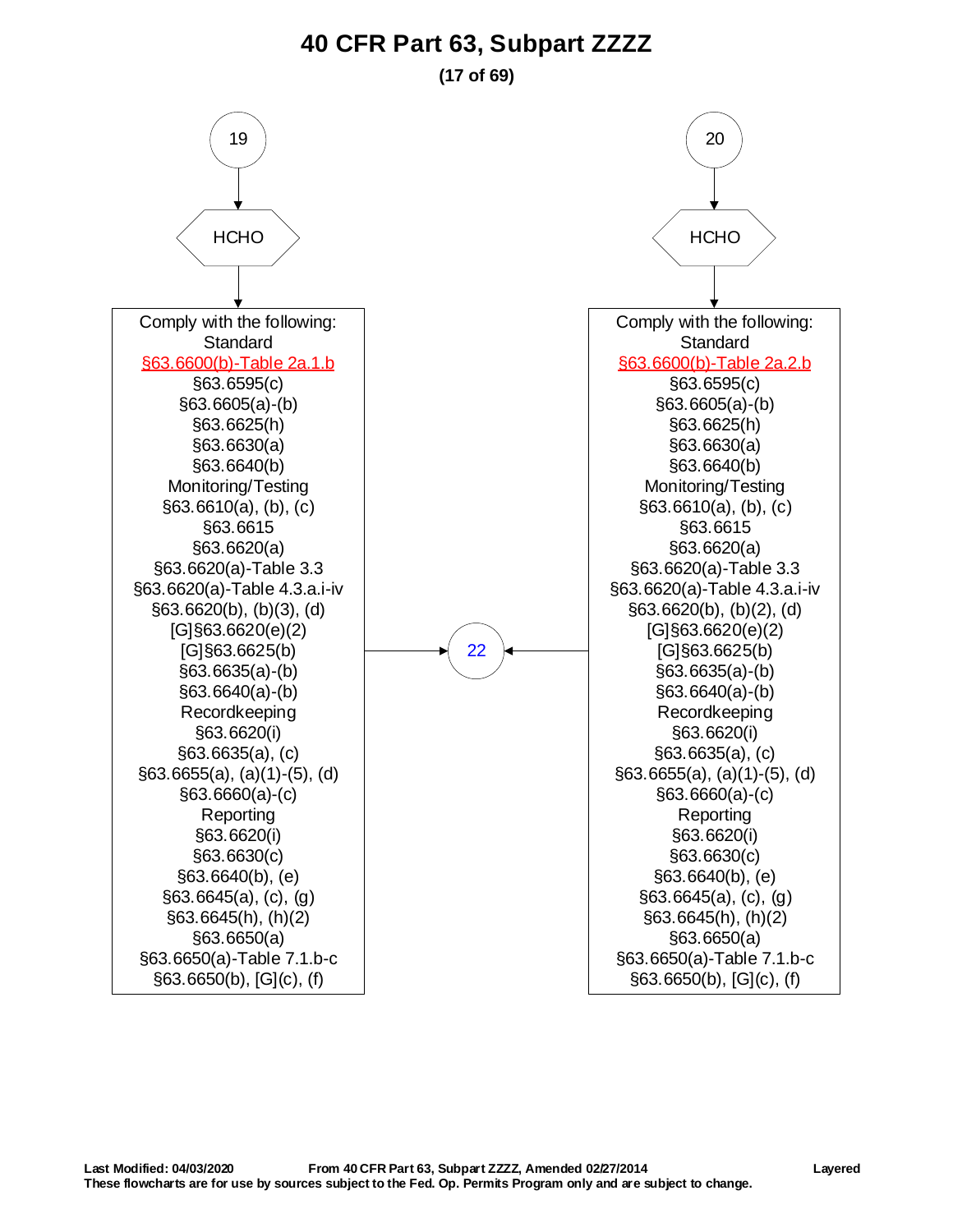# 40 CFR Part 63, Subpart ZZZZ

**(17 of 69)**

**19** → **HCHO**

Comply with the following:

Standard
§63.6600(b)-Table 2a.1.b
§63.6595(c)
§63.6605(a)-(b)
§63.6625(h)
§63.6630(a)
§63.6640(b)

Monitoring/Testing
§63.6610(a), (b), (c)
§63.6615
§63.6620(a)
§63.6620(a)-Table 3.3
§63.6620(a)-Table 4.3.a.i-iv
§63.6620(b), (b)(3), (d)
[G]§63.6620(e)(2)
[G]§63.6625(b)
§63.6635(a)-(b)
§63.6640(a)-(b)

Recordkeeping
§63.6620(i)
§63.6635(a), (c)
§63.6655(a), (a)(1)-(5), (d)
§63.6660(a)-(c)

Reporting
§63.6620(i)
§63.6630(c)
§63.6640(b), (e)
§63.6645(a), (c), (g)
§63.6645(h), (h)(2)
§63.6650(a)
§63.6650(a)-Table 7.1.b-c
§63.6650(b), [G](c), (f)

→ **22**

**20** → **HCHO**

Comply with the following:

Standard
§63.6600(b)-Table 2a.2.b
§63.6595(c)
§63.6605(a)-(b)
§63.6625(h)
§63.6630(a)
§63.6640(b)

Monitoring/Testing
§63.6610(a), (b), (c)
§63.6615
§63.6620(a)
§63.6620(a)-Table 3.3
§63.6620(a)-Table 4.3.a.i-iv
§63.6620(b), (b)(2), (d)
[G]§63.6620(e)(2)
[G]§63.6625(b)
§63.6635(a)-(b)
§63.6640(a)-(b)

Recordkeeping
§63.6620(i)
§63.6635(a), (c)
§63.6655(a), (a)(1)-(5), (d)
§63.6660(a)-(c)

Reporting
§63.6620(i)
§63.6630(c)
§63.6640(b), (e)
§63.6645(a), (c), (g)
§63.6645(h), (h)(2)
§63.6650(a)
§63.6650(a)-Table 7.1.b-c
§63.6650(b), [G](c), (f)

→ **22**

**Last Modified: 04/03/2020** **From 40 CFR Part 63, Subpart ZZZZ, Amended 02/27/2014** **Layered**
**These flowcharts are for use by sources subject to the Fed. Op. Permits Program only and are subject to change.**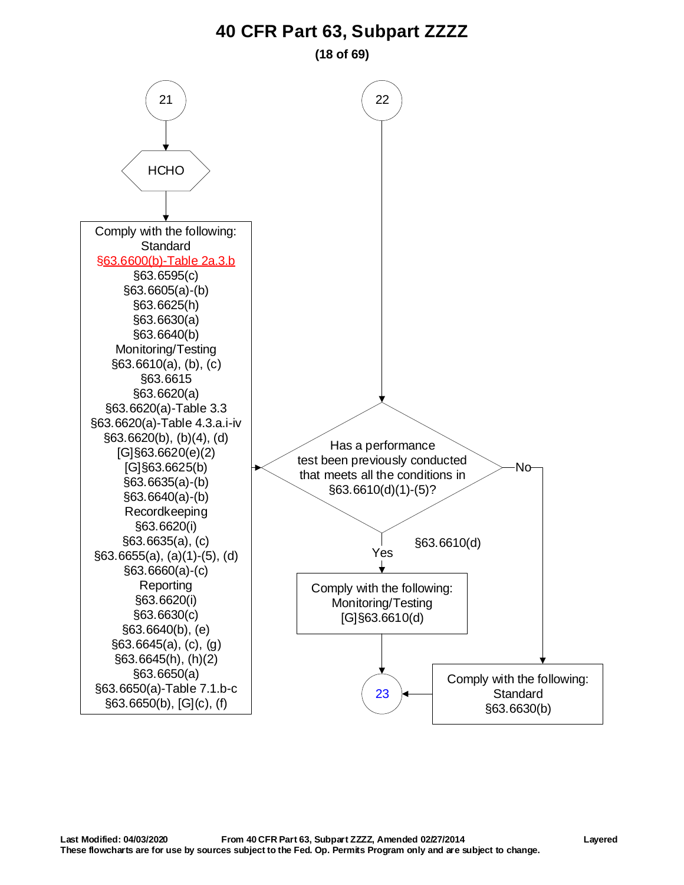# 40 CFR Part 63, Subpart ZZZZ

(18 of 69)

21

HCHO

Comply with the following:
Standard
§63.6600(b)-Table 2a.3.b
§63.6595(c)
§63.6605(a)-(b)
§63.6625(h)
§63.6630(a)
§63.6640(b)
Monitoring/Testing
§63.6610(a), (b), (c)
§63.6615
§63.6620(a)
§63.6620(a)-Table 3.3
§63.6620(a)-Table 4.3.a.i-iv
§63.6620(b), (b)(4), (d)
[G]§63.6620(e)(2)
[G]§63.6625(b)
§63.6635(a)-(b)
§63.6640(a)-(b)
Recordkeeping
§63.6620(i)
§63.6635(a), (c)
§63.6655(a), (a)(1)-(5), (d)
§63.6660(a)-(c)
Reporting
§63.6620(i)
§63.6630(c)
§63.6640(b), (e)
§63.6645(a), (c), (g)
§63.6645(h), (h)(2)
§63.6650(a)
§63.6650(a)-Table 7.1.b-c
§63.6650(b), [G](c), (f)

22

Has a performance test been previously conducted that meets all the conditions in §63.6610(d)(1)-(5)?

§63.6610(d)

Yes

Comply with the following:
Monitoring/Testing
[G]§63.6610(d)

23

No

Comply with the following:
Standard
§63.6630(b)

Last Modified: 04/03/2020 From 40 CFR Part 63, Subpart ZZZZ, Amended 02/27/2014 Layered
These flowcharts are for use by sources subject to the Fed. Op. Permits Program only and are subject to change.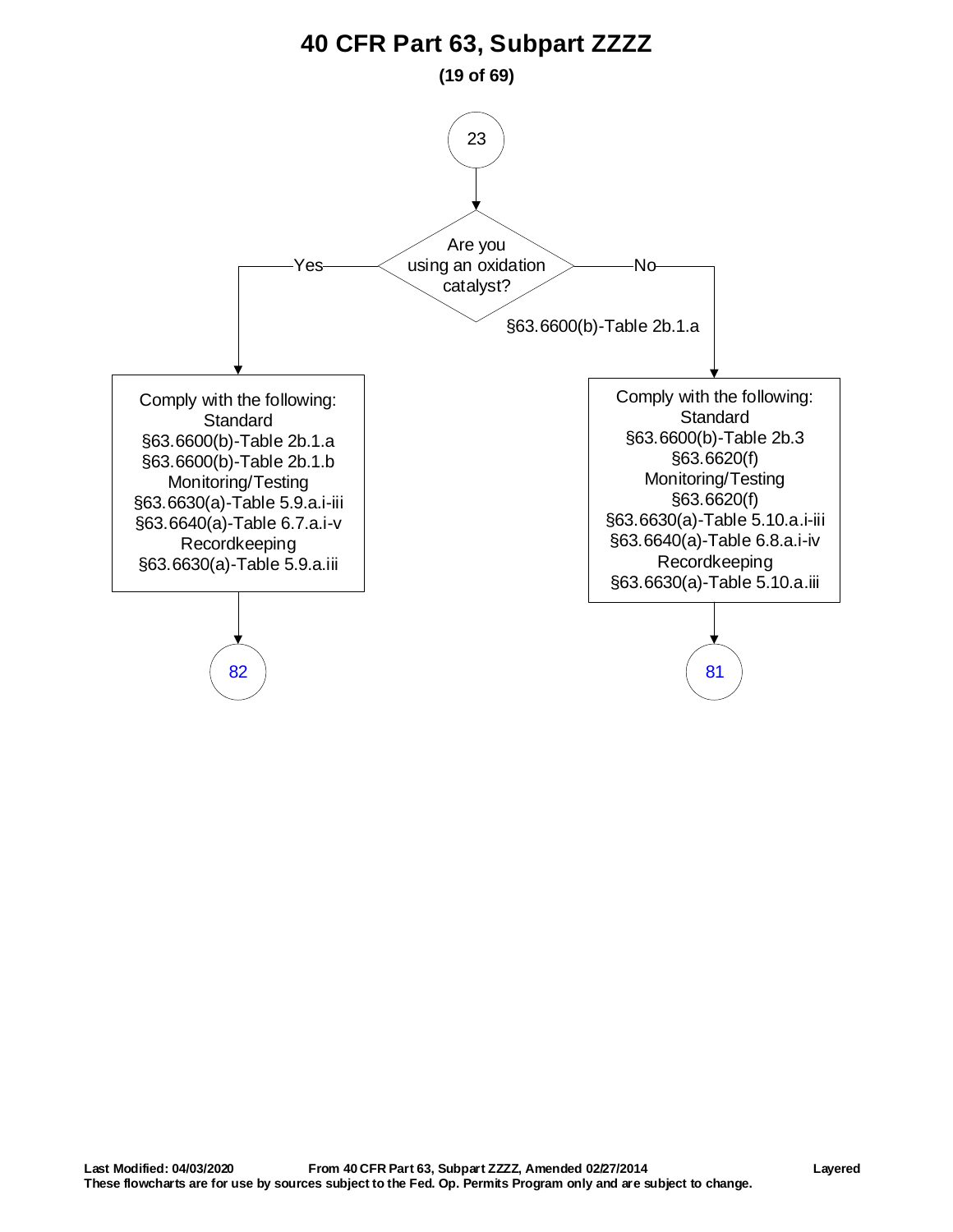# 40 CFR Part 63, Subpart ZZZZ

23

**Are you using an oxidation catalyst?**

§63.6600(b)-Table 2b.1.a

**Yes:**

Comply with the following:

Standard
- §63.6600(b)-Table 2b.1.a
- §63.6600(b)-Table 2b.1.b

Monitoring/Testing
- §63.6630(a)-Table 5.9.a.i-iii
- §63.6640(a)-Table 6.7.a.i-v

Recordkeeping
- §63.6630(a)-Table 5.9.a.iii

→ 82

**No:**

Comply with the following:

Standard
- §63.6600(b)-Table 2b.3
- §63.6620(f)

Monitoring/Testing
- §63.6620(f)
- §63.6630(a)-Table 5.10.a.i-iii
- §63.6640(a)-Table 6.8.a.i-iv

Recordkeeping
- §63.6630(a)-Table 5.10.a.iii

→ 81

**Last Modified: 04/03/2020** **From 40 CFR Part 63, Subpart ZZZZ, Amended 02/27/2014** **Layered**
**These flowcharts are for use by sources subject to the Fed. Op. Permits Program only and are subject to change.**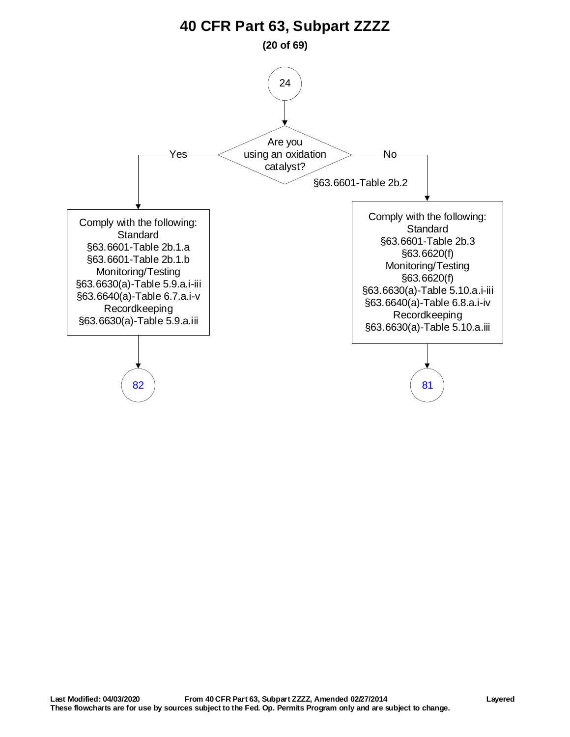# 40 CFR Part 63, Subpart ZZZZ

**24**

**Are you using an oxidation catalyst?**
§63.6601-Table 2b.2

**Yes:**

Comply with the following:
Standard
§63.6601-Table 2b.1.a
§63.6601-Table 2b.1.b
Monitoring/Testing
§63.6630(a)-Table 5.9.a.i-iii
§63.6640(a)-Table 6.7.a.i-v
Recordkeeping
§63.6630(a)-Table 5.9.a.iii

→ 82

**No:**

Comply with the following:
Standard
§63.6601-Table 2b.3
§63.6620(f)
Monitoring/Testing
§63.6620(f)
§63.6630(a)-Table 5.10.a.i-iii
§63.6640(a)-Table 6.8.a.i-iv
Recordkeeping
§63.6630(a)-Table 5.10.a.iii

→ 81

**Last Modified: 04/03/2020** **From 40 CFR Part 63, Subpart ZZZZ, Amended 02/27/2014** **Layered**
**These flowcharts are for use by sources subject to the Fed. Op. Permits Program only and are subject to change.**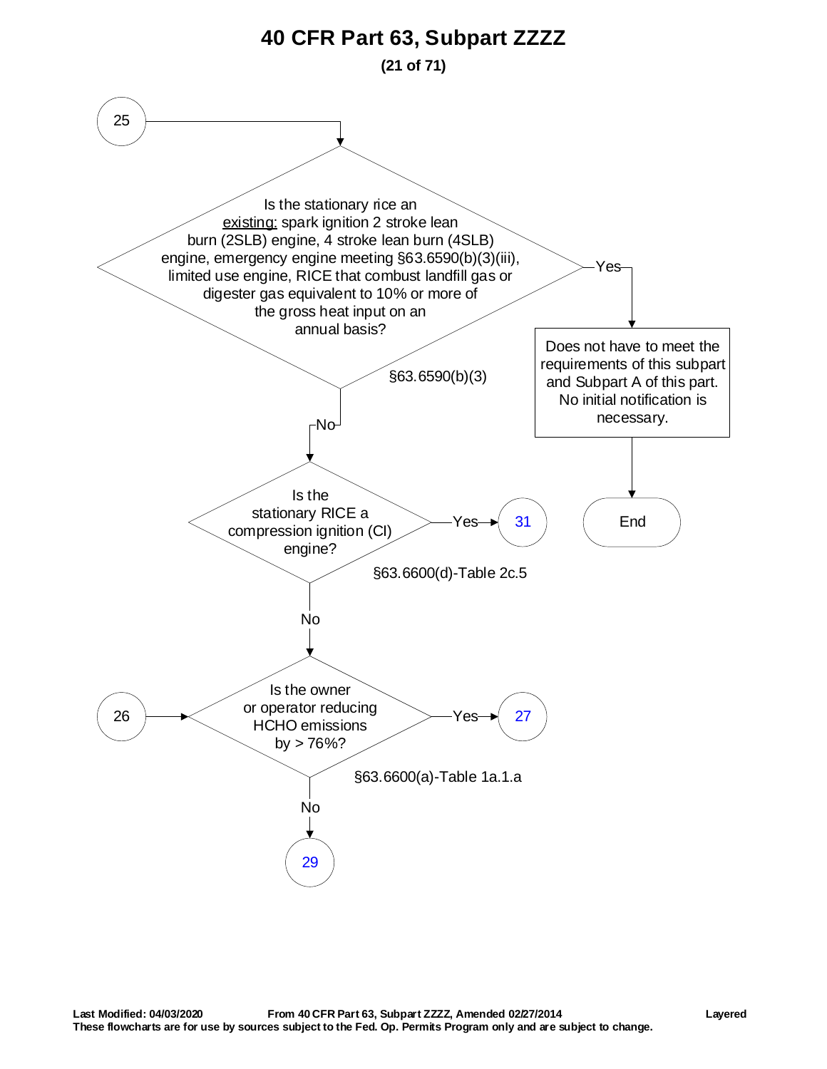# 40 CFR Part 63, Subpart ZZZZ

**(21 of 71)**

**25** → Is the stationary rice an <u>existing:</u> spark ignition 2 stroke lean burn (2SLB) engine, 4 stroke lean burn (4SLB) engine, emergency engine meeting §63.6590(b)(3)(iii), limited use engine, RICE that combust landfill gas or digester gas equivalent to 10% or more of the gross heat input on an annual basis?

§63.6590(b)(3)

- **Yes** → Does not have to meet the requirements of this subpart and Subpart A of this part. No initial notification is necessary. → End
- **No** → Is the stationary RICE a compression ignition (CI) engine?

§63.6600(d)-Table 2c.5

- **Yes** → **31**
- **No** → Is the owner or operator reducing HCHO emissions by > 76%?

**26** → Is the owner or operator reducing HCHO emissions by > 76%?

§63.6600(a)-Table 1a.1.a

- **Yes** → **27**
- **No** → **29**

Last Modified: 04/03/2020 From 40 CFR Part 63, Subpart ZZZZ, Amended 02/27/2014 Layered

These flowcharts are for use by sources subject to the Fed. Op. Permits Program only and are subject to change.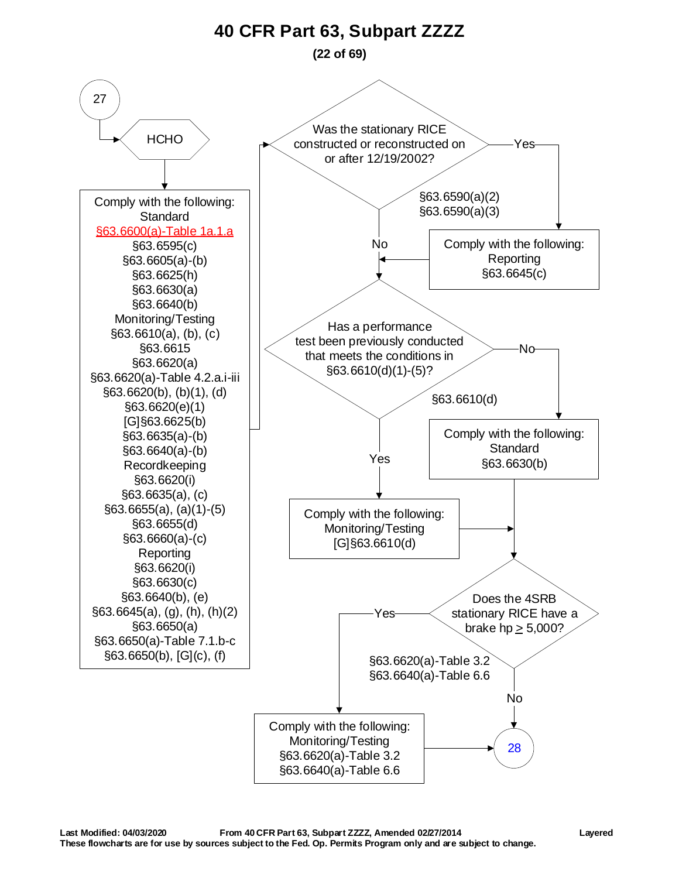# 40 CFR Part 63, Subpart ZZZZ

27

HCHO

Comply with the following:
Standard
§63.6600(a)-Table 1a.1.a
§63.6595(c)
§63.6605(a)-(b)
§63.6625(h)
§63.6630(a)
§63.6640(b)
Monitoring/Testing
§63.6610(a), (b), (c)
§63.6615
§63.6620(a)
§63.6620(a)-Table 4.2.a.i-iii
§63.6620(b), (b)(1), (d)
§63.6620(e)(1)
[G]§63.6625(b)
§63.6635(a)-(b)
§63.6640(a)-(b)
Recordkeeping
§63.6620(i)
§63.6635(a), (c)
§63.6655(a), (a)(1)-(5)
§63.6655(d)
§63.6660(a)-(c)
Reporting
§63.6620(i)
§63.6630(c)
§63.6640(b), (e)
§63.6645(a), (g), (h), (h)(2)
§63.6650(a)
§63.6650(a)-Table 7.1.b-c
§63.6650(b), [G](c), (f)

Was the stationary RICE constructed or reconstructed on or after 12/19/2002?
§63.6590(a)(2)
§63.6590(a)(3)

Yes → Comply with the following:
Reporting
§63.6645(c)

No

Has a performance test been previously conducted that meets the conditions in §63.6610(d)(1)-(5)?
§63.6610(d)

No → Comply with the following:
Standard
§63.6630(b)

Yes → Comply with the following:
Monitoring/Testing
[G]§63.6610(d)

Does the 4SRB stationary RICE have a brake hp ≥ 5,000?
§63.6620(a)-Table 3.2
§63.6640(a)-Table 6.6

Yes → Comply with the following:
Monitoring/Testing
§63.6620(a)-Table 3.2
§63.6640(a)-Table 6.6

No

28

**Last Modified: 04/03/2020** **From 40 CFR Part 63, Subpart ZZZZ, Amended 02/27/2014** **Layered**
**These flowcharts are for use by sources subject to the Fed. Op. Permits Program only and are subject to change.**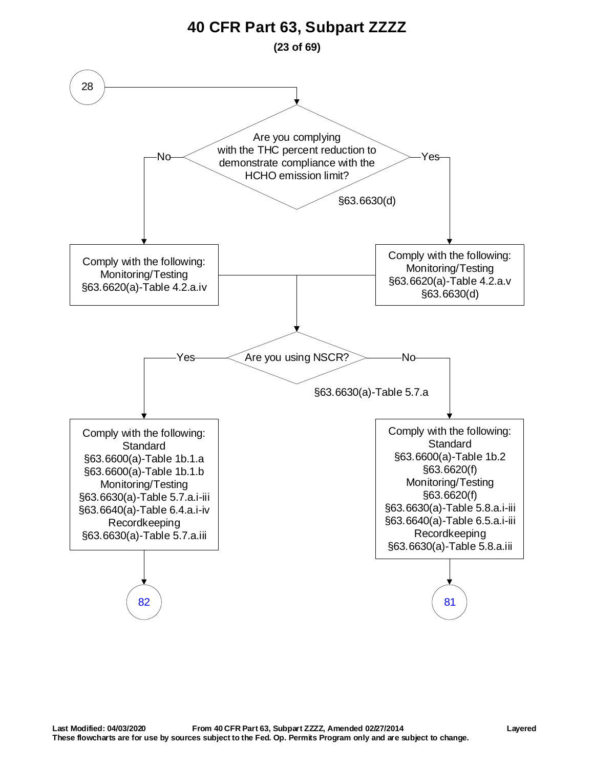# 40 CFR Part 63, Subpart ZZZZ

**(23 of 69)**

28

Are you complying with the THC percent reduction to demonstrate compliance with the HCHO emission limit?

§63.6630(d)

- **No** → Comply with the following:
  - Monitoring/Testing
  - §63.6620(a)-Table 4.2.a.iv
- **Yes** → Comply with the following:
  - Monitoring/Testing
  - §63.6620(a)-Table 4.2.a.v
  - §63.6630(d)

Are you using NSCR?

§63.6630(a)-Table 5.7.a

- **Yes** → Comply with the following:
  - Standard
  - §63.6600(a)-Table 1b.1.a
  - §63.6600(a)-Table 1b.1.b
  - Monitoring/Testing
  - §63.6630(a)-Table 5.7.a.i-iii
  - §63.6640(a)-Table 6.4.a.i-iv
  - Recordkeeping
  - §63.6630(a)-Table 5.7.a.iii
  - → 82
- **No** → Comply with the following:
  - Standard
  - §63.6600(a)-Table 1b.2
  - §63.6620(f)
  - Monitoring/Testing
  - §63.6620(f)
  - §63.6630(a)-Table 5.8.a.i-iii
  - §63.6640(a)-Table 6.5.a.i-iii
  - Recordkeeping
  - §63.6630(a)-Table 5.8.a.iii
  - → 81

**Last Modified: 04/03/2020** **From 40 CFR Part 63, Subpart ZZZZ, Amended 02/27/2014** **Layered**
**These flowcharts are for use by sources subject to the Fed. Op. Permits Program only and are subject to change.**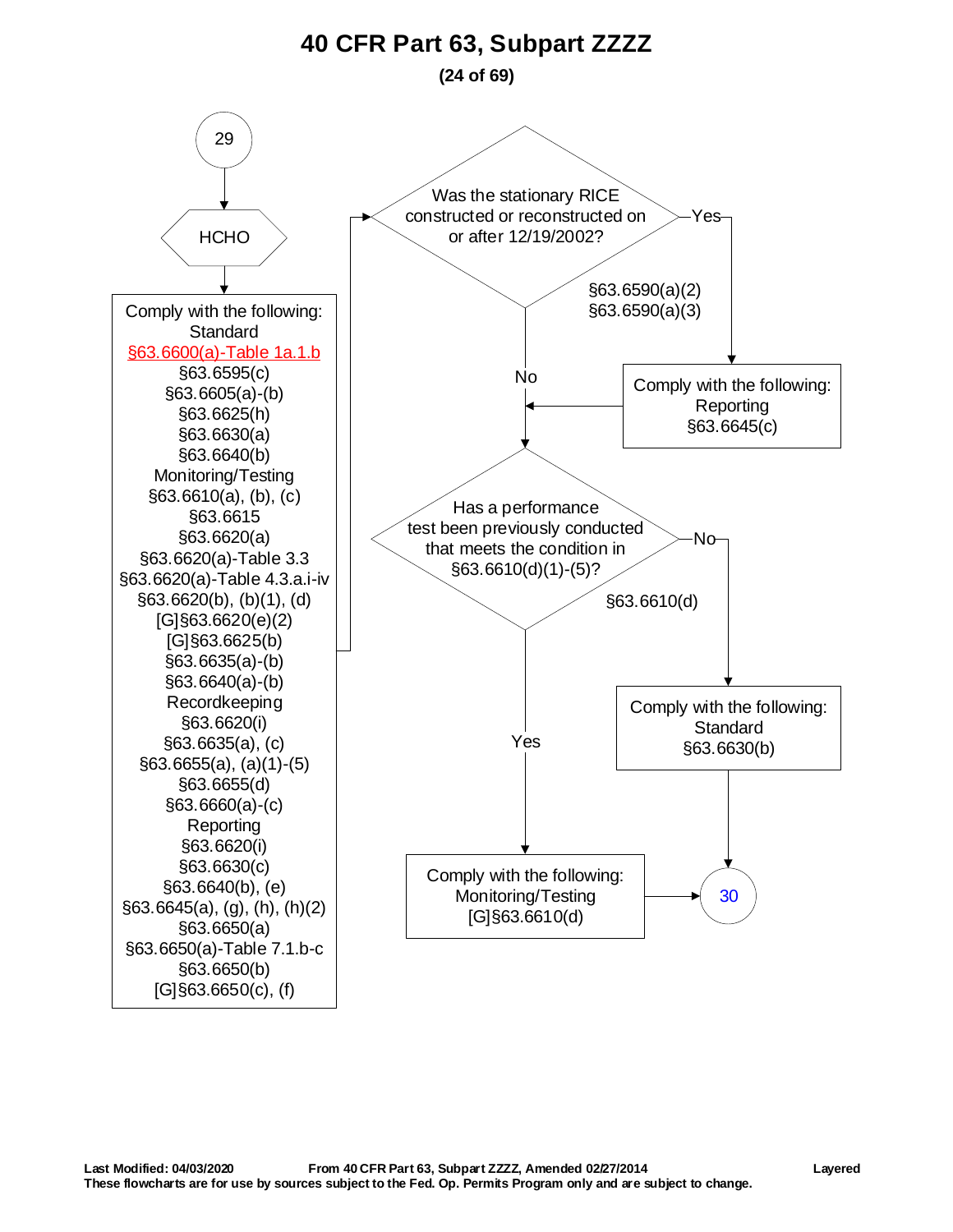# 40 CFR Part 63, Subpart ZZZZ

**(24 of 69)**

29

HCHO

Comply with the following:
Standard
§63.6600(a)-Table 1a.1.b
§63.6595(c)
§63.6605(a)-(b)
§63.6625(h)
§63.6630(a)
§63.6640(b)
Monitoring/Testing
§63.6610(a), (b), (c)
§63.6615
§63.6620(a)
§63.6620(a)-Table 3.3
§63.6620(a)-Table 4.3.a.i-iv
§63.6620(b), (b)(1), (d)
[G]§63.6620(e)(2)
[G]§63.6625(b)
§63.6635(a)-(b)
§63.6640(a)-(b)
Recordkeeping
§63.6620(i)
§63.6635(a), (c)
§63.6655(a), (a)(1)-(5)
§63.6655(d)
§63.6660(a)-(c)
Reporting
§63.6620(i)
§63.6630(c)
§63.6640(b), (e)
§63.6645(a), (g), (h), (h)(2)
§63.6650(a)
§63.6650(a)-Table 7.1.b-c
§63.6650(b)
[G]§63.6650(c), (f)

Was the stationary RICE constructed or reconstructed on or after 12/19/2002?
§63.6590(a)(2)
§63.6590(a)(3)

- Yes → Comply with the following:
  Reporting
  §63.6645(c)
- No

Has a performance test been previously conducted that meets the condition in §63.6610(d)(1)-(5)?
§63.6610(d)

- No → Comply with the following:
  Standard
  §63.6630(b)
  → 30
- Yes → Comply with the following:
  Monitoring/Testing
  [G]§63.6610(d)
  → 30

Last Modified: 04/03/2020 From 40 CFR Part 63, Subpart ZZZZ, Amended 02/27/2014 Layered
These flowcharts are for use by sources subject to the Fed. Op. Permits Program only and are subject to change.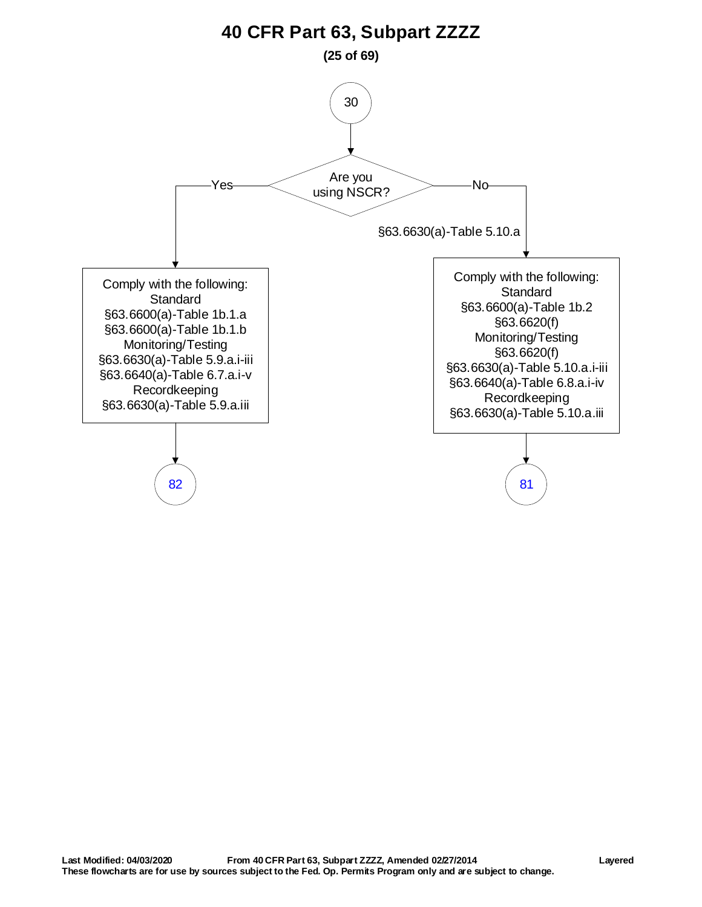# 40 CFR Part 63, Subpart ZZZZ

30

**Are you using NSCR?**

**Yes:**

Comply with the following:
Standard
§63.6600(a)-Table 1b.1.a
§63.6600(a)-Table 1b.1.b
Monitoring/Testing
§63.6630(a)-Table 5.9.a.i-iii
§63.6640(a)-Table 6.7.a.i-v
Recordkeeping
§63.6630(a)-Table 5.9.a.iii

→ 82

**No:** §63.6630(a)-Table 5.10.a

Comply with the following:
Standard
§63.6600(a)-Table 1b.2
§63.6620(f)
Monitoring/Testing
§63.6620(f)
§63.6630(a)-Table 5.10.a.i-iii
§63.6640(a)-Table 6.8.a.i-iv
Recordkeeping
§63.6630(a)-Table 5.10.a.iii

→ 81

**Last Modified: 04/03/2020** **From 40 CFR Part 63, Subpart ZZZZ, Amended 02/27/2014** **Layered**
**These flowcharts are for use by sources subject to the Fed. Op. Permits Program only and are subject to change.**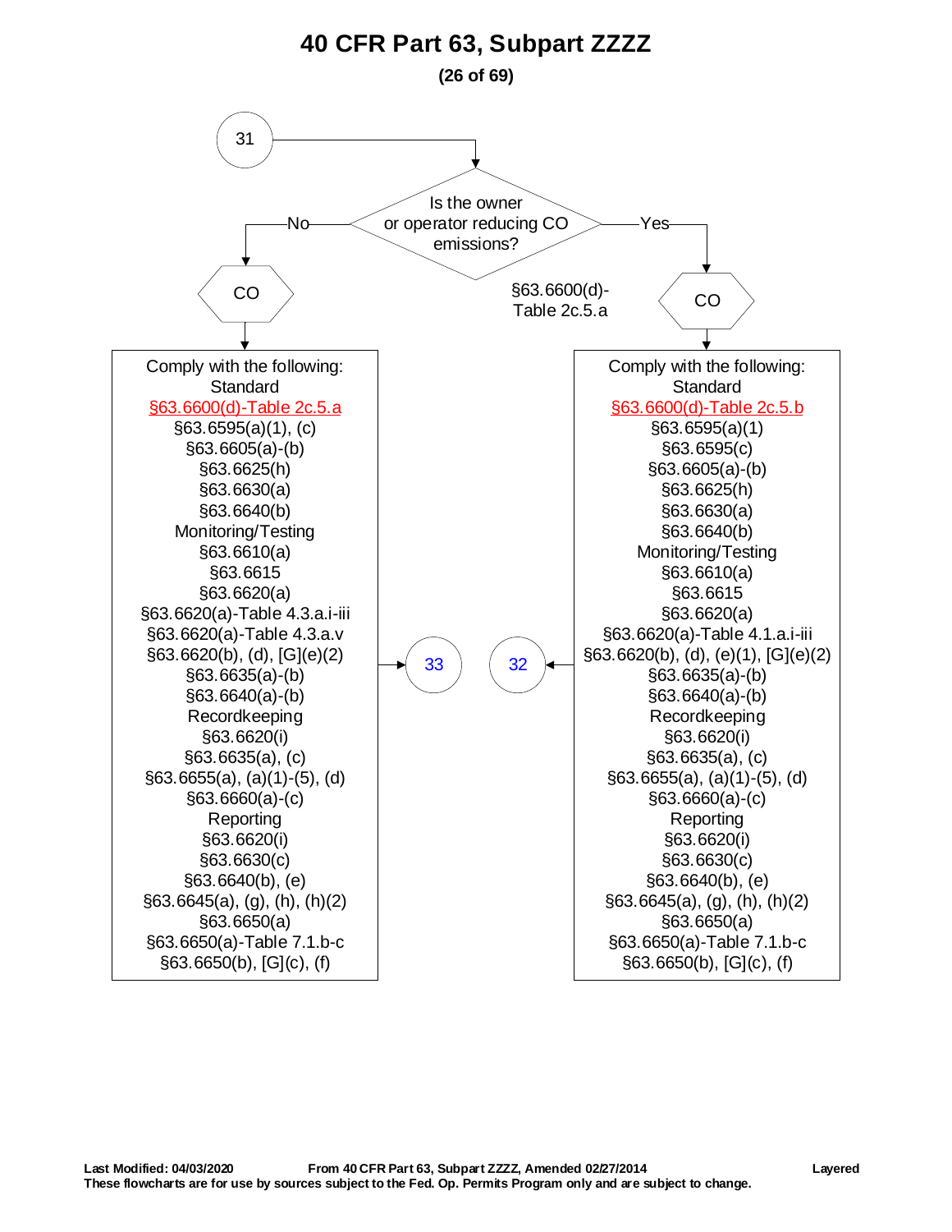# 40 CFR Part 63, Subpart ZZZZ

**(26 of 69)**

31

Is the owner or operator reducing CO emissions?

§63.6600(d)-Table 2c.5.a

**No** → CO

Comply with the following:

Standard
- §63.6600(d)-Table 2c.5.a
- §63.6595(a)(1), (c)
- §63.6605(a)-(b)
- §63.6625(h)
- §63.6630(a)
- §63.6640(b)

Monitoring/Testing
- §63.6610(a)
- §63.6615
- §63.6620(a)
- §63.6620(a)-Table 4.3.a.i-iii
- §63.6620(a)-Table 4.3.a.v
- §63.6620(b), (d), [G](e)(2)
- §63.6635(a)-(b)
- §63.6640(a)-(b)

Recordkeeping
- §63.6620(i)
- §63.6635(a), (c)
- §63.6655(a), (a)(1)-(5), (d)
- §63.6660(a)-(c)

Reporting
- §63.6620(i)
- §63.6630(c)
- §63.6640(b), (e)
- §63.6645(a), (g), (h), (h)(2)
- §63.6650(a)
- §63.6650(a)-Table 7.1.b-c
- §63.6650(b), [G](c), (f)

→ 33

**Yes** → CO

Comply with the following:

Standard
- §63.6600(d)-Table 2c.5.b
- §63.6595(a)(1)
- §63.6595(c)
- §63.6605(a)-(b)
- §63.6625(h)
- §63.6630(a)
- §63.6640(b)

Monitoring/Testing
- §63.6610(a)
- §63.6615
- §63.6620(a)
- §63.6620(a)-Table 4.1.a.i-iii
- §63.6620(b), (d), (e)(1), [G](e)(2)
- §63.6635(a)-(b)
- §63.6640(a)-(b)

Recordkeeping
- §63.6620(i)
- §63.6635(a), (c)
- §63.6655(a), (a)(1)-(5), (d)
- §63.6660(a)-(c)

Reporting
- §63.6620(i)
- §63.6630(c)
- §63.6640(b), (e)
- §63.6645(a), (g), (h), (h)(2)
- §63.6650(a)
- §63.6650(a)-Table 7.1.b-c
- §63.6650(b), [G](c), (f)

→ 32

**Last Modified: 04/03/2020** **From 40 CFR Part 63, Subpart ZZZZ, Amended 02/27/2014** **Layered**

**These flowcharts are for use by sources subject to the Fed. Op. Permits Program only and are subject to change.**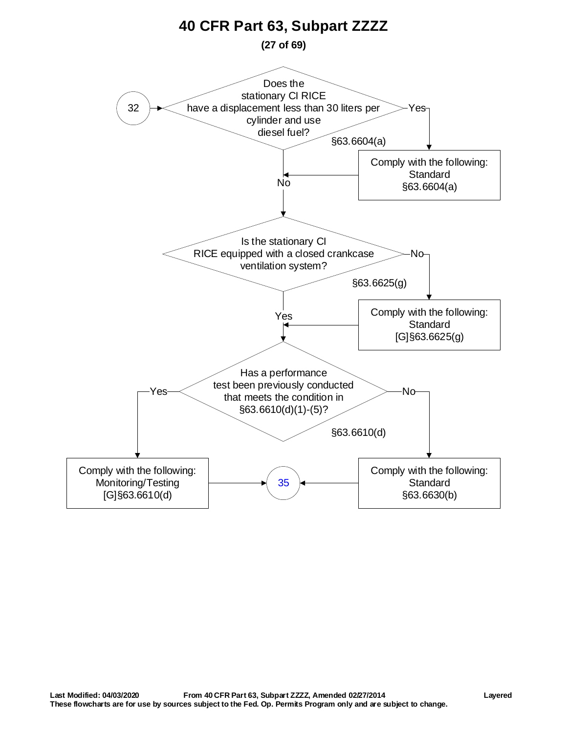# 40 CFR Part 63, Subpart ZZZZ

**(27 of 69)**

32 → Does the stationary CI RICE have a displacement less than 30 liters per cylinder and use diesel fuel? §63.6604(a)

- Yes → Comply with the following: Standard §63.6604(a) → (continue to next decision)
- No → (continue to next decision)

Is the stationary CI RICE equipped with a closed crankcase ventilation system? §63.6625(g)

- No → Comply with the following: Standard [G]§63.6625(g) → (continue to next decision)
- Yes → (continue to next decision)

Has a performance test been previously conducted that meets the condition in §63.6610(d)(1)-(5)? §63.6610(d)

- Yes → Comply with the following: Monitoring/Testing [G]§63.6610(d) → 35
- No → Comply with the following: Standard §63.6630(b) → 35

**Last Modified: 04/03/2020** **From 40 CFR Part 63, Subpart ZZZZ, Amended 02/27/2014** **Layered**

**These flowcharts are for use by sources subject to the Fed. Op. Permits Program only and are subject to change.**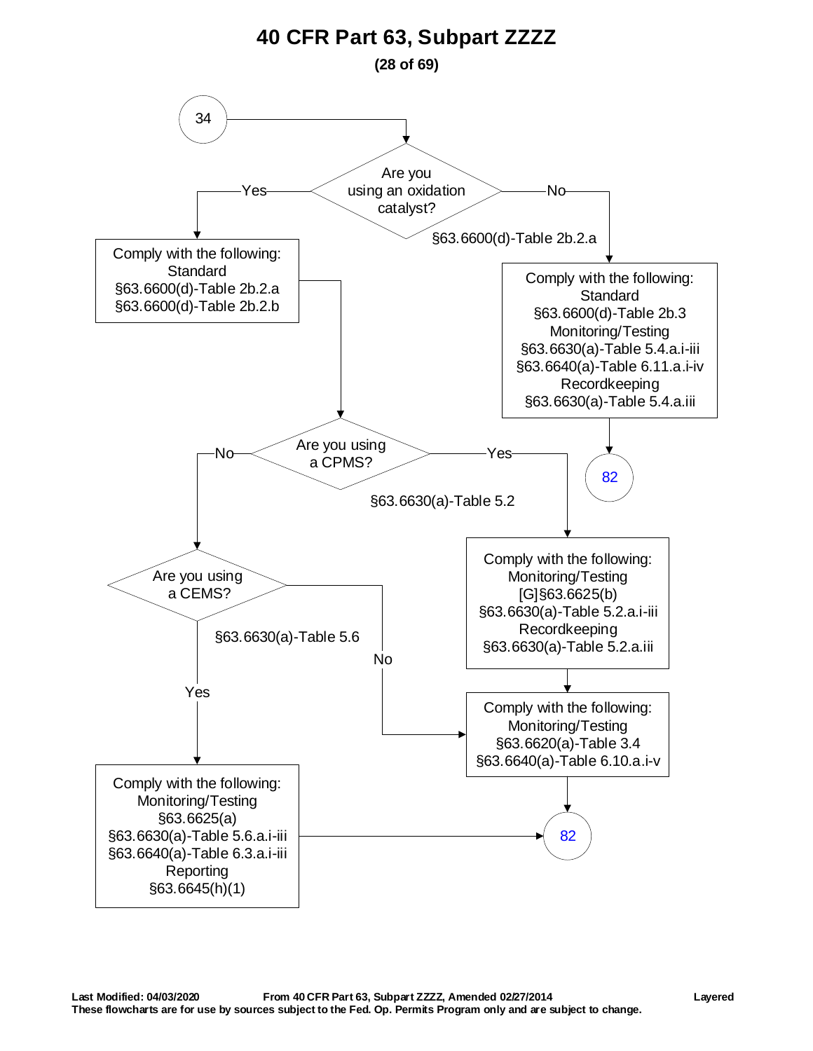# 40 CFR Part 63, Subpart ZZZZ

**(28 of 69)**

**34** → **Are you using an oxidation catalyst?** (§63.6600(d)-Table 2b.2.a)

- **Yes** → Comply with the following:
  - Standard
    - §63.6600(d)-Table 2b.2.a
    - §63.6600(d)-Table 2b.2.b

  → **Are you using a CPMS?** (§63.6630(a)-Table 5.2)

  - **Yes** → Comply with the following:
    - Monitoring/Testing
      - [G]§63.6625(b)
      - §63.6630(a)-Table 5.2.a.i-iii
    - Recordkeeping
      - §63.6630(a)-Table 5.2.a.iii

    → Comply with the following:
    - Monitoring/Testing
      - §63.6620(a)-Table 3.4
      - §63.6640(a)-Table 6.10.a.i-v

    → **82**

  - **No** → **Are you using a CEMS?** (§63.6630(a)-Table 5.6)
    - **Yes** → Comply with the following:
      - Monitoring/Testing
        - §63.6625(a)
        - §63.6630(a)-Table 5.6.a.i-iii
        - §63.6640(a)-Table 6.3.a.i-iii
      - Reporting
        - §63.6645(h)(1)

      → **82**
    - **No** → Comply with the following:
      - Monitoring/Testing
        - §63.6620(a)-Table 3.4
        - §63.6640(a)-Table 6.10.a.i-v

      → **82**

- **No** → Comply with the following:
  - Standard
    - §63.6600(d)-Table 2b.3
  - Monitoring/Testing
    - §63.6630(a)-Table 5.4.a.i-iii
    - §63.6640(a)-Table 6.11.a.i-iv
  - Recordkeeping
    - §63.6630(a)-Table 5.4.a.iii

  → **82**

**Last Modified: 04/03/2020** From 40 CFR Part 63, Subpart ZZZZ, Amended 02/27/2014 Layered

These flowcharts are for use by sources subject to the Fed. Op. Permits Program only and are subject to change.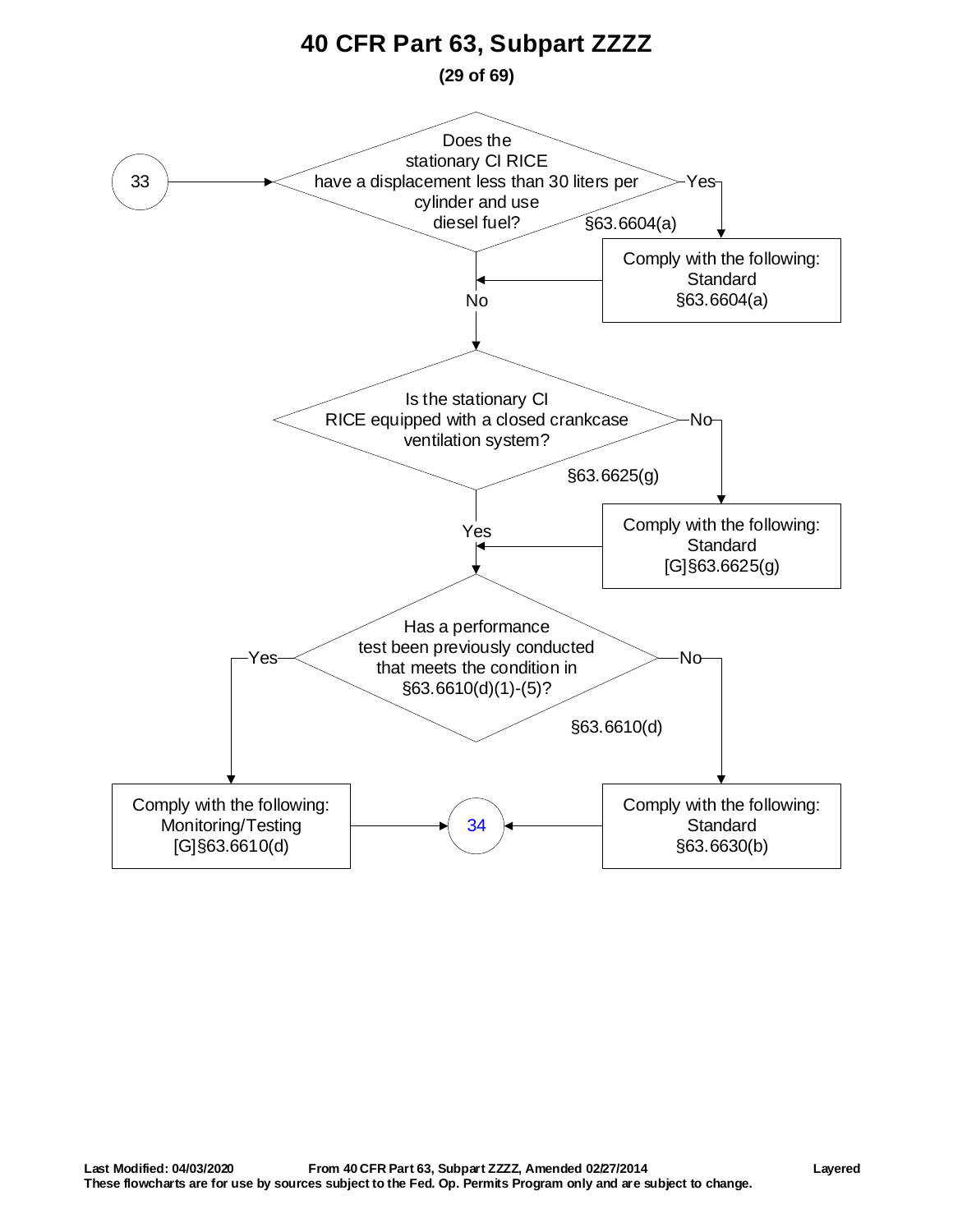# 40 CFR Part 63, Subpart ZZZZ

33

Does the stationary CI RICE have a displacement less than 30 liters per cylinder and use diesel fuel?

§63.6604(a)

Yes → Comply with the following: Standard §63.6604(a)

No

Is the stationary CI RICE equipped with a closed crankcase ventilation system?

§63.6625(g)

No → Comply with the following: Standard [G]§63.6625(g)

Yes

Has a performance test been previously conducted that meets the condition in §63.6610(d)(1)-(5)?

§63.6610(d)

Yes → Comply with the following: Monitoring/Testing [G]§63.6610(d)

No → Comply with the following: Standard §63.6630(b)

34

Last Modified: 04/03/2020 From 40 CFR Part 63, Subpart ZZZZ, Amended 02/27/2014 Layered

These flowcharts are for use by sources subject to the Fed. Op. Permits Program only and are subject to change.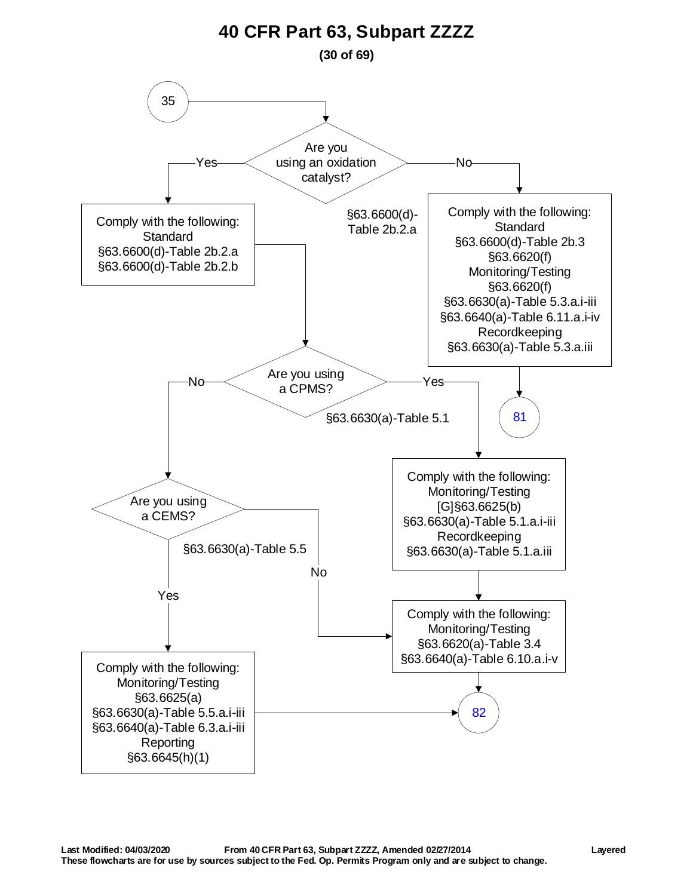# 40 CFR Part 63, Subpart ZZZZ

**(30 of 69)**

**35**

**Are you using an oxidation catalyst?** (§63.6600(d)-Table 2b.2.a)

- **Yes** → Comply with the following:
  - Standard
    - §63.6600(d)-Table 2b.2.a
    - §63.6600(d)-Table 2b.2.b

  → **Are you using a CPMS?** (§63.6630(a)-Table 5.1)

  - **Yes** → Comply with the following:
    - Monitoring/Testing
      - [G]§63.6625(b)
      - §63.6630(a)-Table 5.1.a.i-iii
    - Recordkeeping
      - §63.6630(a)-Table 5.1.a.iii

    → Comply with the following:
    - Monitoring/Testing
      - §63.6620(a)-Table 3.4
      - §63.6640(a)-Table 6.10.a.i-v

    → **82**

  - **No** → **Are you using a CEMS?** (§63.6630(a)-Table 5.5)
    - **Yes** → Comply with the following:
      - Monitoring/Testing
        - §63.6625(a)
        - §63.6630(a)-Table 5.5.a.i-iii
        - §63.6640(a)-Table 6.3.a.i-iii
      - Reporting
        - §63.6645(h)(1)

      → **82**

    - **No** → Comply with the following:
      - Monitoring/Testing
        - §63.6620(a)-Table 3.4
        - §63.6640(a)-Table 6.10.a.i-v

      → **82**

- **No** → Comply with the following:
  - Standard
    - §63.6600(d)-Table 2b.3
    - §63.6620(f)
  - Monitoring/Testing
    - §63.6620(f)
    - §63.6630(a)-Table 5.3.a.i-iii
    - §63.6640(a)-Table 6.11.a.i-iv
  - Recordkeeping
    - §63.6630(a)-Table 5.3.a.iii

  → **81**

**Last Modified: 04/03/2020** **From 40 CFR Part 63, Subpart ZZZZ, Amended 02/27/2014** **Layered**

**These flowcharts are for use by sources subject to the Fed. Op. Permits Program only and are subject to change.**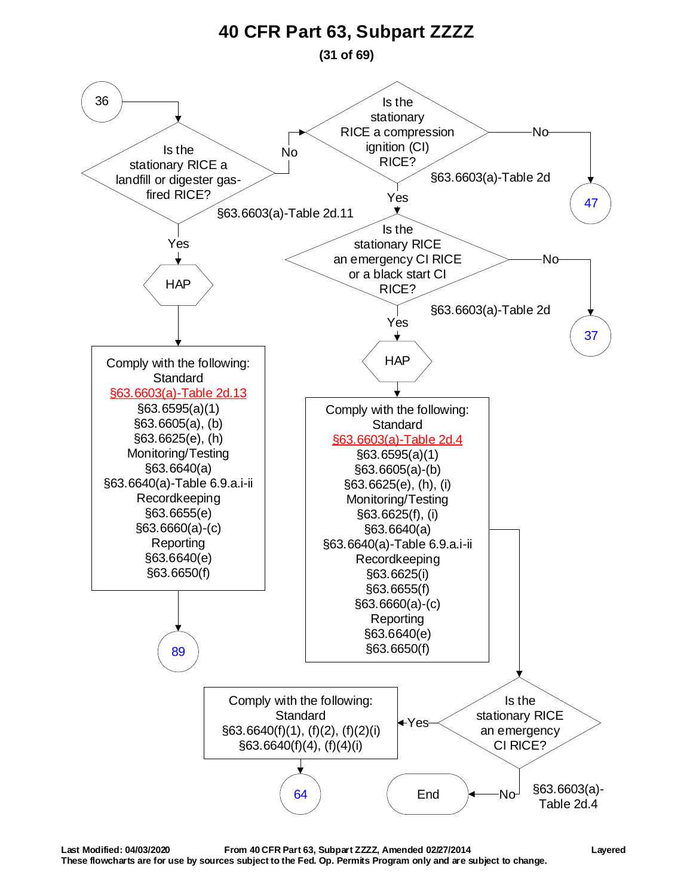# 40 CFR Part 63, Subpart ZZZZ

36 → Is the stationary RICE a landfill or digester gas-fired RICE? §63.6603(a)-Table 2d.11

- **Yes** → HAP → Comply with the following:
  - Standard
    - §63.6603(a)-Table 2d.13
    - §63.6595(a)(1)
    - §63.6605(a), (b)
    - §63.6625(e), (h)
  - Monitoring/Testing
    - §63.6640(a)
    - §63.6640(a)-Table 6.9.a.i-ii
  - Recordkeeping
    - §63.6655(e)
    - §63.6660(a)-(c)
  - Reporting
    - §63.6640(e)
    - §63.6650(f)
  - → 89
- **No** → Is the stationary RICE a compression ignition (CI) RICE? §63.6603(a)-Table 2d
  - **No** → 47
  - **Yes** → Is the stationary RICE an emergency CI RICE or a black start CI RICE? §63.6603(a)-Table 2d
    - **No** → 37
    - **Yes** → HAP → Comply with the following:
      - Standard
        - §63.6603(a)-Table 2d.4
        - §63.6595(a)(1)
        - §63.6605(a)-(b)
        - §63.6625(e), (h), (i)
      - Monitoring/Testing
        - §63.6625(f), (i)
        - §63.6640(a)
        - §63.6640(a)-Table 6.9.a.i-ii
      - Recordkeeping
        - §63.6625(i)
        - §63.6655(f)
        - §63.6660(a)-(c)
      - Reporting
        - §63.6640(e)
        - §63.6650(f)
      - → Is the stationary RICE an emergency CI RICE? §63.6603(a)-Table 2d.4
        - **Yes** → Comply with the following:
          - Standard
            - §63.6640(f)(1), (f)(2), (f)(2)(i)
            - §63.6640(f)(4), (f)(4)(i)
          - → 64
        - **No** → End

Last Modified: 04/03/2020 From 40 CFR Part 63, Subpart ZZZZ, Amended 02/27/2014 Layered

These flowcharts are for use by sources subject to the Fed. Op. Permits Program only and are subject to change.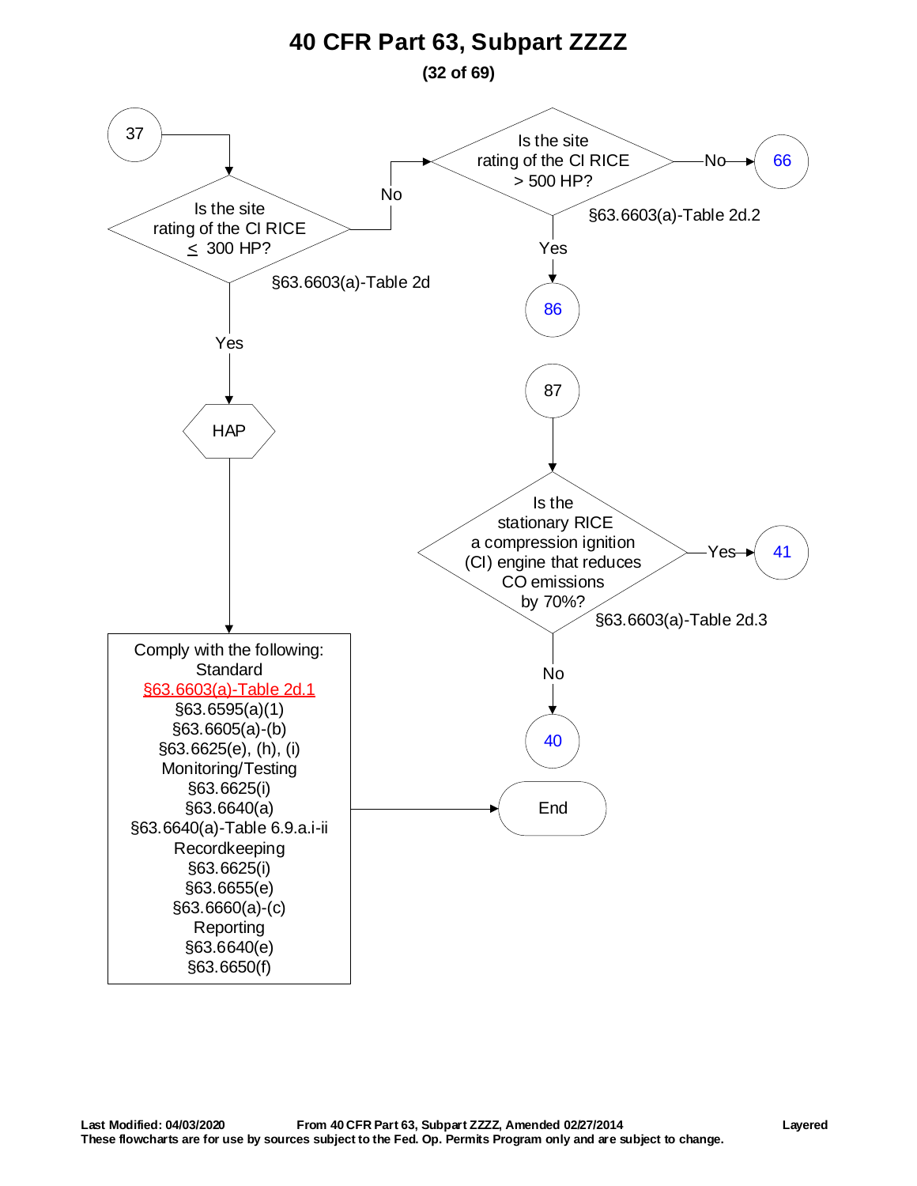# 40 CFR Part 63, Subpart ZZZZ

**(32 of 69)**

37 → Is the site rating of the CI RICE ≤ 300 HP? (§63.6603(a)-Table 2d)

- Yes → HAP → Comply with the following:
  - Standard
    - §63.6603(a)-Table 2d.1
    - §63.6595(a)(1)
    - §63.6605(a)-(b)
    - §63.6625(e), (h), (i)
  - Monitoring/Testing
    - §63.6625(i)
    - §63.6640(a)
    - §63.6640(a)-Table 6.9.a.i-ii
  - Recordkeeping
    - §63.6625(i)
    - §63.6655(e)
    - §63.6660(a)-(c)
  - Reporting
    - §63.6640(e)
    - §63.6650(f)
  - → End
- No → Is the site rating of the CI RICE > 500 HP? (§63.6603(a)-Table 2d.2)
  - Yes → 86
  - No → 66

87 → Is the stationary RICE a compression ignition (CI) engine that reduces CO emissions by 70%? (§63.6603(a)-Table 2d.3)

- Yes → 41
- No → 40

**Last Modified: 04/03/2020** **From 40 CFR Part 63, Subpart ZZZZ, Amended 02/27/2014** **Layered**

**These flowcharts are for use by sources subject to the Fed. Op. Permits Program only and are subject to change.**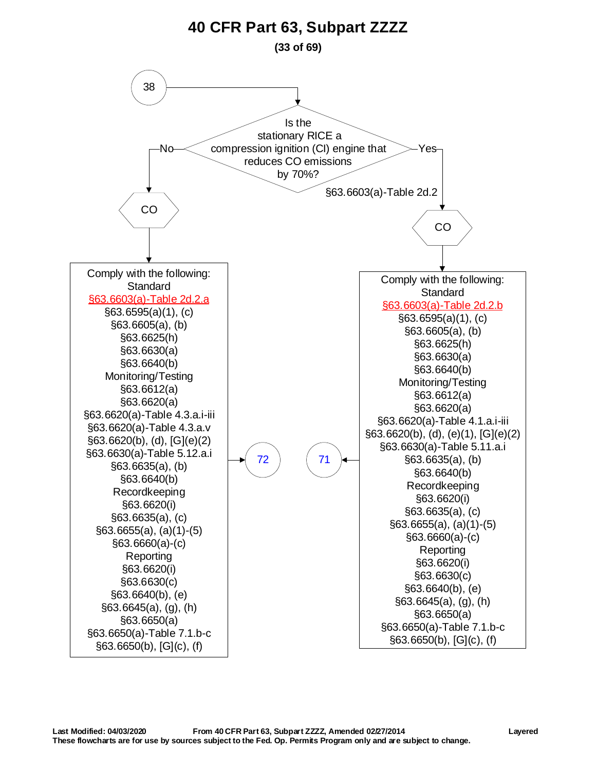# 40 CFR Part 63, Subpart ZZZZ

38

**Is the stationary RICE a compression ignition (CI) engine that reduces CO emissions by 70%?**

§63.6603(a)-Table 2d.2

## No → CO

Comply with the following:

Standard
§63.6603(a)-Table 2d.2.a
§63.6595(a)(1), (c)
§63.6605(a), (b)
§63.6625(h)
§63.6630(a)
§63.6640(b)

Monitoring/Testing
§63.6612(a)
§63.6620(a)
§63.6620(a)-Table 4.3.a.i-iii
§63.6620(a)-Table 4.3.a.v
§63.6620(b), (d), [G](e)(2)
§63.6630(a)-Table 5.12.a.i
§63.6635(a), (b)
§63.6640(b)

Recordkeeping
§63.6620(i)
§63.6635(a), (c)
§63.6655(a), (a)(1)-(5)
§63.6660(a)-(c)

Reporting
§63.6620(i)
§63.6630(c)
§63.6640(b), (e)
§63.6645(a), (g), (h)
§63.6650(a)
§63.6650(a)-Table 7.1.b-c
§63.6650(b), [G](c), (f)

→ 72

## Yes → CO

Comply with the following:

Standard
§63.6603(a)-Table 2d.2.b
§63.6595(a)(1), (c)
§63.6605(a), (b)
§63.6625(h)
§63.6630(a)
§63.6640(b)

Monitoring/Testing
§63.6612(a)
§63.6620(a)
§63.6620(a)-Table 4.1.a.i-iii
§63.6620(b), (d), (e)(1), [G](e)(2)
§63.6630(a)-Table 5.11.a.i
§63.6635(a), (b)
§63.6640(b)

Recordkeeping
§63.6620(i)
§63.6635(a), (c)
§63.6655(a), (a)(1)-(5)
§63.6660(a)-(c)

Reporting
§63.6620(i)
§63.6630(c)
§63.6640(b), (e)
§63.6645(a), (g), (h)
§63.6650(a)
§63.6650(a)-Table 7.1.b-c
§63.6650(b), [G](c), (f)

→ 71

**Last Modified: 04/03/2020** **From 40 CFR Part 63, Subpart ZZZZ, Amended 02/27/2014** **Layered**
**These flowcharts are for use by sources subject to the Fed. Op. Permits Program only and are subject to change.**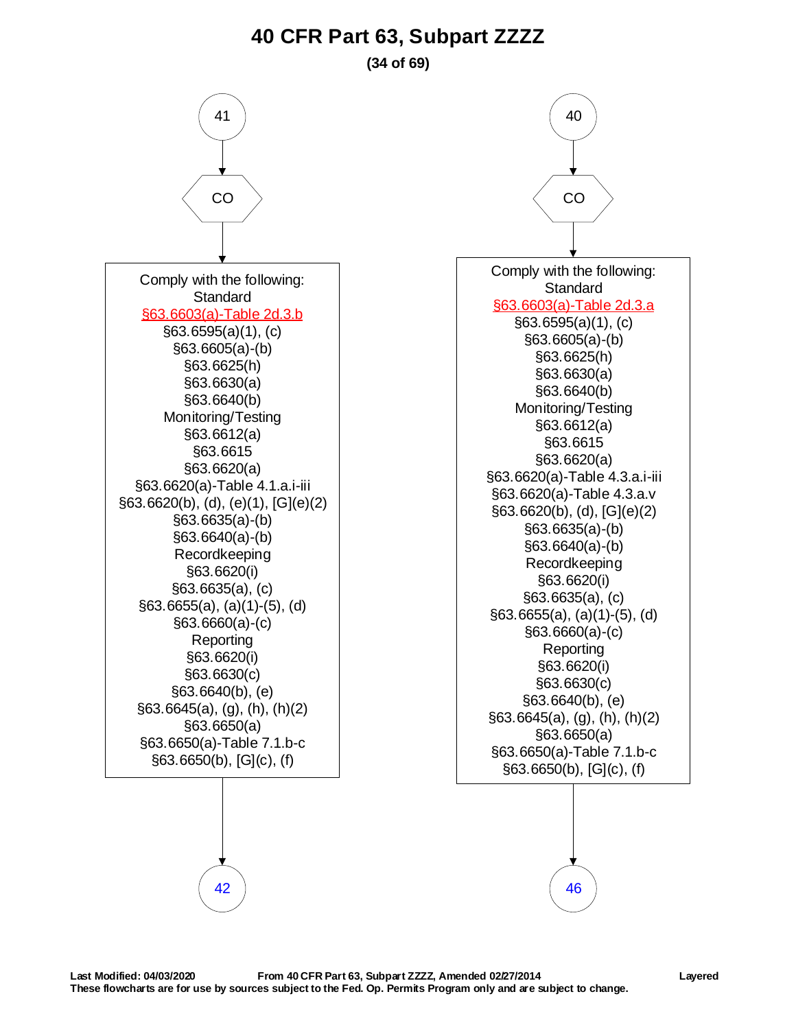# 40 CFR Part 63, Subpart ZZZZ

41

CO

Comply with the following:
Standard
§63.6603(a)-Table 2d.3.b
§63.6595(a)(1), (c)
§63.6605(a)-(b)
§63.6625(h)
§63.6630(a)
§63.6640(b)
Monitoring/Testing
§63.6612(a)
§63.6615
§63.6620(a)
§63.6620(a)-Table 4.1.a.i-iii
§63.6620(b), (d), (e)(1), [G](e)(2)
§63.6635(a)-(b)
§63.6640(a)-(b)
Recordkeeping
§63.6620(i)
§63.6635(a), (c)
§63.6655(a), (a)(1)-(5), (d)
§63.6660(a)-(c)
Reporting
§63.6620(i)
§63.6630(c)
§63.6640(b), (e)
§63.6645(a), (g), (h), (h)(2)
§63.6650(a)
§63.6650(a)-Table 7.1.b-c
§63.6650(b), [G](c), (f)

42

40

CO

Comply with the following:
Standard
§63.6603(a)-Table 2d.3.a
§63.6595(a)(1), (c)
§63.6605(a)-(b)
§63.6625(h)
§63.6630(a)
§63.6640(b)
Monitoring/Testing
§63.6612(a)
§63.6615
§63.6620(a)
§63.6620(a)-Table 4.3.a.i-iii
§63.6620(a)-Table 4.3.a.v
§63.6620(b), (d), [G](e)(2)
§63.6635(a)-(b)
§63.6640(a)-(b)
Recordkeeping
§63.6620(i)
§63.6635(a), (c)
§63.6655(a), (a)(1)-(5), (d)
§63.6660(a)-(c)
Reporting
§63.6620(i)
§63.6630(c)
§63.6640(b), (e)
§63.6645(a), (g), (h), (h)(2)
§63.6650(a)
§63.6650(a)-Table 7.1.b-c
§63.6650(b), [G](c), (f)

46

**Last Modified: 04/03/2020** **From 40 CFR Part 63, Subpart ZZZZ, Amended 02/27/2014** **Layered**
**These flowcharts are for use by sources subject to the Fed. Op. Permits Program only and are subject to change.**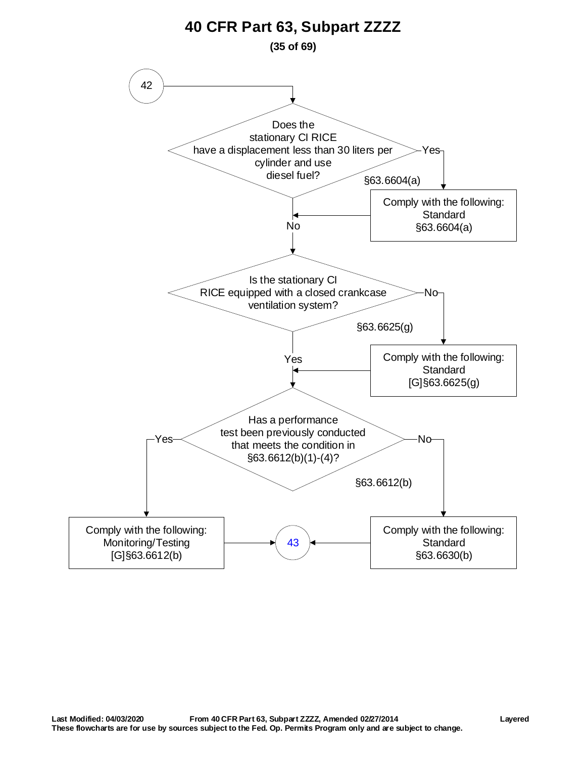# 40 CFR Part 63, Subpart ZZZZ

**(35 of 69)**

42

Does the stationary CI RICE have a displacement less than 30 liters per cylinder and use diesel fuel?

§63.6604(a)

Yes → Comply with the following: Standard §63.6604(a)

No

Is the stationary CI RICE equipped with a closed crankcase ventilation system?

§63.6625(g)

No → Comply with the following: Standard [G]§63.6625(g)

Yes

Has a performance test been previously conducted that meets the condition in §63.6612(b)(1)-(4)?

§63.6612(b)

Yes → Comply with the following: Monitoring/Testing [G]§63.6612(b)

No → Comply with the following: Standard §63.6630(b)

43

**Last Modified: 04/03/2020** **From 40 CFR Part 63, Subpart ZZZZ, Amended 02/27/2014** **Layered**

**These flowcharts are for use by sources subject to the Fed. Op. Permits Program only and are subject to change.**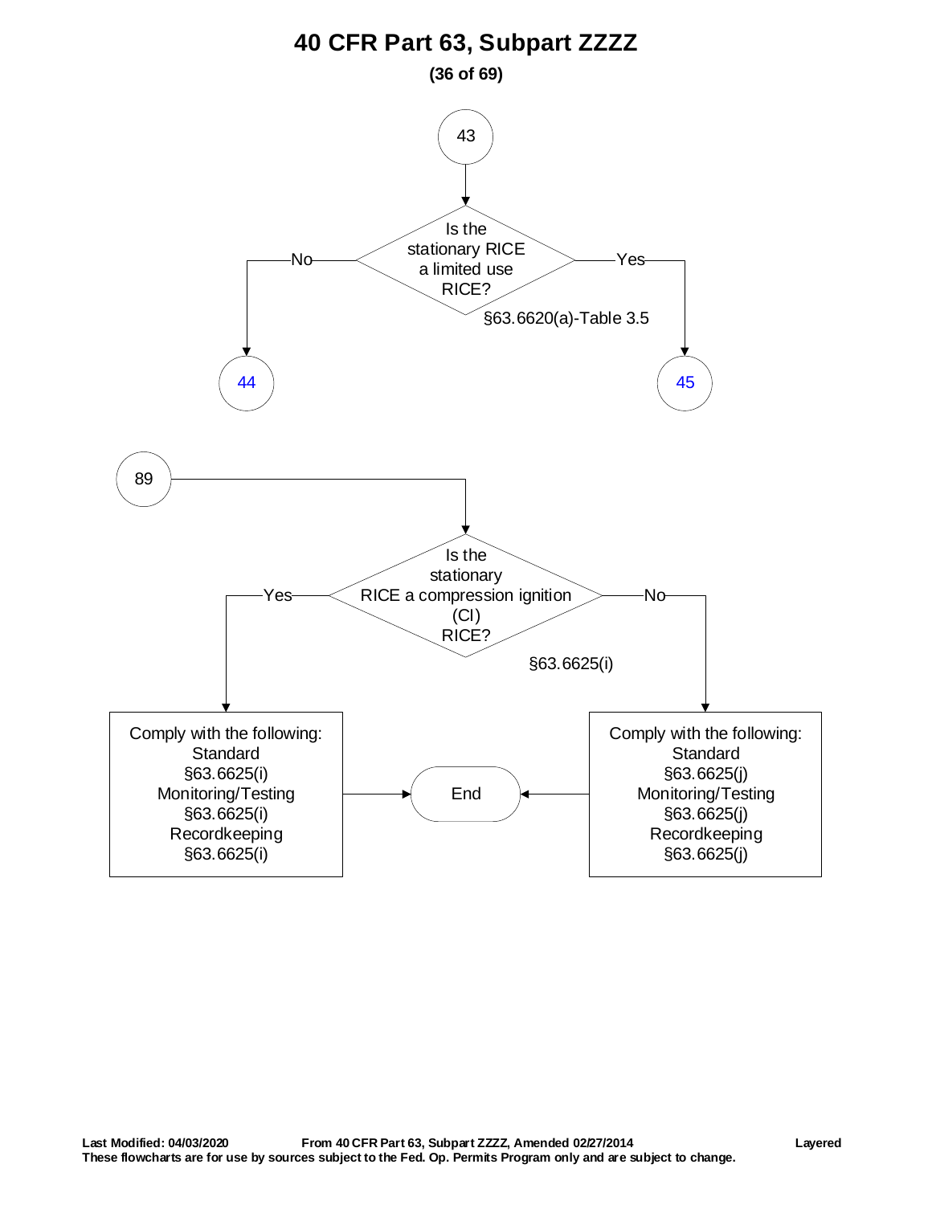# 40 CFR Part 63, Subpart ZZZZ

**(36 of 69)**

**43**

Is the stationary RICE a limited use RICE?
§63.6620(a)-Table 3.5

- No → 44
- Yes → 45

**89**

Is the stationary RICE a compression ignition (CI) RICE?
§63.6625(i)

- Yes → Comply with the following:
  - Standard §63.6625(i)
  - Monitoring/Testing §63.6625(i)
  - Recordkeeping §63.6625(i)
  - → End
- No → Comply with the following:
  - Standard §63.6625(j)
  - Monitoring/Testing §63.6625(j)
  - Recordkeeping §63.6625(j)
  - → End

**Last Modified: 04/03/2020** **From 40 CFR Part 63, Subpart ZZZZ, Amended 02/27/2014** **Layered**
**These flowcharts are for use by sources subject to the Fed. Op. Permits Program only and are subject to change.**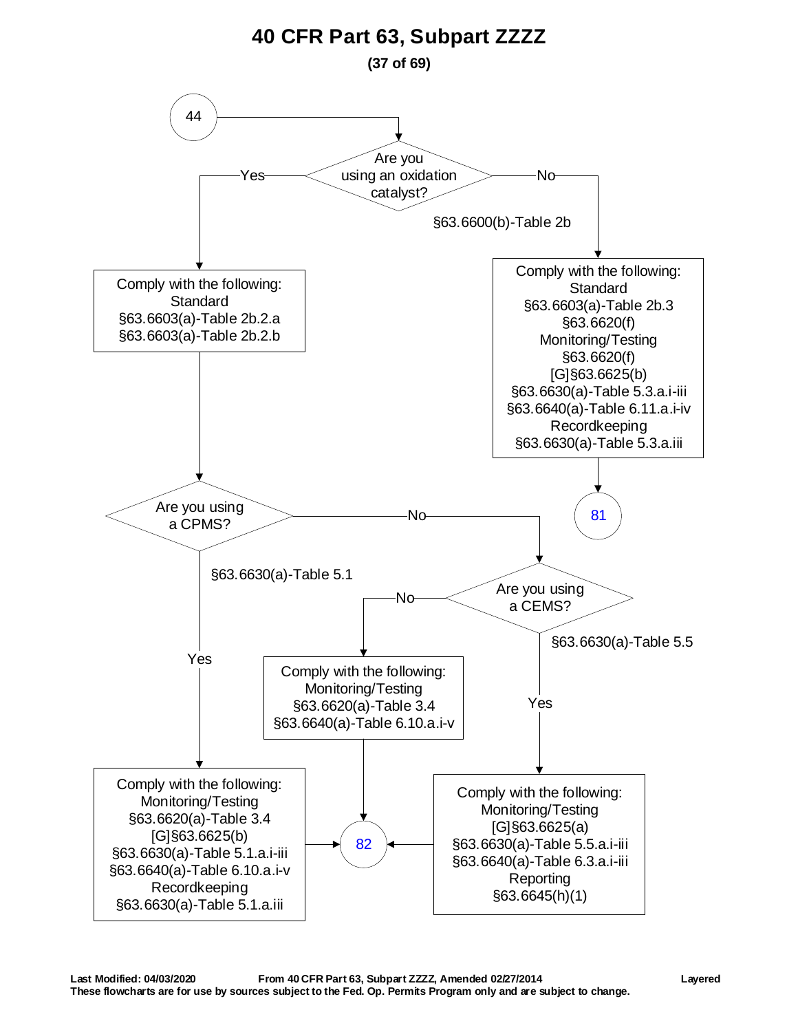# 40 CFR Part 63, Subpart ZZZZ

**From connector 44:**

**Are you using an oxidation catalyst?** (§63.6600(b)-Table 2b)

- **Yes** → Comply with the following:
  - Standard
    - §63.6603(a)-Table 2b.2.a
    - §63.6603(a)-Table 2b.2.b

  Then: **Are you using a CPMS?** (§63.6630(a)-Table 5.1)

  - **Yes** → Comply with the following:
    - Monitoring/Testing
      - §63.6620(a)-Table 3.4
      - [G]§63.6625(b)
      - §63.6630(a)-Table 5.1.a.i-iii
      - §63.6640(a)-Table 6.10.a.i-v
    - Recordkeeping
      - §63.6630(a)-Table 5.1.a.iii

    → Go to 82

  - **No** → **Are you using a CEMS?** (§63.6630(a)-Table 5.5)

    - **Yes** → Comply with the following:
      - Monitoring/Testing
        - [G]§63.6625(a)
        - §63.6630(a)-Table 5.5.a.i-iii
        - §63.6640(a)-Table 6.3.a.i-iii
      - Reporting
        - §63.6645(h)(1)

      → Go to 82

    - **No** → Comply with the following:
      - Monitoring/Testing
        - §63.6620(a)-Table 3.4
        - §63.6640(a)-Table 6.10.a.i-v

      → Go to 82

- **No** → Comply with the following:
  - Standard
    - §63.6603(a)-Table 2b.3
    - §63.6620(f)
  - Monitoring/Testing
    - §63.6620(f)
    - [G]§63.6625(b)
    - §63.6630(a)-Table 5.3.a.i-iii
    - §63.6640(a)-Table 6.11.a.i-iv
  - Recordkeeping
    - §63.6630(a)-Table 5.3.a.iii

  → Go to 81

**Last Modified: 04/03/2020** **From 40 CFR Part 63, Subpart ZZZZ, Amended 02/27/2014** **Layered**

**These flowcharts are for use by sources subject to the Fed. Op. Permits Program only and are subject to change.**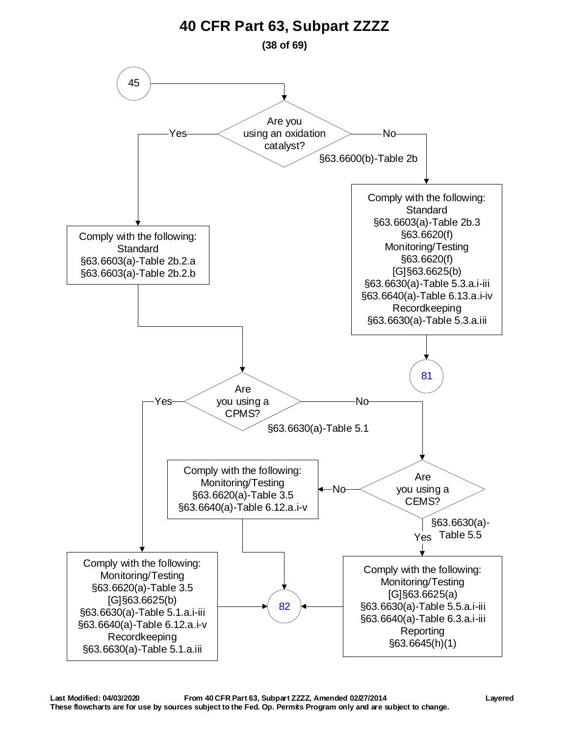# 40 CFR Part 63, Subpart ZZZZ

(45)

**Are you using an oxidation catalyst?** §63.6600(b)-Table 2b

- **Yes** → Comply with the following:
  - Standard
    - §63.6603(a)-Table 2b.2.a
    - §63.6603(a)-Table 2b.2.b

  → **Are you using a CPMS?** §63.6630(a)-Table 5.1

  - **Yes** → Comply with the following:
    - Monitoring/Testing
      - §63.6620(a)-Table 3.5
      - [G]§63.6625(b)
      - §63.6630(a)-Table 5.1.a.i-iii
      - §63.6640(a)-Table 6.12.a.i-v
    - Recordkeeping
      - §63.6630(a)-Table 5.1.a.iii

    → (82)

  - **No** → **Are you using a CEMS?** §63.6630(a)-Table 5.5
    - **No** → Comply with the following:
      - Monitoring/Testing
        - §63.6620(a)-Table 3.5
        - §63.6640(a)-Table 6.12.a.i-v

      → (82)

    - **Yes** → Comply with the following:
      - Monitoring/Testing
        - [G]§63.6625(a)
        - §63.6630(a)-Table 5.5.a.i-iii
        - §63.6640(a)-Table 6.3.a.i-iii
      - Reporting
        - §63.6645(h)(1)

      → (82)

- **No** → Comply with the following:
  - Standard
    - §63.6603(a)-Table 2b.3
    - §63.6620(f)
  - Monitoring/Testing
    - §63.6620(f)
    - [G]§63.6625(b)
    - §63.6630(a)-Table 5.3.a.i-iii
    - §63.6640(a)-Table 6.13.a.i-iv
  - Recordkeeping
    - §63.6630(a)-Table 5.3.a.iii

  → (81)

**Last Modified: 04/03/2020** **From 40 CFR Part 63, Subpart ZZZZ, Amended 02/27/2014** **Layered**

**These flowcharts are for use by sources subject to the Fed. Op. Permits Program only and are subject to change.**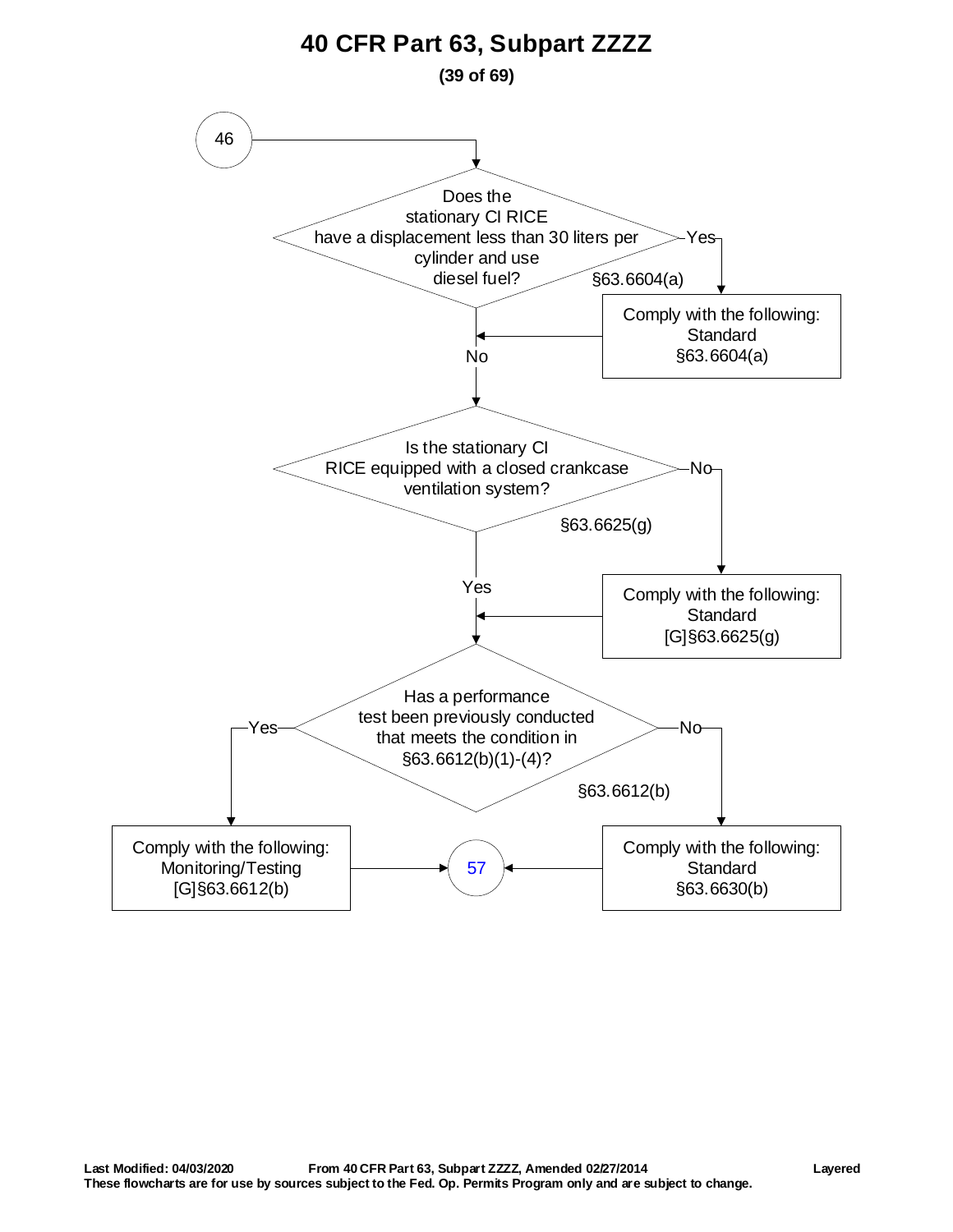# 40 CFR Part 63, Subpart ZZZZ

46

Does the stationary CI RICE have a displacement less than 30 liters per cylinder and use diesel fuel?

§63.6604(a)

Yes → Comply with the following: Standard §63.6604(a)

No

Is the stationary CI RICE equipped with a closed crankcase ventilation system?

§63.6625(g)

No → Comply with the following: Standard [G]§63.6625(g)

Yes

Has a performance test been previously conducted that meets the condition in §63.6612(b)(1)-(4)?

§63.6612(b)

Yes → Comply with the following: Monitoring/Testing [G]§63.6612(b) → 57

No → Comply with the following: Standard §63.6630(b) → 57

**Last Modified: 04/03/2020** **From 40 CFR Part 63, Subpart ZZZZ, Amended 02/27/2014** **Layered**

**These flowcharts are for use by sources subject to the Fed. Op. Permits Program only and are subject to change.**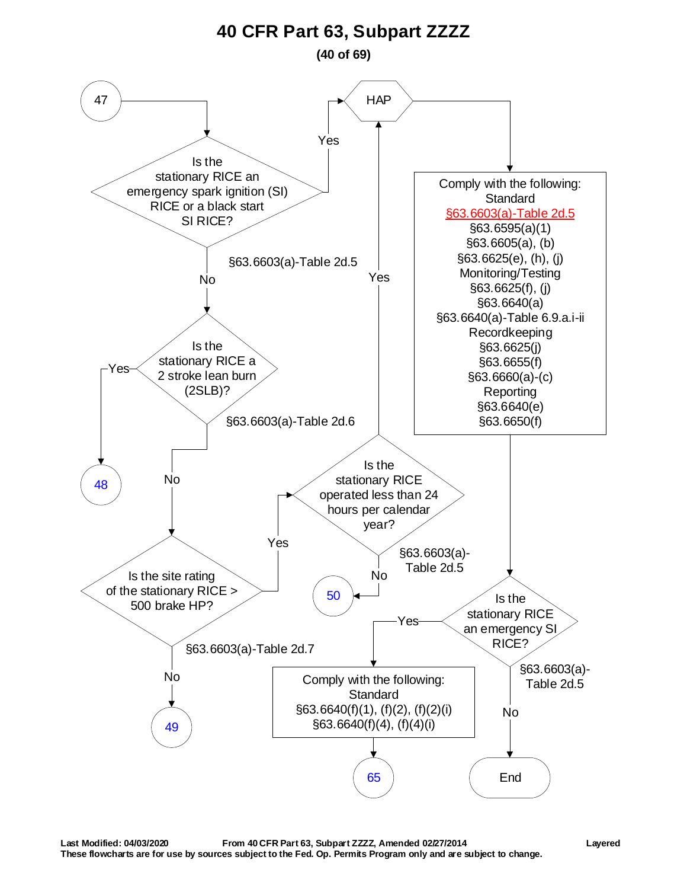# 40 CFR Part 63, Subpart ZZZZ

**(40 of 69)**

**47** → Is the stationary RICE an emergency spark ignition (SI) RICE or a black start SI RICE? (§63.6603(a)-Table 2d.5)

- **Yes** → HAP → Comply with the following:
- **No** → Is the stationary RICE a 2 stroke lean burn (2SLB)? (§63.6603(a)-Table 2d.6)
  - **Yes** → **48**
  - **No** → Is the site rating of the stationary RICE > 500 brake HP? (§63.6603(a)-Table 2d.7)
    - **Yes** → Is the stationary RICE operated less than 24 hours per calendar year? (§63.6603(a)-Table 2d.5)
      - **Yes** → HAP → Comply with the following:
      - **No** → **50**
    - **No** → **49**

**HAP** → Comply with the following:

Standard
- §63.6603(a)-Table 2d.5
- §63.6595(a)(1)
- §63.6605(a), (b)
- §63.6625(e), (h), (j)

Monitoring/Testing
- §63.6625(f), (j)
- §63.6640(a)
- §63.6640(a)-Table 6.9.a.i-ii

Recordkeeping
- §63.6625(j)
- §63.6655(f)
- §63.6660(a)-(c)

Reporting
- §63.6640(e)
- §63.6650(f)

→ Is the stationary RICE an emergency SI RICE? (§63.6603(a)-Table 2d.5)

- **Yes** → Comply with the following:

  Standard
  - §63.6640(f)(1), (f)(2), (f)(2)(i)
  - §63.6640(f)(4), (f)(4)(i)

  → **65**
- **No** → End

Last Modified: 04/03/2020 From 40 CFR Part 63, Subpart ZZZZ, Amended 02/27/2014 Layered

These flowcharts are for use by sources subject to the Fed. Op. Permits Program only and are subject to change.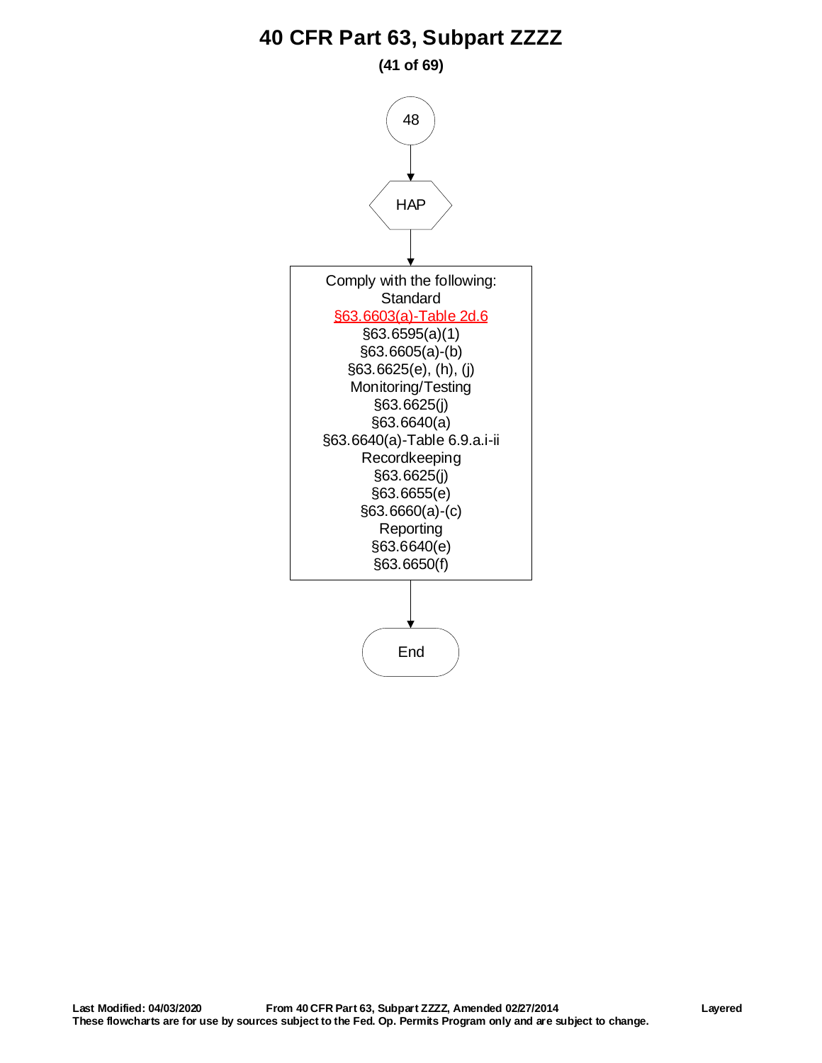# 40 CFR Part 63, Subpart ZZZZ

48

HAP

Comply with the following:

Standard

§63.6603(a)-Table 2d.6

§63.6595(a)(1)

§63.6605(a)-(b)

§63.6625(e), (h), (j)

Monitoring/Testing

§63.6625(j)

§63.6640(a)

§63.6640(a)-Table 6.9.a.i-ii

Recordkeeping

§63.6625(j)

§63.6655(e)

§63.6660(a)-(c)

Reporting

§63.6640(e)

§63.6650(f)

End

**Last Modified: 04/03/2020** **From 40 CFR Part 63, Subpart ZZZZ, Amended 02/27/2014** **Layered**

**These flowcharts are for use by sources subject to the Fed. Op. Permits Program only and are subject to change.**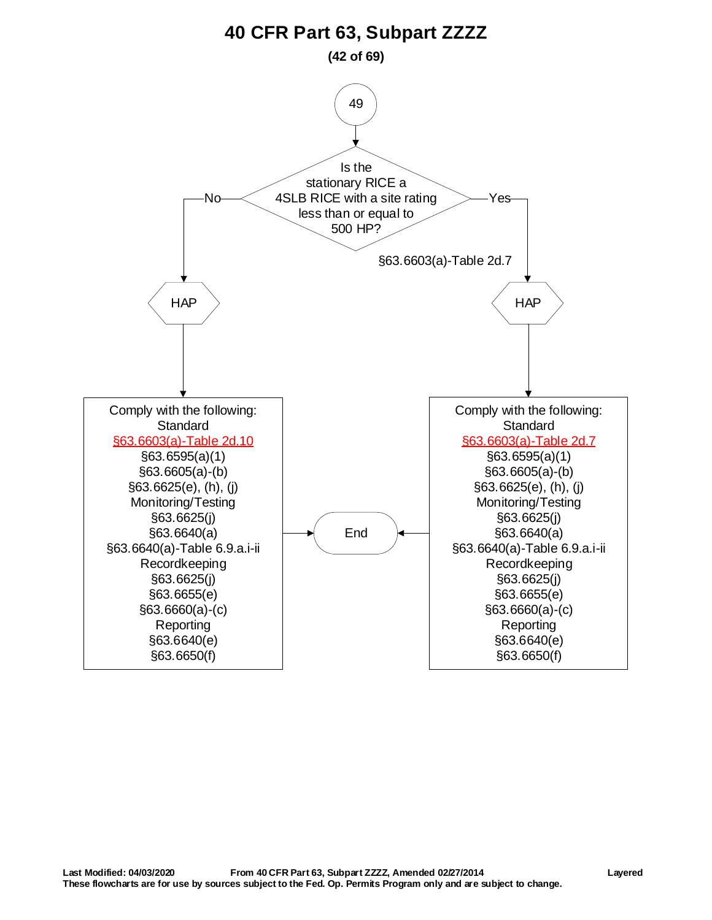# 40 CFR Part 63, Subpart ZZZZ

**(42 of 69)**

49

Is the stationary RICE a 4SLB RICE with a site rating less than or equal to 500 HP?

§63.6603(a)-Table 2d.7

**No** → HAP

Comply with the following:
Standard
§63.6603(a)-Table 2d.10
§63.6595(a)(1)
§63.6605(a)-(b)
§63.6625(e), (h), (j)
Monitoring/Testing
§63.6625(j)
§63.6640(a)
§63.6640(a)-Table 6.9.a.i-ii
Recordkeeping
§63.6625(j)
§63.6655(e)
§63.6660(a)-(c)
Reporting
§63.6640(e)
§63.6650(f)

→ End

**Yes** → HAP

Comply with the following:
Standard
§63.6603(a)-Table 2d.7
§63.6595(a)(1)
§63.6605(a)-(b)
§63.6625(e), (h), (j)
Monitoring/Testing
§63.6625(j)
§63.6640(a)
§63.6640(a)-Table 6.9.a.i-ii
Recordkeeping
§63.6625(j)
§63.6655(e)
§63.6660(a)-(c)
Reporting
§63.6640(e)
§63.6650(f)

→ End

**Last Modified: 04/03/2020** **From 40 CFR Part 63, Subpart ZZZZ, Amended 02/27/2014** **Layered**
**These flowcharts are for use by sources subject to the Fed. Op. Permits Program only and are subject to change.**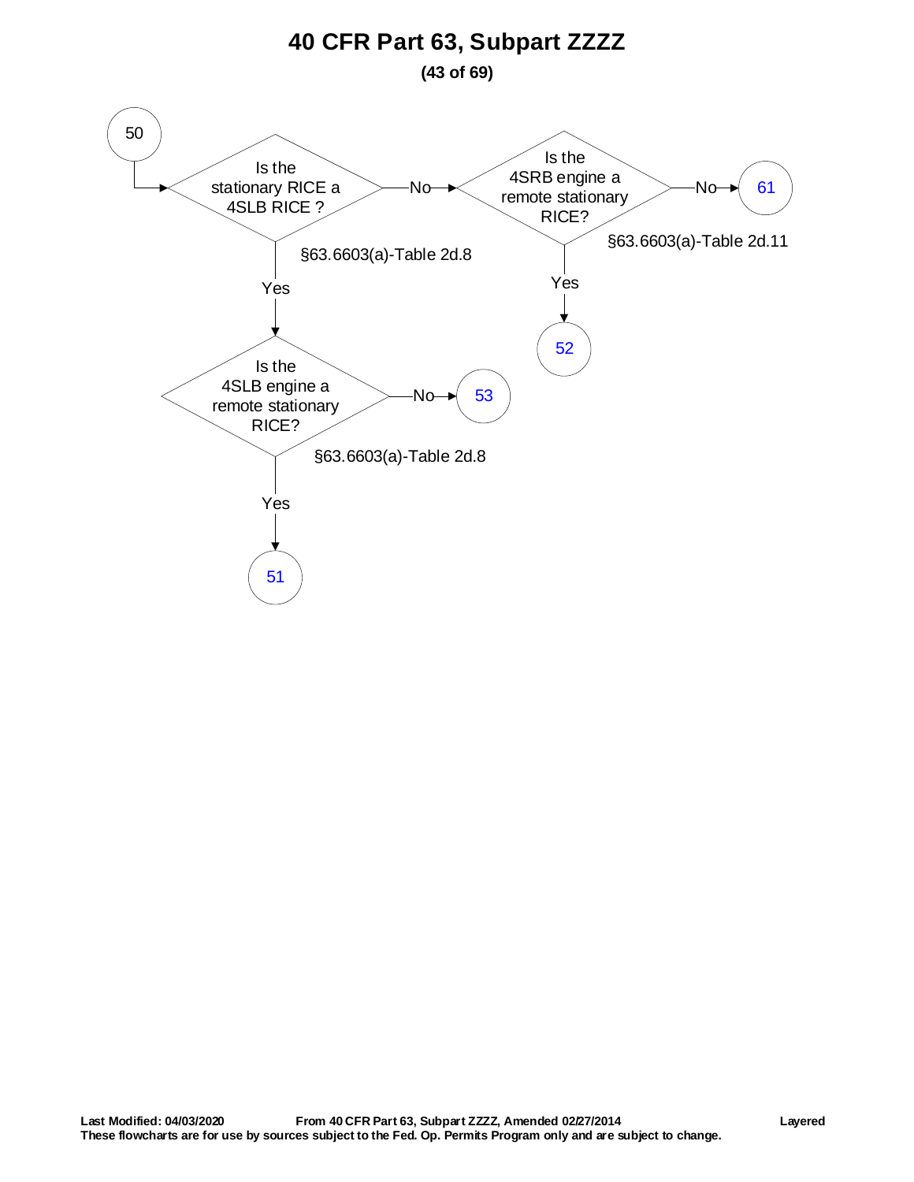# 40 CFR Part 63, Subpart ZZZZ

**(43 of 69)**

50

Is the stationary RICE a 4SLB RICE ?

§63.6603(a)-Table 2d.8

- No → Is the 4SRB engine a remote stationary RICE? (§63.6603(a)-Table 2d.11)
  - No → 61
  - Yes → 52
- Yes → Is the 4SLB engine a remote stationary RICE? (§63.6603(a)-Table 2d.8)
  - No → 53
  - Yes → 51

**Last Modified: 04/03/2020** **From 40 CFR Part 63, Subpart ZZZZ, Amended 02/27/2014** **Layered**
**These flowcharts are for use by sources subject to the Fed. Op. Permits Program only and are subject to change.**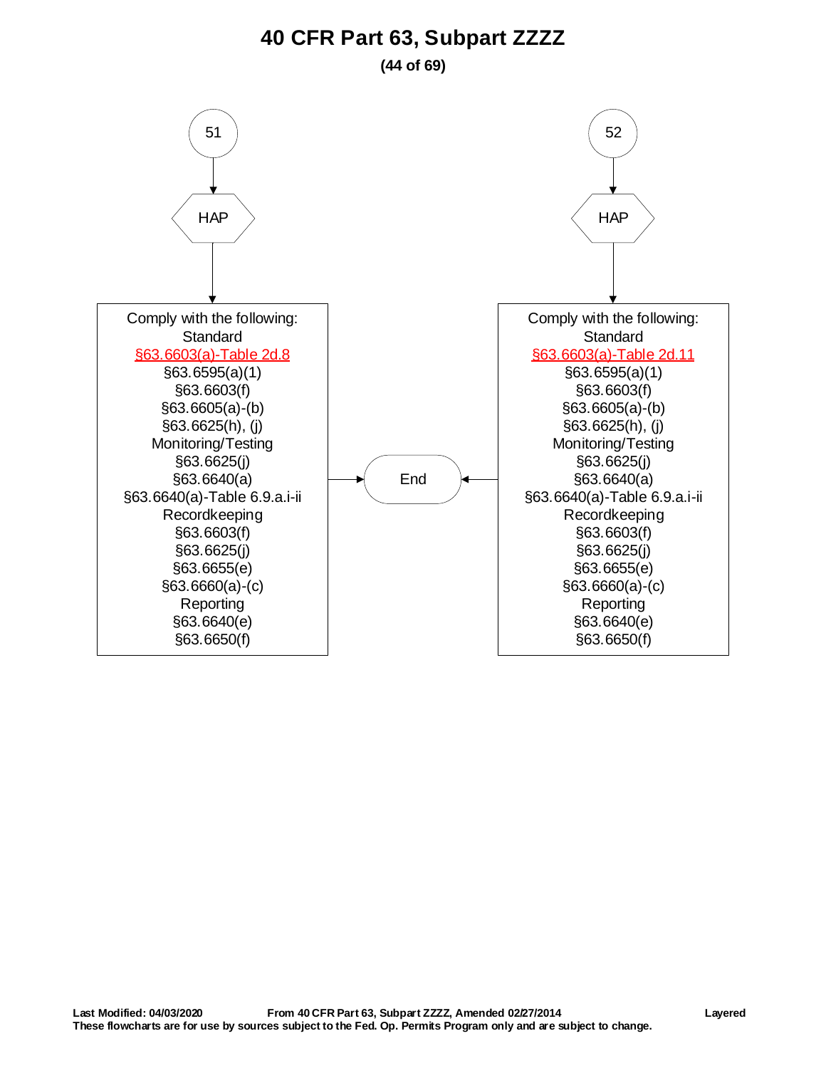# 40 CFR Part 63, Subpart ZZZZ

51

HAP

Comply with the following:
Standard
§63.6603(a)-Table 2d.8
§63.6595(a)(1)
§63.6603(f)
§63.6605(a)-(b)
§63.6625(h), (j)
Monitoring/Testing
§63.6625(j)
§63.6640(a)
§63.6640(a)-Table 6.9.a.i-ii
Recordkeeping
§63.6603(f)
§63.6625(j)
§63.6655(e)
§63.6660(a)-(c)
Reporting
§63.6640(e)
§63.6650(f)

End

52

HAP

Comply with the following:
Standard
§63.6603(a)-Table 2d.11
§63.6595(a)(1)
§63.6603(f)
§63.6605(a)-(b)
§63.6625(h), (j)
Monitoring/Testing
§63.6625(j)
§63.6640(a)
§63.6640(a)-Table 6.9.a.i-ii
Recordkeeping
§63.6603(f)
§63.6625(j)
§63.6655(e)
§63.6660(a)-(c)
Reporting
§63.6640(e)
§63.6650(f)

**Last Modified: 04/03/2020** **From 40 CFR Part 63, Subpart ZZZZ, Amended 02/27/2014** **Layered**
**These flowcharts are for use by sources subject to the Fed. Op. Permits Program only and are subject to change.**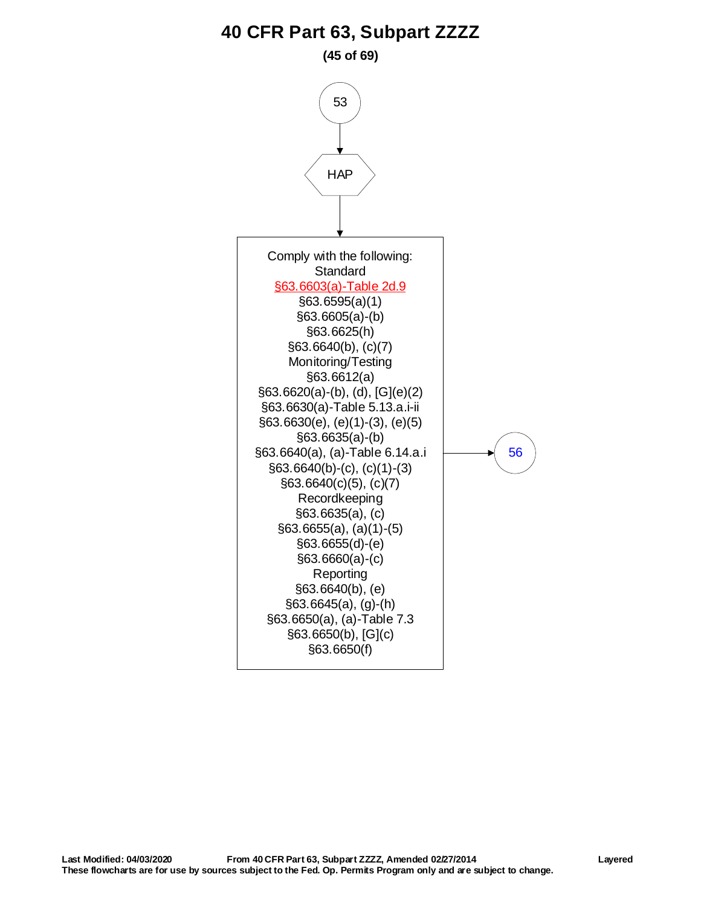# 40 CFR Part 63, Subpart ZZZZ

53

HAP

Comply with the following:

Standard

§63.6603(a)-Table 2d.9

§63.6595(a)(1)

§63.6605(a)-(b)

§63.6625(h)

§63.6640(b), (c)(7)

Monitoring/Testing

§63.6612(a)

§63.6620(a)-(b), (d), [G](e)(2)

§63.6630(a)-Table 5.13.a.i-ii

§63.6630(e), (e)(1)-(3), (e)(5)

§63.6635(a)-(b)

§63.6640(a), (a)-Table 6.14.a.i

§63.6640(b)-(c), (c)(1)-(3)

§63.6640(c)(5), (c)(7)

Recordkeeping

§63.6635(a), (c)

§63.6655(a), (a)(1)-(5)

§63.6655(d)-(e)

§63.6660(a)-(c)

Reporting

§63.6640(b), (e)

§63.6645(a), (g)-(h)

§63.6650(a), (a)-Table 7.3

§63.6650(b), [G](c)

§63.6650(f)

56

**Last Modified: 04/03/2020** **From 40 CFR Part 63, Subpart ZZZZ, Amended 02/27/2014** **Layered**
**These flowcharts are for use by sources subject to the Fed. Op. Permits Program only and are subject to change.**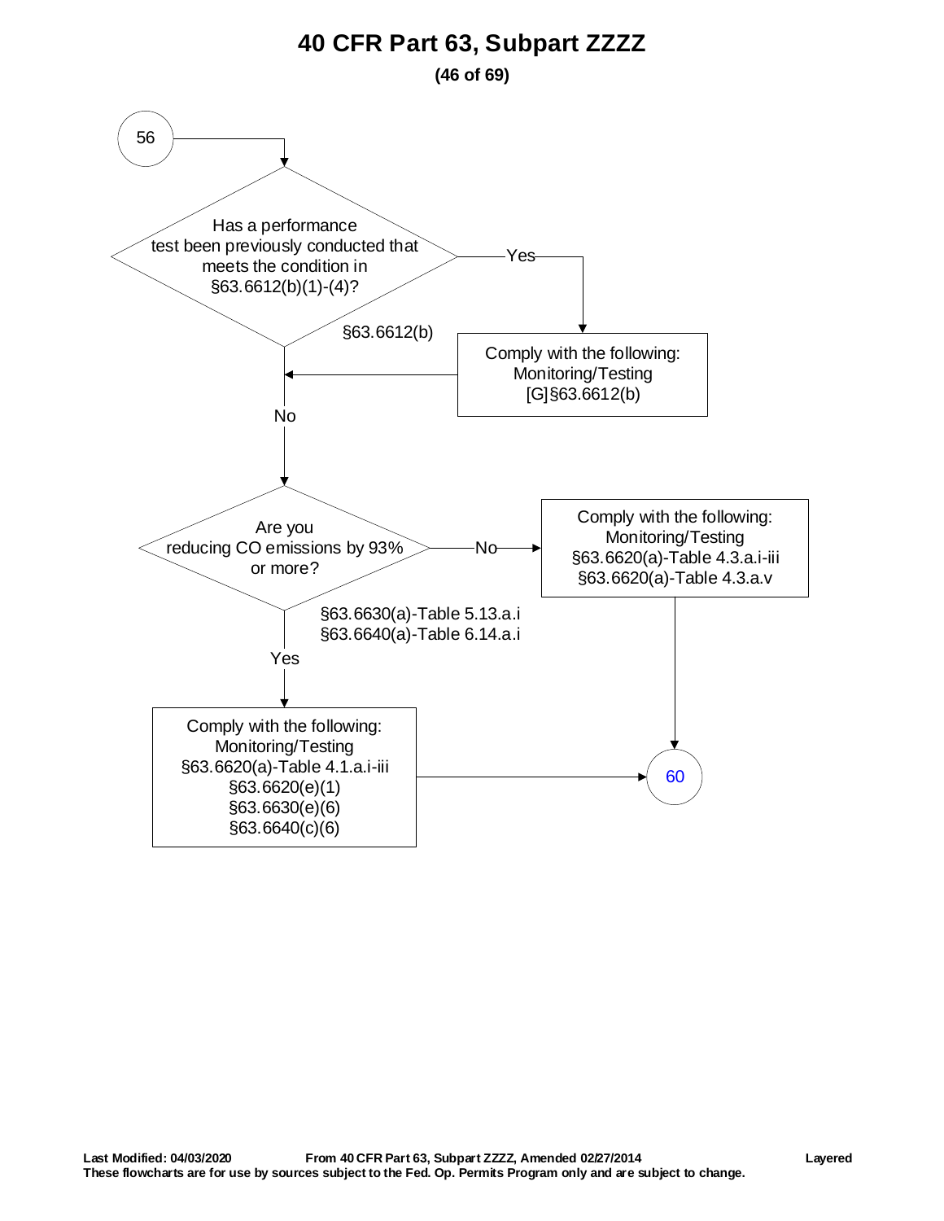# 40 CFR Part 63, Subpart ZZZZ

56

Has a performance test been previously conducted that meets the condition in §63.6612(b)(1)-(4)?

§63.6612(b)

Yes

Comply with the following:
Monitoring/Testing
[G]§63.6612(b)

No

Are you reducing CO emissions by 93% or more?

§63.6630(a)-Table 5.13.a.i
§63.6640(a)-Table 6.14.a.i

No

Comply with the following:
Monitoring/Testing
§63.6620(a)-Table 4.3.a.i-iii
§63.6620(a)-Table 4.3.a.v

Yes

Comply with the following:
Monitoring/Testing
§63.6620(a)-Table 4.1.a.i-iii
§63.6620(e)(1)
§63.6630(e)(6)
§63.6640(c)(6)

60

**Last Modified: 04/03/2020** **From 40 CFR Part 63, Subpart ZZZZ, Amended 02/27/2014** **Layered**
**These flowcharts are for use by sources subject to the Fed. Op. Permits Program only and are subject to change.**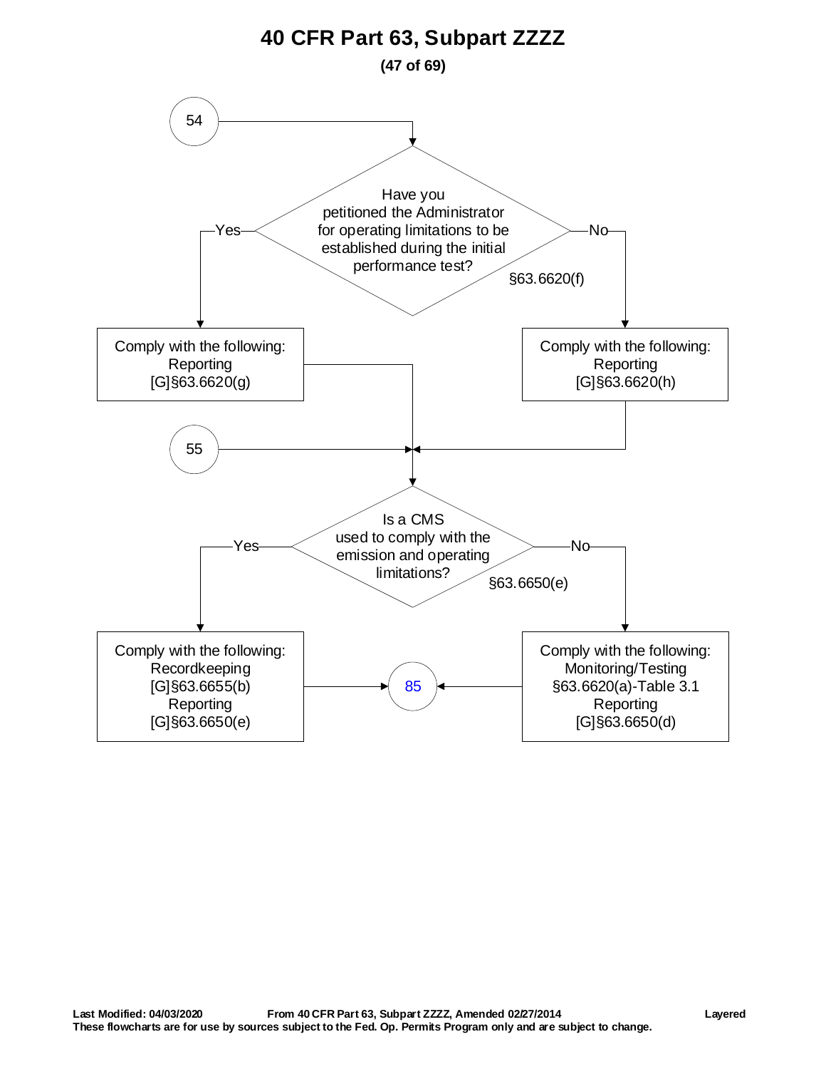# 40 CFR Part 63, Subpart ZZZZ

**(47 of 69)**

54

Have you petitioned the Administrator for operating limitations to be established during the initial performance test? §63.6620(f)

- Yes → Comply with the following: Reporting [G]§63.6620(g)
- No → Comply with the following: Reporting [G]§63.6620(h)

55

Is a CMS used to comply with the emission and operating limitations? §63.6650(e)

- Yes → Comply with the following: Recordkeeping [G]§63.6655(b) Reporting [G]§63.6650(e) → 85
- No → Comply with the following: Monitoring/Testing §63.6620(a)-Table 3.1 Reporting [G]§63.6650(d) → 85

**Last Modified: 04/03/2020** **From 40 CFR Part 63, Subpart ZZZZ, Amended 02/27/2014** **Layered**
**These flowcharts are for use by sources subject to the Fed. Op. Permits Program only and are subject to change.**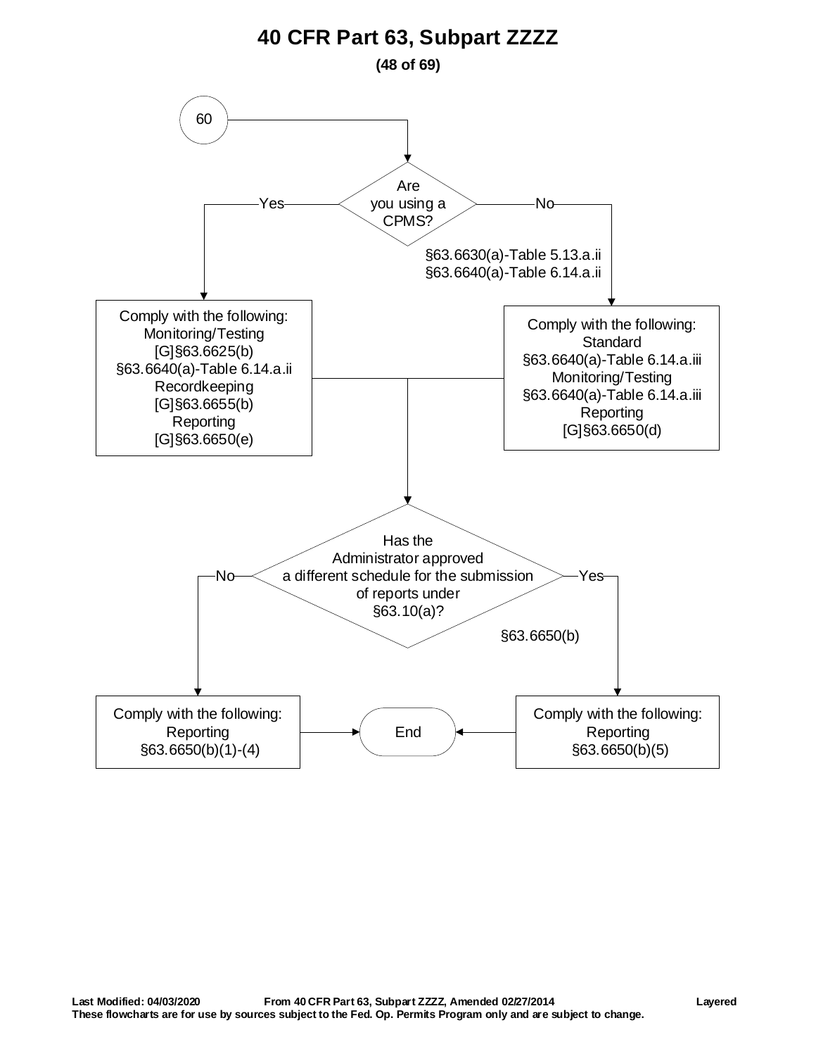# 40 CFR Part 63, Subpart ZZZZ

60

**Are you using a CPMS?**

§63.6630(a)-Table 5.13.a.ii
§63.6640(a)-Table 6.14.a.ii

**Yes:**

Comply with the following:
Monitoring/Testing
[G]§63.6625(b)
§63.6640(a)-Table 6.14.a.ii
Recordkeeping
[G]§63.6655(b)
Reporting
[G]§63.6650(e)

**No:**

Comply with the following:
Standard
§63.6640(a)-Table 6.14.a.iii
Monitoring/Testing
§63.6640(a)-Table 6.14.a.iii
Reporting
[G]§63.6650(d)

**Has the Administrator approved a different schedule for the submission of reports under §63.10(a)?**

§63.6650(b)

**No:**

Comply with the following:
Reporting
§63.6650(b)(1)-(4)

**Yes:**

Comply with the following:
Reporting
§63.6650(b)(5)

End

Last Modified: 04/03/2020 From 40 CFR Part 63, Subpart ZZZZ, Amended 02/27/2014 Layered
These flowcharts are for use by sources subject to the Fed. Op. Permits Program only and are subject to change.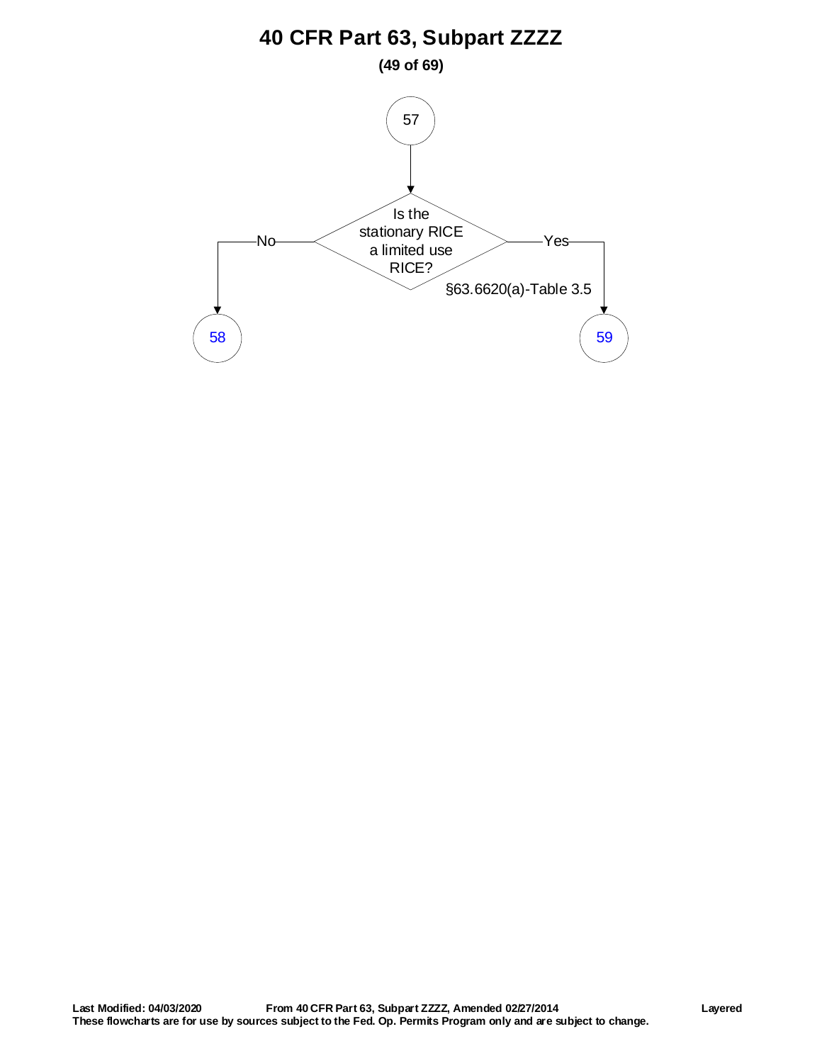# 40 CFR Part 63, Subpart ZZZZ

57

Is the stationary RICE a limited use RICE?

§63.6620(a)-Table 3.5

No → 58

Yes → 59

Last Modified: 04/03/2020 From 40 CFR Part 63, Subpart ZZZZ, Amended 02/27/2014 Layered

These flowcharts are for use by sources subject to the Fed. Op. Permits Program only and are subject to change.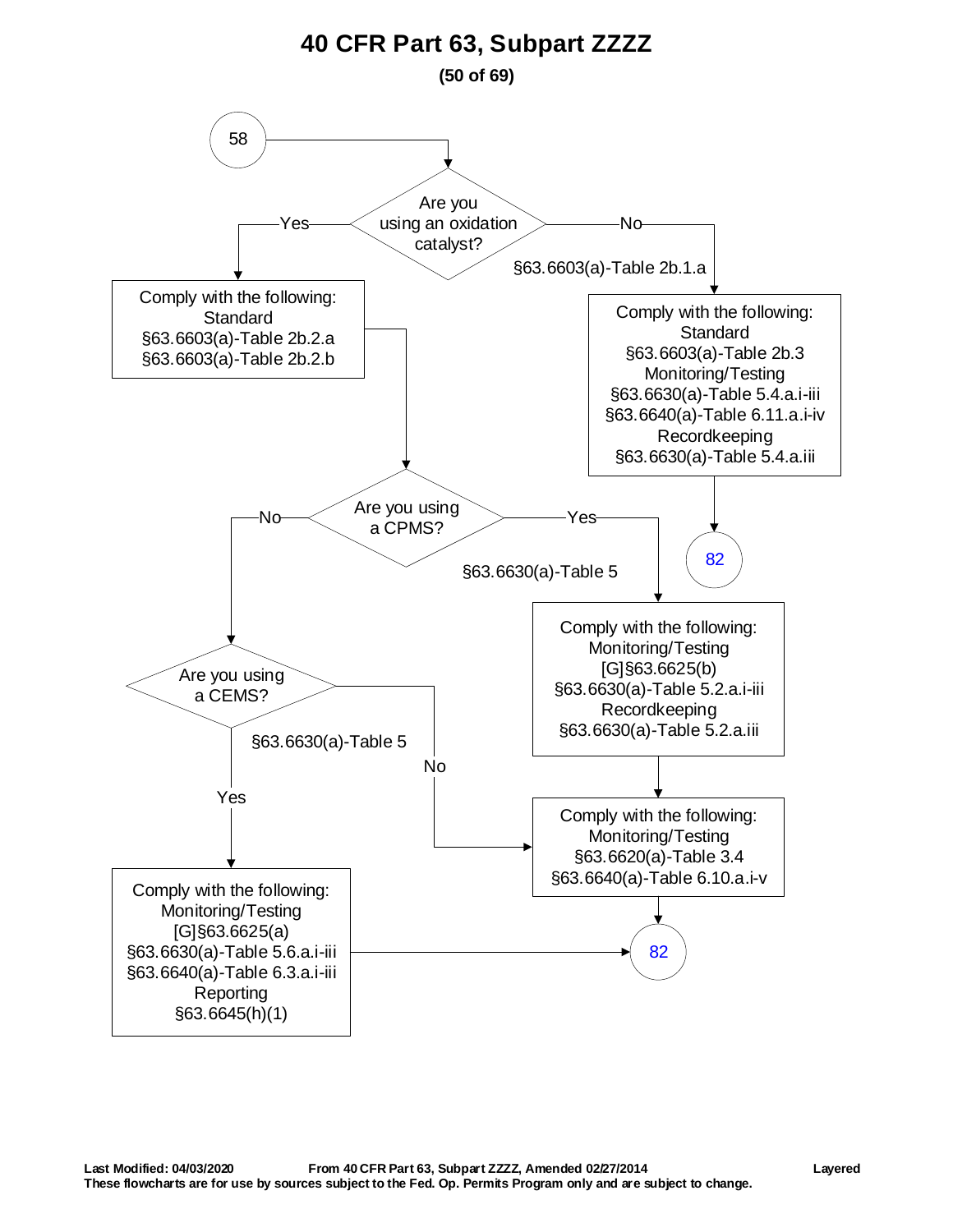# 40 CFR Part 63, Subpart ZZZZ

(58)

**Are you using an oxidation catalyst?**

- **Yes** →
  Comply with the following:
  Standard
  §63.6603(a)-Table 2b.2.a
  §63.6603(a)-Table 2b.2.b

  → **Are you using a CPMS?** §63.6630(a)-Table 5

  - **Yes** →
    Comply with the following:
    Monitoring/Testing
    [G]§63.6625(b)
    §63.6630(a)-Table 5.2.a.i-iii
    Recordkeeping
    §63.6630(a)-Table 5.2.a.iii

    → Comply with the following:
    Monitoring/Testing
    §63.6620(a)-Table 3.4
    §63.6640(a)-Table 6.10.a.i-v

    → (82)

  - **No** → **Are you using a CEMS?** §63.6630(a)-Table 5

    - **Yes** →
      Comply with the following:
      Monitoring/Testing
      [G]§63.6625(a)
      §63.6630(a)-Table 5.6.a.i-iii
      §63.6640(a)-Table 6.3.a.i-iii
      Reporting
      §63.6645(h)(1)

      → (82)

    - **No** →
      Comply with the following:
      Monitoring/Testing
      §63.6620(a)-Table 3.4
      §63.6640(a)-Table 6.10.a.i-v

      → (82)

- **No** (§63.6603(a)-Table 2b.1.a) →
  Comply with the following:
  Standard
  §63.6603(a)-Table 2b.3
  Monitoring/Testing
  §63.6630(a)-Table 5.4.a.i-iii
  §63.6640(a)-Table 6.11.a.i-iv
  Recordkeeping
  §63.6630(a)-Table 5.4.a.iii

  → (82)

Last Modified: 04/03/2020 From 40 CFR Part 63, Subpart ZZZZ, Amended 02/27/2014 Layered
These flowcharts are for use by sources subject to the Fed. Op. Permits Program only and are subject to change.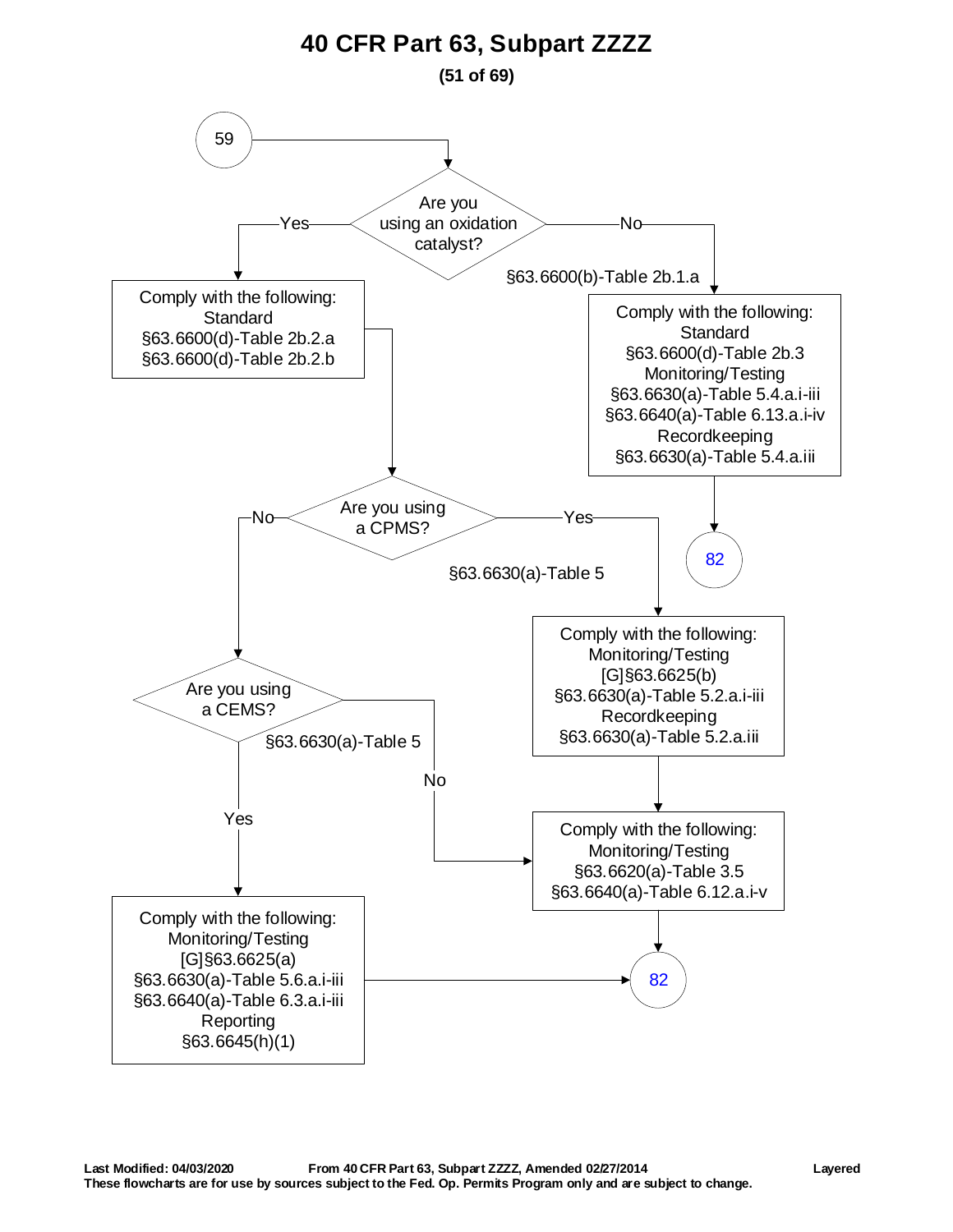# 40 CFR Part 63, Subpart ZZZZ

**(51 of 69)**

59

**Are you using an oxidation catalyst?**

- **Yes** →

  Comply with the following:
  Standard
  §63.6600(d)-Table 2b.2.a
  §63.6600(d)-Table 2b.2.b

  **Are you using a CPMS?** (§63.6630(a)-Table 5)

  - **Yes** →

    Comply with the following:
    Monitoring/Testing
    [G]§63.6625(b)
    §63.6630(a)-Table 5.2.a.i-iii
    Recordkeeping
    §63.6630(a)-Table 5.2.a.iii

    → Comply with the following:
    Monitoring/Testing
    §63.6620(a)-Table 3.5
    §63.6640(a)-Table 6.12.a.i-v

    → 82

  - **No** →

    **Are you using a CEMS?** (§63.6630(a)-Table 5)

    - **Yes** →

      Comply with the following:
      Monitoring/Testing
      [G]§63.6625(a)
      §63.6630(a)-Table 5.6.a.i-iii
      §63.6640(a)-Table 6.3.a.i-iii
      Reporting
      §63.6645(h)(1)

      → 82

    - **No** →

      Comply with the following:
      Monitoring/Testing
      §63.6620(a)-Table 3.5
      §63.6640(a)-Table 6.12.a.i-v

      → 82

- **No** (§63.6600(b)-Table 2b.1.a) →

  Comply with the following:
  Standard
  §63.6600(d)-Table 2b.3
  Monitoring/Testing
  §63.6630(a)-Table 5.4.a.i-iii
  §63.6640(a)-Table 6.13.a.i-iv
  Recordkeeping
  §63.6630(a)-Table 5.4.a.iii

  → 82

**Last Modified: 04/03/2020** **From 40 CFR Part 63, Subpart ZZZZ, Amended 02/27/2014** **Layered**

**These flowcharts are for use by sources subject to the Fed. Op. Permits Program only and are subject to change.**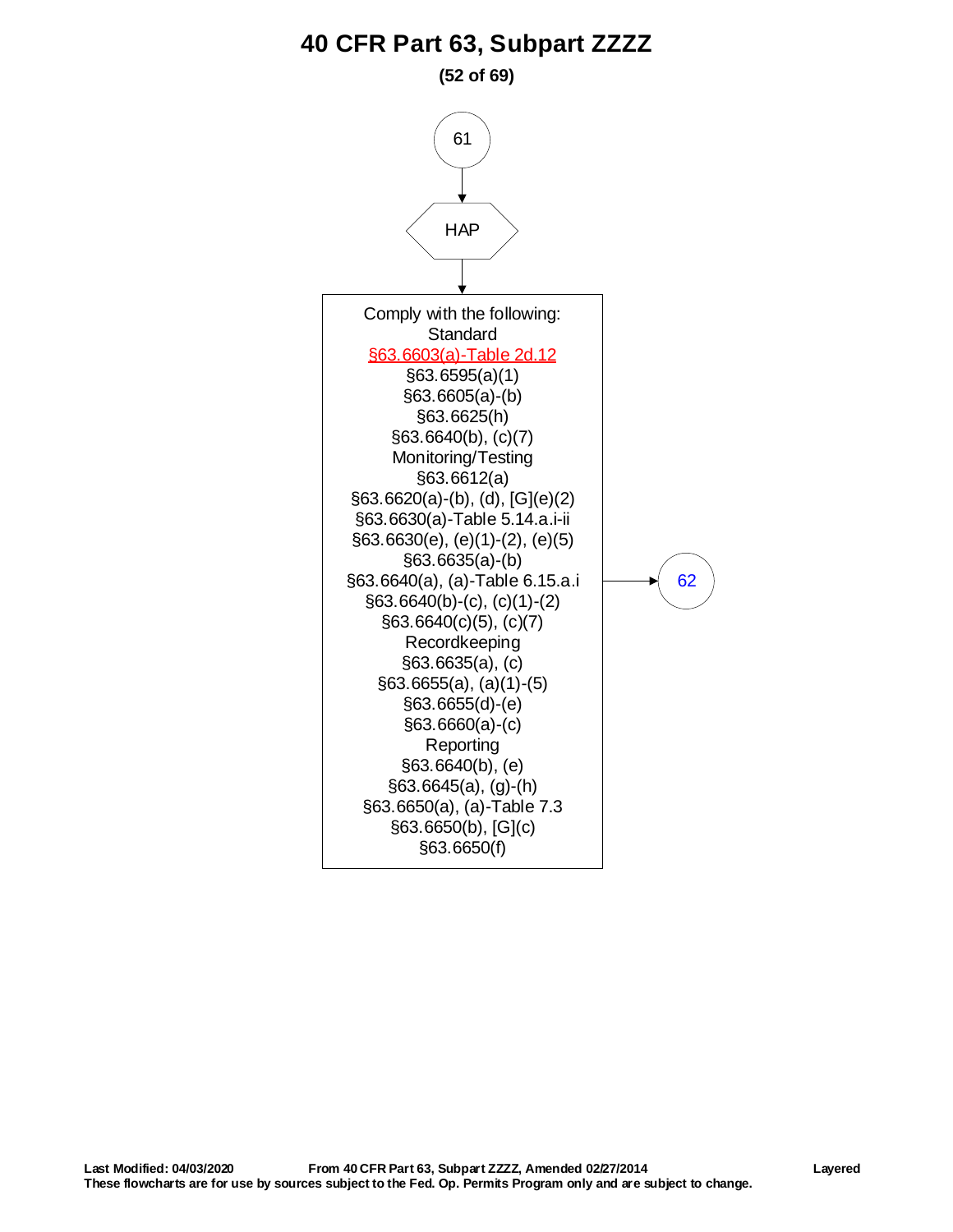# 40 CFR Part 63, Subpart ZZZZ

**(52 of 69)**

61

HAP

Comply with the following:

Standard

§63.6603(a)-Table 2d.12

§63.6595(a)(1)

§63.6605(a)-(b)

§63.6625(h)

§63.6640(b), (c)(7)

Monitoring/Testing

§63.6612(a)

§63.6620(a)-(b), (d), [G](e)(2)

§63.6630(a)-Table 5.14.a.i-ii

§63.6630(e), (e)(1)-(2), (e)(5)

§63.6635(a)-(b)

§63.6640(a), (a)-Table 6.15.a.i

§63.6640(b)-(c), (c)(1)-(2)

§63.6640(c)(5), (c)(7)

Recordkeeping

§63.6635(a), (c)

§63.6655(a), (a)(1)-(5)

§63.6655(d)-(e)

§63.6660(a)-(c)

Reporting

§63.6640(b), (e)

§63.6645(a), (g)-(h)

§63.6650(a), (a)-Table 7.3

§63.6650(b), [G](c)

§63.6650(f)

62

**Last Modified: 04/03/2020** **From 40 CFR Part 63, Subpart ZZZZ, Amended 02/27/2014** **Layered**

**These flowcharts are for use by sources subject to the Fed. Op. Permits Program only and are subject to change.**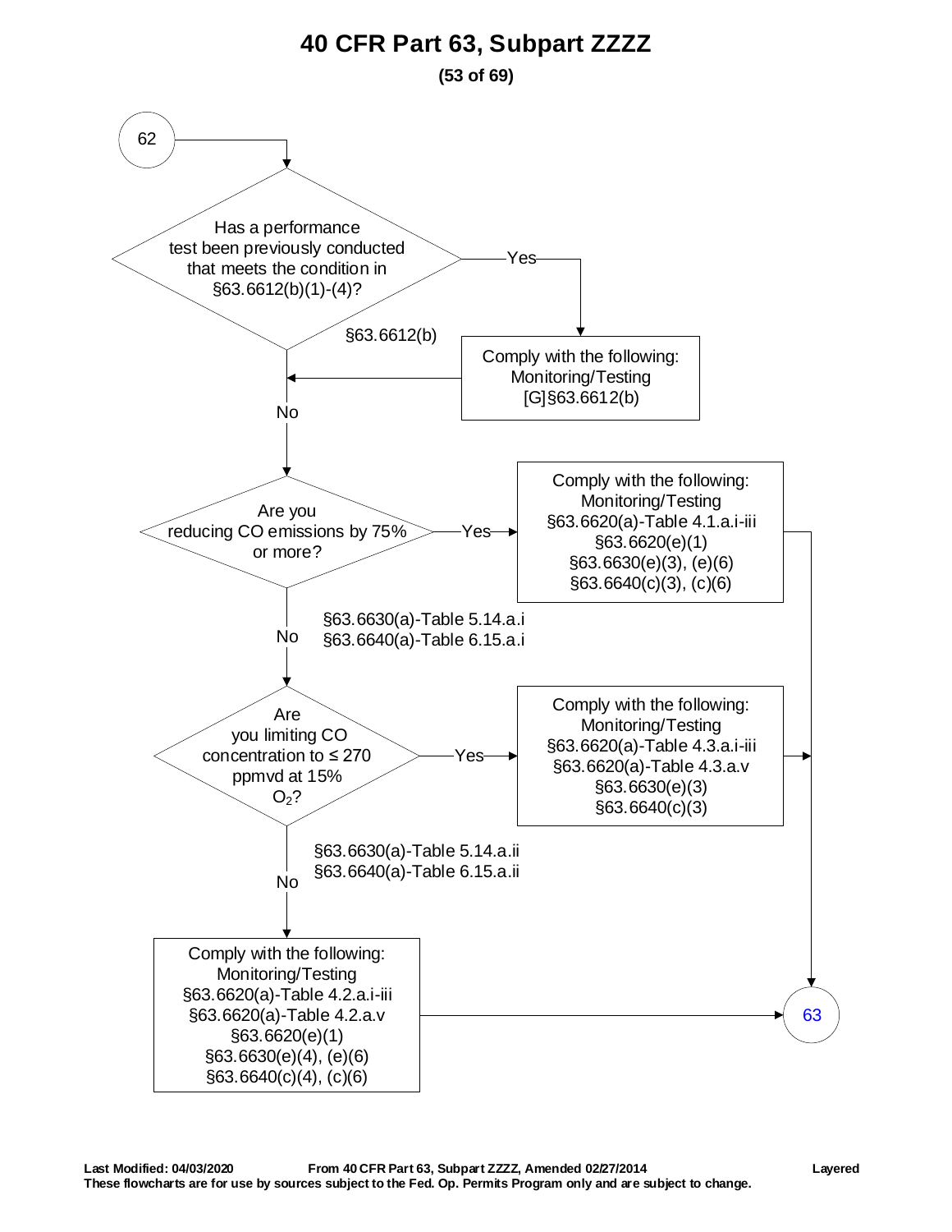# 40 CFR Part 63, Subpart ZZZZ

**(53 of 69)**

62

Has a performance test been previously conducted that meets the condition in §63.6612(b)(1)-(4)?

§63.6612(b)

Yes → Comply with the following: Monitoring/Testing [G]§63.6612(b)

No

Are you reducing CO emissions by 75% or more?

Yes → Comply with the following: Monitoring/Testing §63.6620(a)-Table 4.1.a.i-iii §63.6620(e)(1) §63.6630(e)(3), (e)(6) §63.6640(c)(3), (c)(6) → 63

No

§63.6630(a)-Table 5.14.a.i
§63.6640(a)-Table 6.15.a.i

Are you limiting CO concentration to ≤ 270 ppmvd at 15% $O_2$?

Yes → Comply with the following: Monitoring/Testing §63.6620(a)-Table 4.3.a.i-iii §63.6620(a)-Table 4.3.a.v §63.6630(e)(3) §63.6640(c)(3) → 63

No

§63.6630(a)-Table 5.14.a.ii
§63.6640(a)-Table 6.15.a.ii

Comply with the following: Monitoring/Testing §63.6620(a)-Table 4.2.a.i-iii §63.6620(a)-Table 4.2.a.v §63.6620(e)(1) §63.6630(e)(4), (e)(6) §63.6640(c)(4), (c)(6) → 63

**Last Modified: 04/03/2020** **From 40 CFR Part 63, Subpart ZZZZ, Amended 02/27/2014** **Layered**
**These flowcharts are for use by sources subject to the Fed. Op. Permits Program only and are subject to change.**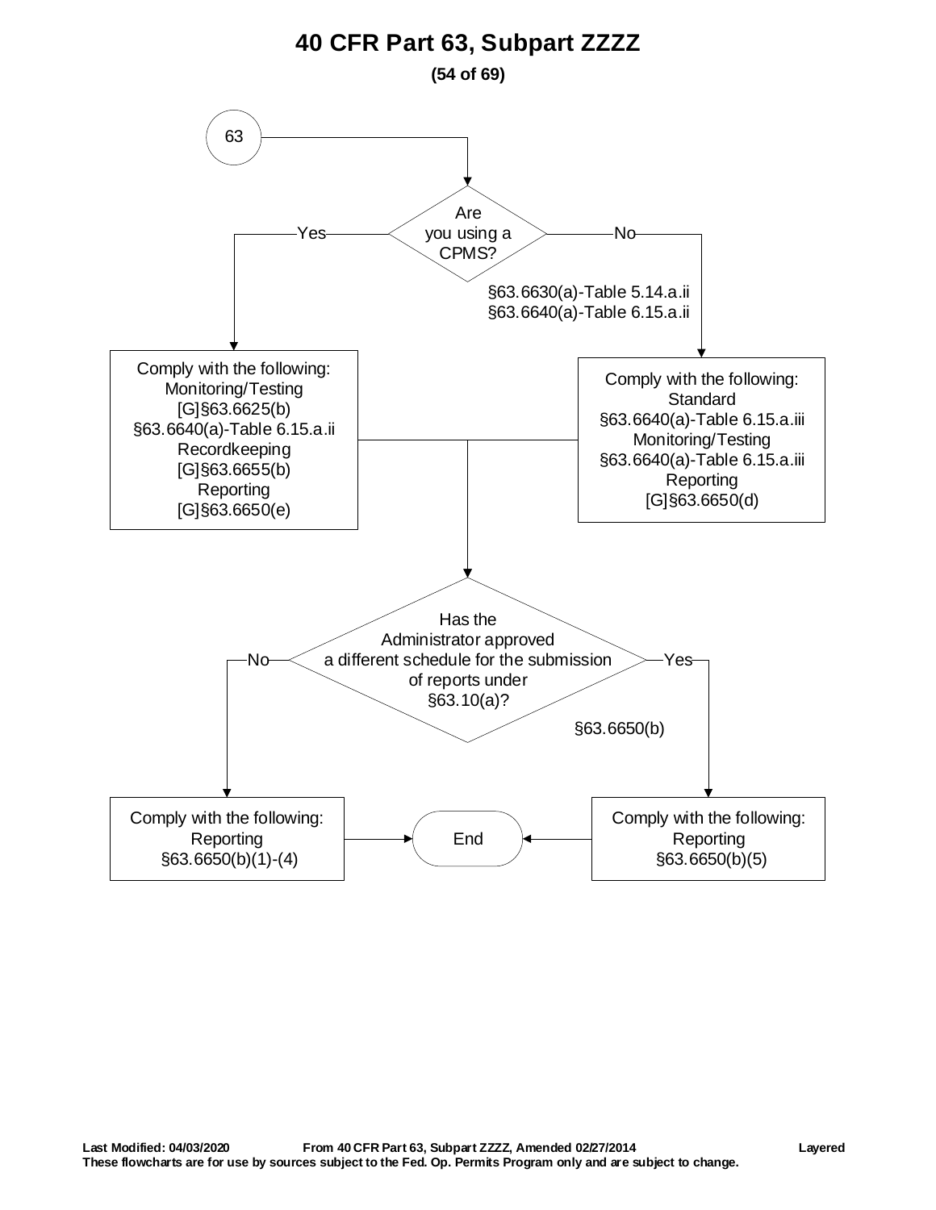# 40 CFR Part 63, Subpart ZZZZ

**(54 of 69)**

63

**Are you using a CPMS?**

§63.6630(a)-Table 5.14.a.ii
§63.6640(a)-Table 6.15.a.ii

**Yes:**

Comply with the following:
Monitoring/Testing
[G]§63.6625(b)
§63.6640(a)-Table 6.15.a.ii
Recordkeeping
[G]§63.6655(b)
Reporting
[G]§63.6650(e)

**No:**

Comply with the following:
Standard
§63.6640(a)-Table 6.15.a.iii
Monitoring/Testing
§63.6640(a)-Table 6.15.a.iii
Reporting
[G]§63.6650(d)

**Has the Administrator approved a different schedule for the submission of reports under §63.10(a)?**

§63.6650(b)

**No:**

Comply with the following:
Reporting
§63.6650(b)(1)-(4)

**Yes:**

Comply with the following:
Reporting
§63.6650(b)(5)

End

**Last Modified: 04/03/2020** **From 40 CFR Part 63, Subpart ZZZZ, Amended 02/27/2014** **Layered**
**These flowcharts are for use by sources subject to the Fed. Op. Permits Program only and are subject to change.**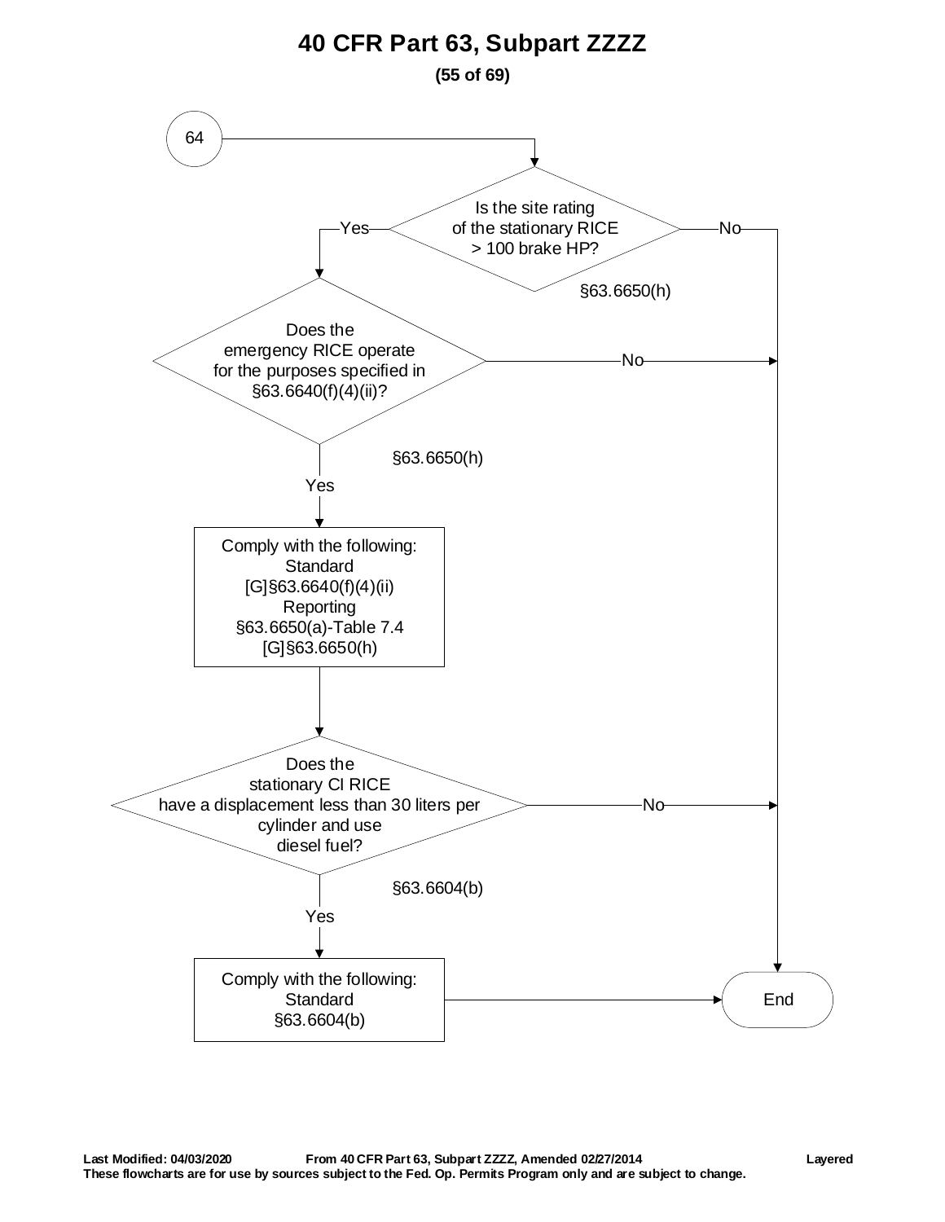# 40 CFR Part 63, Subpart ZZZZ

**(55 of 69)**

64

Is the site rating of the stationary RICE > 100 brake HP?

§63.6650(h)

- Yes → Does the emergency RICE operate for the purposes specified in §63.6640(f)(4)(ii)?
- No → End

Does the emergency RICE operate for the purposes specified in §63.6640(f)(4)(ii)?

§63.6650(h)

- Yes → Comply with the following:
- No → End

Comply with the following:
Standard
[G]§63.6640(f)(4)(ii)
Reporting
§63.6650(a)-Table 7.4
[G]§63.6650(h)

Does the stationary CI RICE have a displacement less than 30 liters per cylinder and use diesel fuel?

§63.6604(b)

- Yes → Comply with the following:
- No → End

Comply with the following:
Standard
§63.6604(b)

End

**Last Modified: 04/03/2020 From 40 CFR Part 63, Subpart ZZZZ, Amended 02/27/2014 Layered**
**These flowcharts are for use by sources subject to the Fed. Op. Permits Program only and are subject to change.**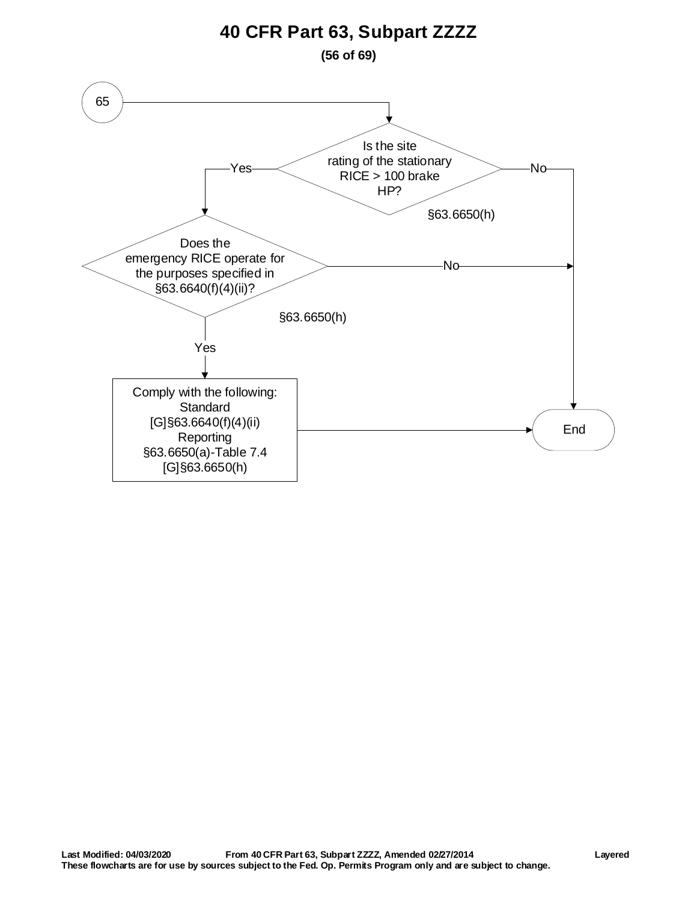# 40 CFR Part 63, Subpart ZZZZ

65

Is the site rating of the stationary RICE > 100 brake HP?

§63.6650(h)

Yes

No

Does the emergency RICE operate for the purposes specified in §63.6640(f)(4)(ii)?

§63.6650(h)

Yes

No

Comply with the following:
Standard
[G]§63.6640(f)(4)(ii)
Reporting
§63.6650(a)-Table 7.4
[G]§63.6650(h)

End

**Last Modified: 04/03/2020** **From 40 CFR Part 63, Subpart ZZZZ, Amended 02/27/2014** **Layered**
**These flowcharts are for use by sources subject to the Fed. Op. Permits Program only and are subject to change.**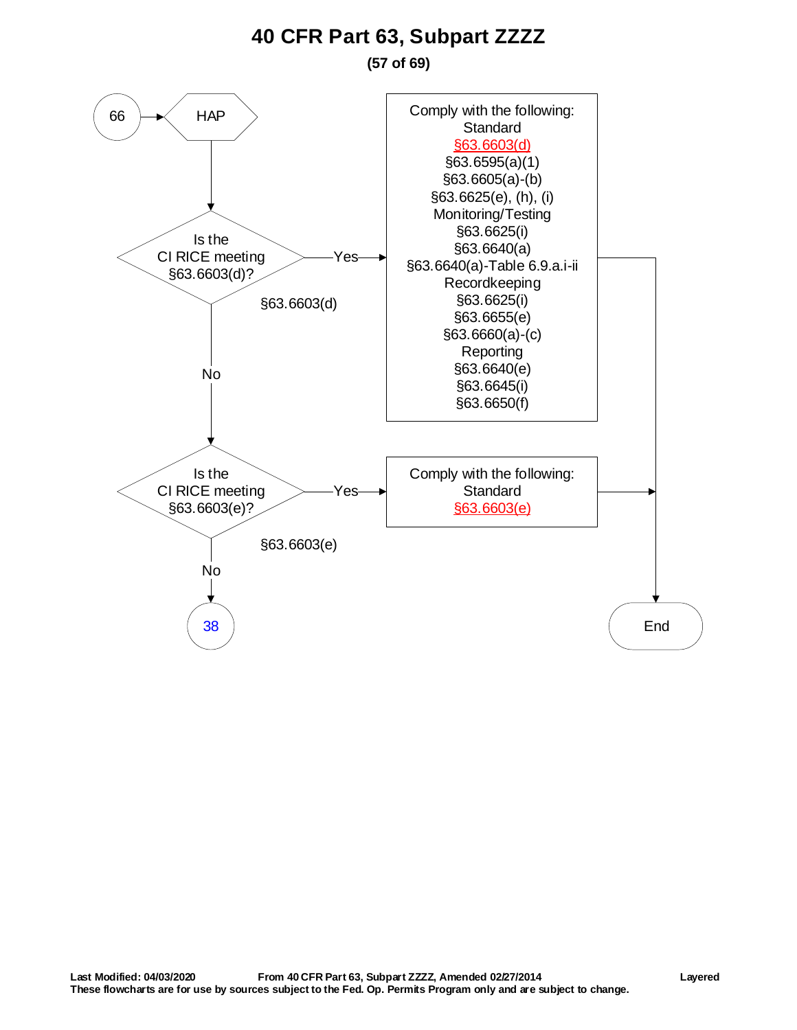# 40 CFR Part 63, Subpart ZZZZ

66 → HAP

Is the CI RICE meeting §63.6603(d)?

§63.6603(d)

Yes → Comply with the following:
Standard
§63.6603(d)
§63.6595(a)(1)
§63.6605(a)-(b)
§63.6625(e), (h), (i)
Monitoring/Testing
§63.6625(i)
§63.6640(a)
§63.6640(a)-Table 6.9.a.i-ii
Recordkeeping
§63.6625(i)
§63.6655(e)
§63.6660(a)-(c)
Reporting
§63.6640(e)
§63.6645(i)
§63.6650(f)
→ End

No ↓

Is the CI RICE meeting §63.6603(e)?

§63.6603(e)

Yes → Comply with the following:
Standard
§63.6603(e)
→ End

No → 38

**Last Modified: 04/03/2020 From 40 CFR Part 63, Subpart ZZZZ, Amended 02/27/2014 Layered**
**These flowcharts are for use by sources subject to the Fed. Op. Permits Program only and are subject to change.**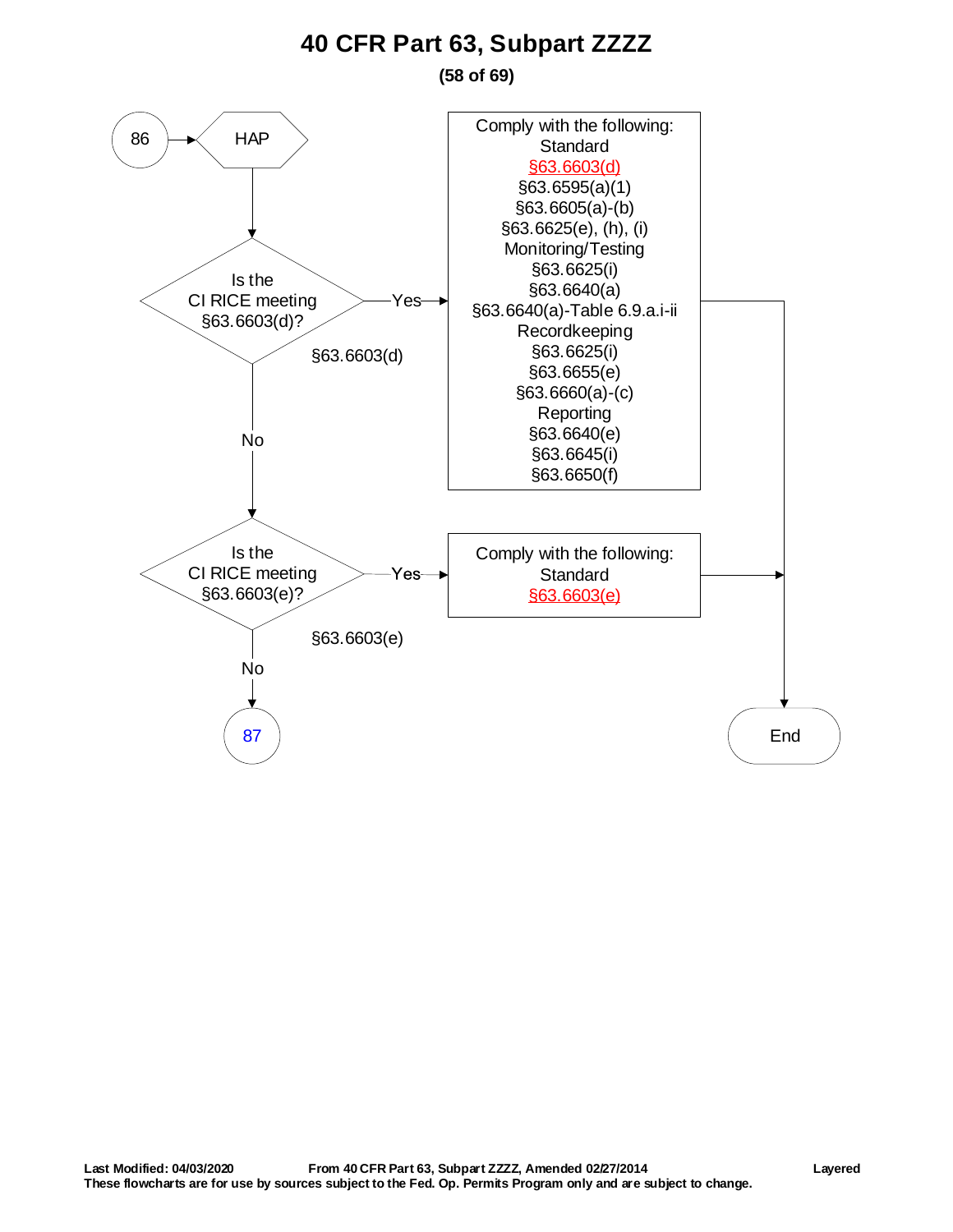# 40 CFR Part 63, Subpart ZZZZ

86 → HAP

**Is the CI RICE meeting §63.6603(d)?** (§63.6603(d))

- **Yes** → Comply with the following:
  - Standard
    - §63.6603(d)
    - §63.6595(a)(1)
    - §63.6605(a)-(b)
    - §63.6625(e), (h), (i)
  - Monitoring/Testing
    - §63.6625(i)
    - §63.6640(a)
    - §63.6640(a)-Table 6.9.a.i-ii
  - Recordkeeping
    - §63.6625(i)
    - §63.6655(e)
    - §63.6660(a)-(c)
  - Reporting
    - §63.6640(e)
    - §63.6645(i)
    - §63.6650(f)

  → End
- **No** → Is the CI RICE meeting §63.6603(e)?

**Is the CI RICE meeting §63.6603(e)?** (§63.6603(e))

- **Yes** → Comply with the following:
  - Standard
    - §63.6603(e)

  → End
- **No** → 87

Last Modified: 04/03/2020 From 40 CFR Part 63, Subpart ZZZZ, Amended 02/27/2014 Layered
These flowcharts are for use by sources subject to the Fed. Op. Permits Program only and are subject to change.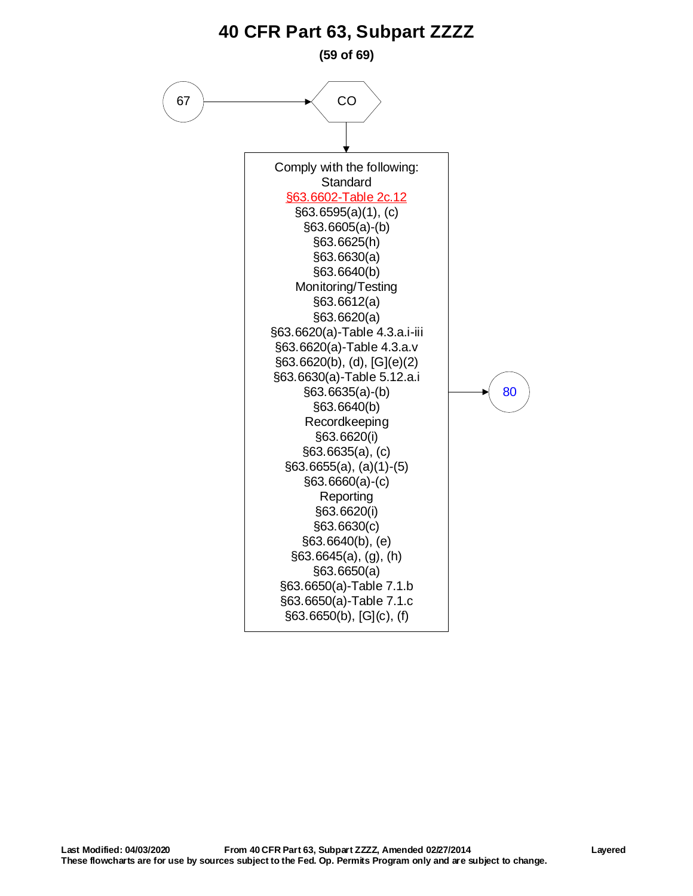# 40 CFR Part 63, Subpart ZZZZ

67 → CO

Comply with the following:

Standard

§63.6602-Table 2c.12

§63.6595(a)(1), (c)

§63.6605(a)-(b)

§63.6625(h)

§63.6630(a)

§63.6640(b)

Monitoring/Testing

§63.6612(a)

§63.6620(a)

§63.6620(a)-Table 4.3.a.i-iii

§63.6620(a)-Table 4.3.a.v

§63.6620(b), (d), [G](e)(2)

§63.6630(a)-Table 5.12.a.i

§63.6635(a)-(b)

§63.6640(b)

Recordkeeping

§63.6620(i)

§63.6635(a), (c)

§63.6655(a), (a)(1)-(5)

§63.6660(a)-(c)

Reporting

§63.6620(i)

§63.6630(c)

§63.6640(b), (e)

§63.6645(a), (g), (h)

§63.6650(a)

§63.6650(a)-Table 7.1.b

§63.6650(a)-Table 7.1.c

§63.6650(b), [G](c), (f)

→ 80

**Last Modified: 04/03/2020** **From 40 CFR Part 63, Subpart ZZZZ, Amended 02/27/2014** **Layered**

**These flowcharts are for use by sources subject to the Fed. Op. Permits Program only and are subject to change.**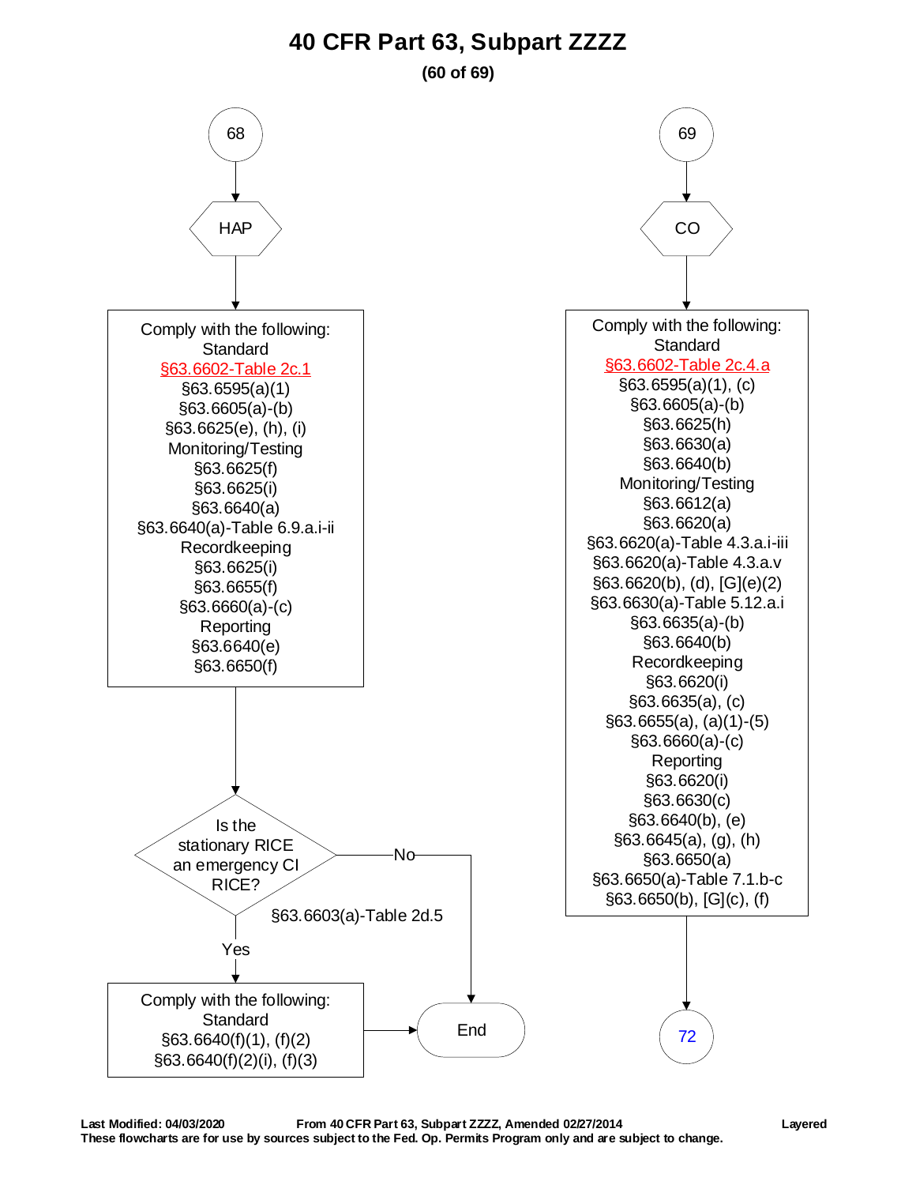# 40 CFR Part 63, Subpart ZZZZ

**68**

**HAP**

Comply with the following:
Standard
§63.6602-Table 2c.1
§63.6595(a)(1)
§63.6605(a)-(b)
§63.6625(e), (h), (i)
Monitoring/Testing
§63.6625(f)
§63.6625(i)
§63.6640(a)
§63.6640(a)-Table 6.9.a.i-ii
Recordkeeping
§63.6625(i)
§63.6655(f)
§63.6660(a)-(c)
Reporting
§63.6640(e)
§63.6650(f)

Is the stationary RICE an emergency CI RICE? §63.6603(a)-Table 2d.5

- No → End
- Yes → Comply with the following:
  Standard
  §63.6640(f)(1), (f)(2)
  §63.6640(f)(2)(i), (f)(3)
  → End

**69**

**CO**

Comply with the following:
Standard
§63.6602-Table 2c.4.a
§63.6595(a)(1), (c)
§63.6605(a)-(b)
§63.6625(h)
§63.6630(a)
§63.6640(b)
Monitoring/Testing
§63.6612(a)
§63.6620(a)
§63.6620(a)-Table 4.3.a.i-iii
§63.6620(a)-Table 4.3.a.v
§63.6620(b), (d), [G](e)(2)
§63.6630(a)-Table 5.12.a.i
§63.6635(a)-(b)
§63.6640(b)
Recordkeeping
§63.6620(i)
§63.6635(a), (c)
§63.6655(a), (a)(1)-(5)
§63.6660(a)-(c)
Reporting
§63.6620(i)
§63.6630(c)
§63.6640(b), (e)
§63.6645(a), (g), (h)
§63.6650(a)
§63.6650(a)-Table 7.1.b-c
§63.6650(b), [G](c), (f)

→ 72

**Last Modified: 04/03/2020** **From 40 CFR Part 63, Subpart ZZZZ, Amended 02/27/2014** **Layered**
**These flowcharts are for use by sources subject to the Fed. Op. Permits Program only and are subject to change.**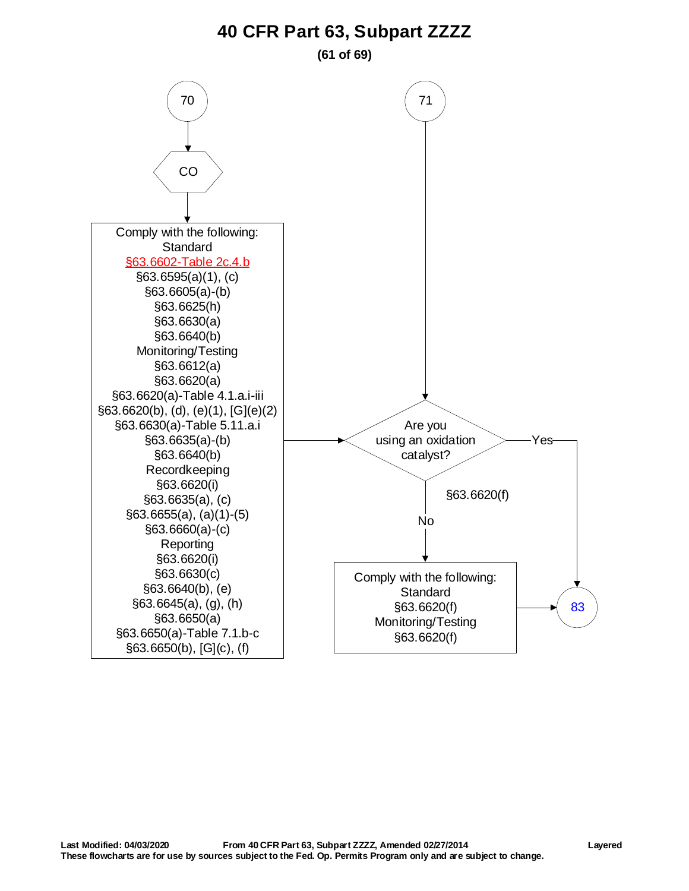# 40 CFR Part 63, Subpart ZZZZ

70

CO

Comply with the following:
Standard
§63.6602-Table 2c.4.b
§63.6595(a)(1), (c)
§63.6605(a)-(b)
§63.6625(h)
§63.6630(a)
§63.6640(b)
Monitoring/Testing
§63.6612(a)
§63.6620(a)
§63.6620(a)-Table 4.1.a.i-iii
§63.6620(b), (d), (e)(1), [G](e)(2)
§63.6630(a)-Table 5.11.a.i
§63.6635(a)-(b)
§63.6640(b)
Recordkeeping
§63.6620(i)
§63.6635(a), (c)
§63.6655(a), (a)(1)-(5)
§63.6660(a)-(c)
Reporting
§63.6620(i)
§63.6630(c)
§63.6640(b), (e)
§63.6645(a), (g), (h)
§63.6650(a)
§63.6650(a)-Table 7.1.b-c
§63.6650(b), [G](c), (f)

71

Are you using an oxidation catalyst?

§63.6620(f)

Yes → 83

No →

Comply with the following:
Standard
§63.6620(f)
Monitoring/Testing
§63.6620(f)

→ 83

Last Modified: 04/03/2020 From 40 CFR Part 63, Subpart ZZZZ, Amended 02/27/2014 Layered
These flowcharts are for use by sources subject to the Fed. Op. Permits Program only and are subject to change.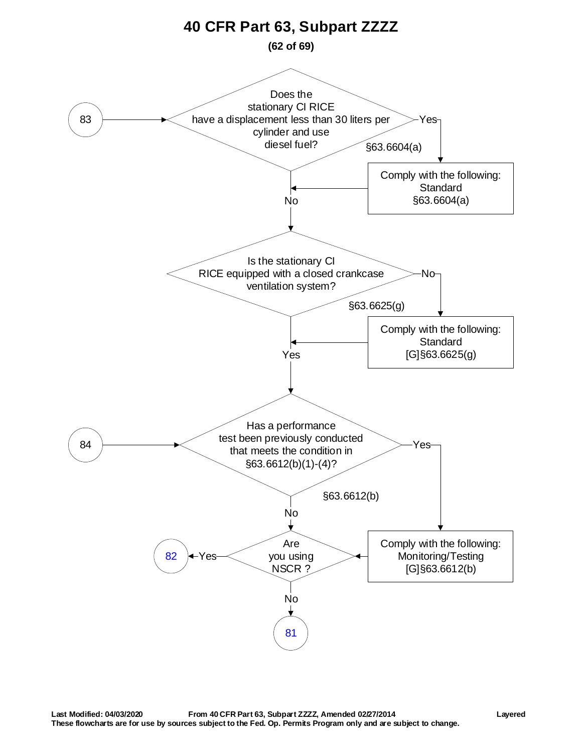# 40 CFR Part 63, Subpart ZZZZ

**(62 of 69)**

83 → Does the stationary CI RICE have a displacement less than 30 liters per cylinder and use diesel fuel? §63.6604(a)

- Yes → Comply with the following: Standard §63.6604(a) → continue below
- No → continue below

Is the stationary CI RICE equipped with a closed crankcase ventilation system? §63.6625(g)

- No → Comply with the following: Standard [G]§63.6625(g) → continue below
- Yes → continue below

84 → Has a performance test been previously conducted that meets the condition in §63.6612(b)(1)-(4)? §63.6612(b)

- Yes → Comply with the following: Monitoring/Testing [G]§63.6612(b) → Are you using NSCR ?
- No → Are you using NSCR ?

Are you using NSCR ?

- Yes → 82
- No → 81

**Last Modified: 04/03/2020** **From 40 CFR Part 63, Subpart ZZZZ, Amended 02/27/2014** **Layered**

**These flowcharts are for use by sources subject to the Fed. Op. Permits Program only and are subject to change.**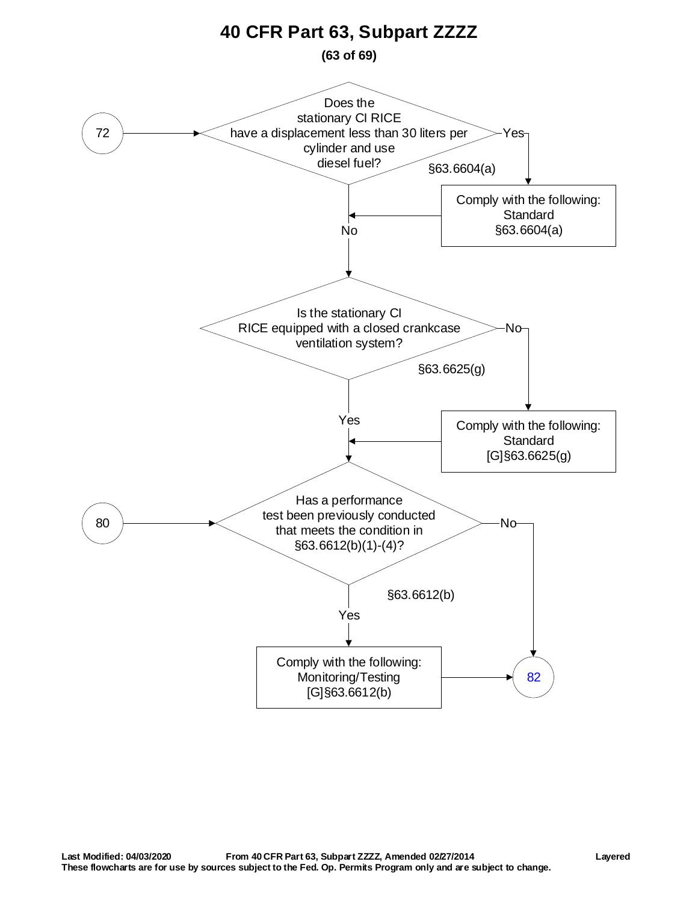# 40 CFR Part 63, Subpart ZZZZ

(72) → **Does the stationary CI RICE have a displacement less than 30 liters per cylinder and use diesel fuel?** §63.6604(a)

- Yes → Comply with the following: Standard §63.6604(a) → continue to next question
- No → continue to next question

**Is the stationary CI RICE equipped with a closed crankcase ventilation system?** §63.6625(g)

- No → Comply with the following: Standard [G]§63.6625(g) → continue to next question
- Yes → continue to next question

(80) → **Has a performance test been previously conducted that meets the condition in §63.6612(b)(1)-(4)?** §63.6612(b)

- Yes → Comply with the following: Monitoring/Testing [G]§63.6612(b) → (82)
- No → (82)

**Last Modified: 04/03/2020** **From 40 CFR Part 63, Subpart ZZZZ, Amended 02/27/2014** **Layered**

**These flowcharts are for use by sources subject to the Fed. Op. Permits Program only and are subject to change.**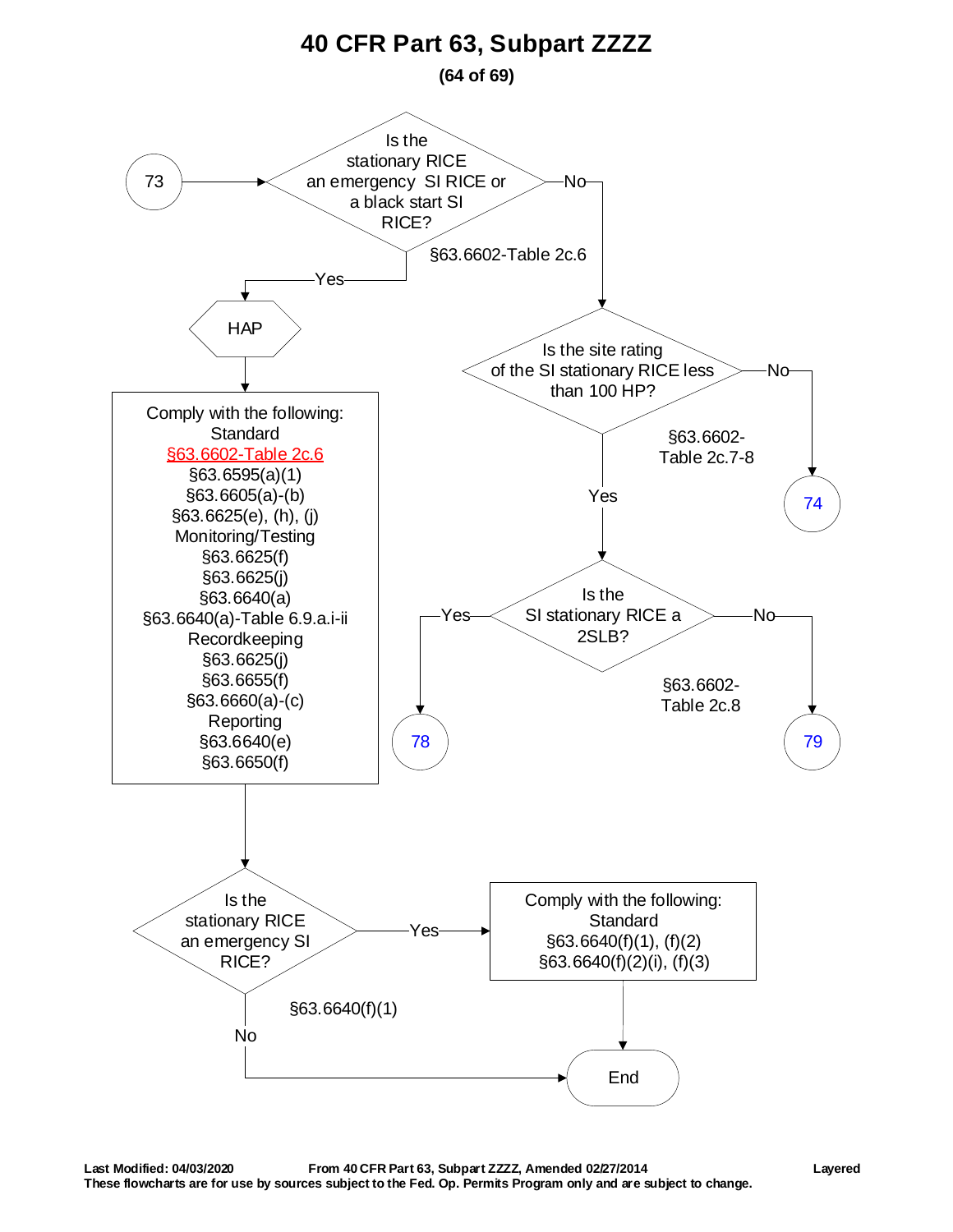# 40 CFR Part 63, Subpart ZZZZ

**(64 of 69)**

73 → Is the stationary RICE an emergency SI RICE or a black start SI RICE?

§63.6602-Table 2c.6

- **Yes** → HAP → Comply with the following:
  - Standard
    - §63.6602-Table 2c.6
    - §63.6595(a)(1)
    - §63.6605(a)-(b)
    - §63.6625(e), (h), (j)
  - Monitoring/Testing
    - §63.6625(f)
    - §63.6625(j)
    - §63.6640(a)
    - §63.6640(a)-Table 6.9.a.i-ii
  - Recordkeeping
    - §63.6625(j)
    - §63.6655(f)
    - §63.6660(a)-(c)
  - Reporting
    - §63.6640(e)
    - §63.6650(f)

  → Is the stationary RICE an emergency SI RICE? (§63.6640(f)(1))
  - **Yes** → Comply with the following:
    - Standard
      - §63.6640(f)(1), (f)(2)
      - §63.6640(f)(2)(i), (f)(3)

    → End
  - **No** → End

- **No** → Is the site rating of the SI stationary RICE less than 100 HP? (§63.6602-Table 2c.7-8)
  - **No** → 74
  - **Yes** → Is the SI stationary RICE a 2SLB? (§63.6602-Table 2c.8)
    - **Yes** → 78
    - **No** → 79

Last Modified: 04/03/2020 From 40 CFR Part 63, Subpart ZZZZ, Amended 02/27/2014 Layered

These flowcharts are for use by sources subject to the Fed. Op. Permits Program only and are subject to change.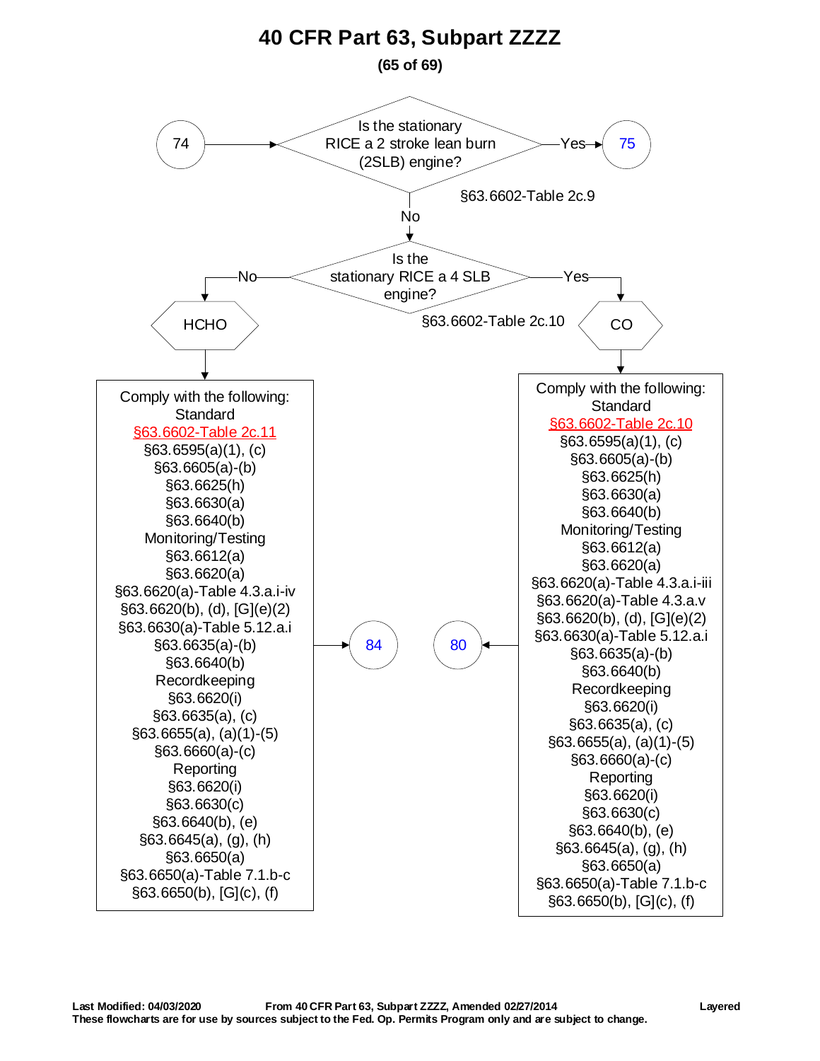# 40 CFR Part 63, Subpart ZZZZ

**(65 of 69)**

74 → Is the stationary RICE a 2 stroke lean burn (2SLB) engine? §63.6602-Table 2c.9

- Yes → 75
- No → Is the stationary RICE a 4 SLB engine? §63.6602-Table 2c.10
  - No → HCHO
  - Yes → CO

**HCHO**

Comply with the following:

Standard
- §63.6602-Table 2c.11
- §63.6595(a)(1), (c)
- §63.6605(a)-(b)
- §63.6625(h)
- §63.6630(a)
- §63.6640(b)

Monitoring/Testing
- §63.6612(a)
- §63.6620(a)
- §63.6620(a)-Table 4.3.a.i-iv
- §63.6620(b), (d), [G](e)(2)
- §63.6630(a)-Table 5.12.a.i
- §63.6635(a)-(b)
- §63.6640(b)

Recordkeeping
- §63.6620(i)
- §63.6635(a), (c)
- §63.6655(a), (a)(1)-(5)
- §63.6660(a)-(c)

Reporting
- §63.6620(i)
- §63.6630(c)
- §63.6640(b), (e)
- §63.6645(a), (g), (h)
- §63.6650(a)
- §63.6650(a)-Table 7.1.b-c
- §63.6650(b), [G](c), (f)

→ 84

**CO**

Comply with the following:

Standard
- §63.6602-Table 2c.10
- §63.6595(a)(1), (c)
- §63.6605(a)-(b)
- §63.6625(h)
- §63.6630(a)
- §63.6640(b)

Monitoring/Testing
- §63.6612(a)
- §63.6620(a)
- §63.6620(a)-Table 4.3.a.i-iii
- §63.6620(a)-Table 4.3.a.v
- §63.6620(b), (d), [G](e)(2)
- §63.6630(a)-Table 5.12.a.i
- §63.6635(a)-(b)
- §63.6640(b)

Recordkeeping
- §63.6620(i)
- §63.6635(a), (c)
- §63.6655(a), (a)(1)-(5)
- §63.6660(a)-(c)

Reporting
- §63.6620(i)
- §63.6630(c)
- §63.6640(b), (e)
- §63.6645(a), (g), (h)
- §63.6650(a)
- §63.6650(a)-Table 7.1.b-c
- §63.6650(b), [G](c), (f)

→ 80

**Last Modified: 04/03/2020** **From 40 CFR Part 63, Subpart ZZZZ, Amended 02/27/2014** **Layered**

**These flowcharts are for use by sources subject to the Fed. Op. Permits Program only and are subject to change.**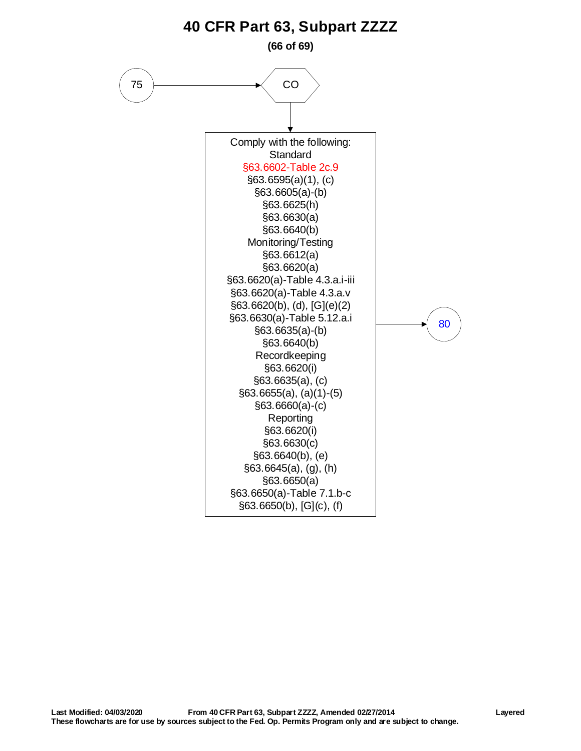# 40 CFR Part 63, Subpart ZZZZ

75 → CO

Comply with the following:

Standard

§63.6602-Table 2c.9
§63.6595(a)(1), (c)
§63.6605(a)-(b)
§63.6625(h)
§63.6630(a)
§63.6640(b)

Monitoring/Testing

§63.6612(a)
§63.6620(a)
§63.6620(a)-Table 4.3.a.i-iii
§63.6620(a)-Table 4.3.a.v
§63.6620(b), (d), [G](e)(2)
§63.6630(a)-Table 5.12.a.i
§63.6635(a)-(b)
§63.6640(b)

Recordkeeping

§63.6620(i)
§63.6635(a), (c)
§63.6655(a), (a)(1)-(5)
§63.6660(a)-(c)

Reporting

§63.6620(i)
§63.6630(c)
§63.6640(b), (e)
§63.6645(a), (g), (h)
§63.6650(a)
§63.6650(a)-Table 7.1.b-c
§63.6650(b), [G](c), (f)

→ 80

**Last Modified: 04/03/2020** **From 40 CFR Part 63, Subpart ZZZZ, Amended 02/27/2014** **Layered**
**These flowcharts are for use by sources subject to the Fed. Op. Permits Program only and are subject to change.**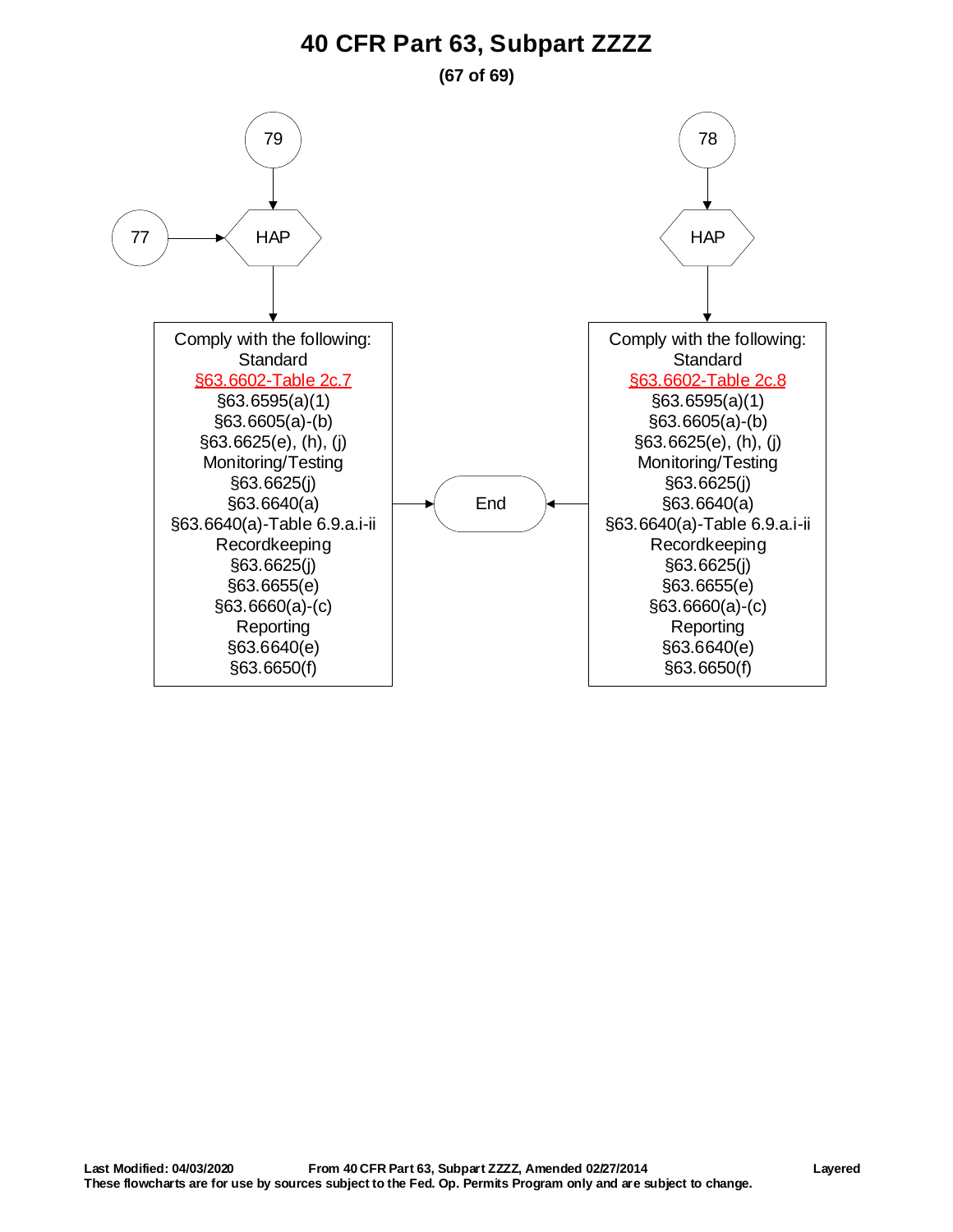# 40 CFR Part 63, Subpart ZZZZ

79 → HAP

77 → HAP

HAP →

Comply with the following:
Standard
§63.6602-Table 2c.7
§63.6595(a)(1)
§63.6605(a)-(b)
§63.6625(e), (h), (j)
Monitoring/Testing
§63.6625(j)
§63.6640(a)
§63.6640(a)-Table 6.9.a.i-ii
Recordkeeping
§63.6625(j)
§63.6655(e)
§63.6660(a)-(c)
Reporting
§63.6640(e)
§63.6650(f)

→ End

78 → HAP

HAP →

Comply with the following:
Standard
§63.6602-Table 2c.8
§63.6595(a)(1)
§63.6605(a)-(b)
§63.6625(e), (h), (j)
Monitoring/Testing
§63.6625(j)
§63.6640(a)
§63.6640(a)-Table 6.9.a.i-ii
Recordkeeping
§63.6625(j)
§63.6655(e)
§63.6660(a)-(c)
Reporting
§63.6640(e)
§63.6650(f)

→ End

**Last Modified: 04/03/2020** **From 40 CFR Part 63, Subpart ZZZZ, Amended 02/27/2014** **Layered**

**These flowcharts are for use by sources subject to the Fed. Op. Permits Program only and are subject to change.**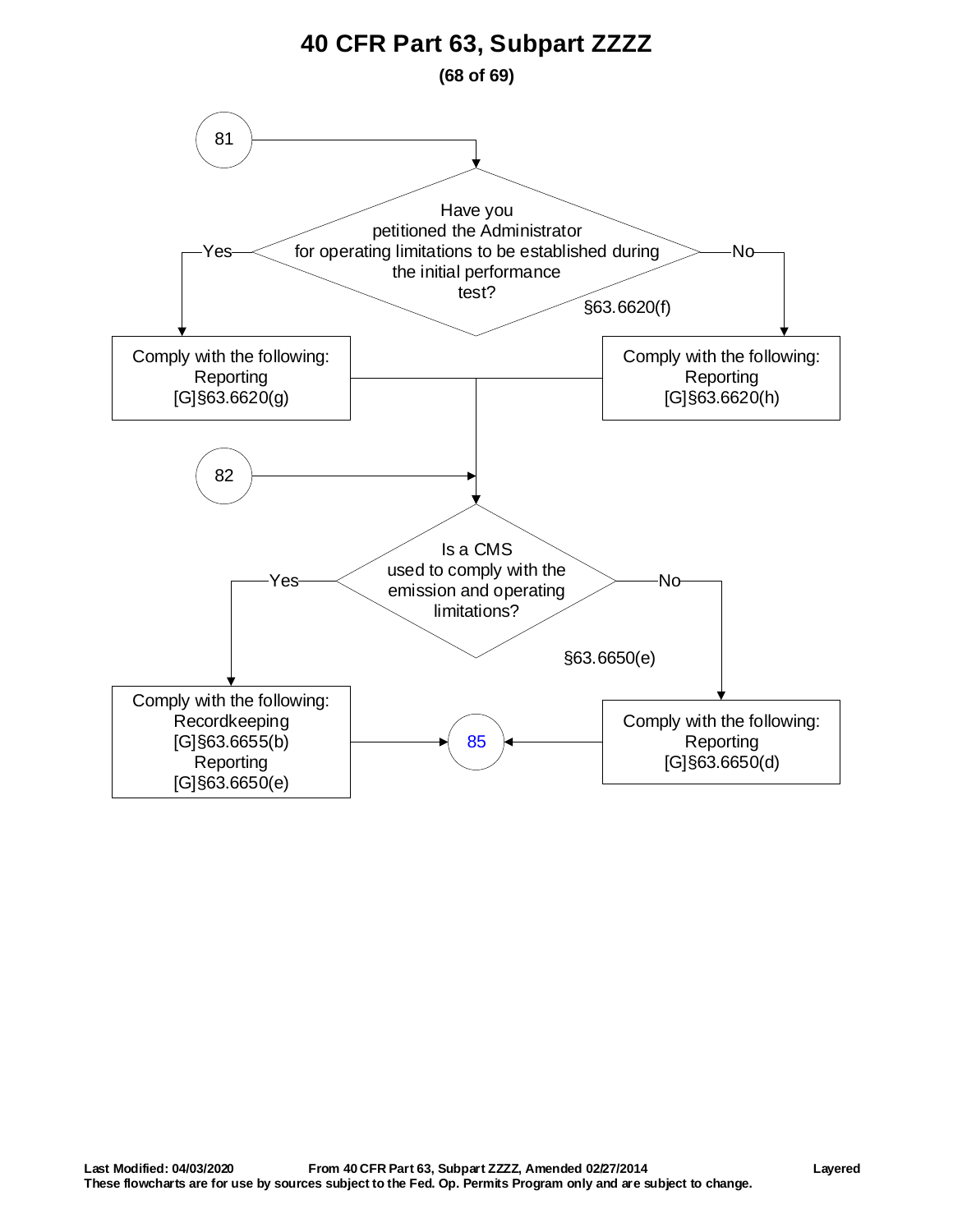# 40 CFR Part 63, Subpart ZZZZ

**(68 of 69)**

**81** → Have you petitioned the Administrator for operating limitations to be established during the initial performance test? §63.6620(f)

- **Yes** → Comply with the following: Reporting [G]§63.6620(g)
- **No** → Comply with the following: Reporting [G]§63.6620(h)

Both paths continue to the next decision.

**82** → Is a CMS used to comply with the emission and operating limitations? §63.6650(e)

- **Yes** → Comply with the following: Recordkeeping [G]§63.6655(b) Reporting [G]§63.6650(e) → **85**
- **No** → Comply with the following: Reporting [G]§63.6650(d) → **85**

**Last Modified: 04/03/2020** **From 40 CFR Part 63, Subpart ZZZZ, Amended 02/27/2014** **Layered**

**These flowcharts are for use by sources subject to the Fed. Op. Permits Program only and are subject to change.**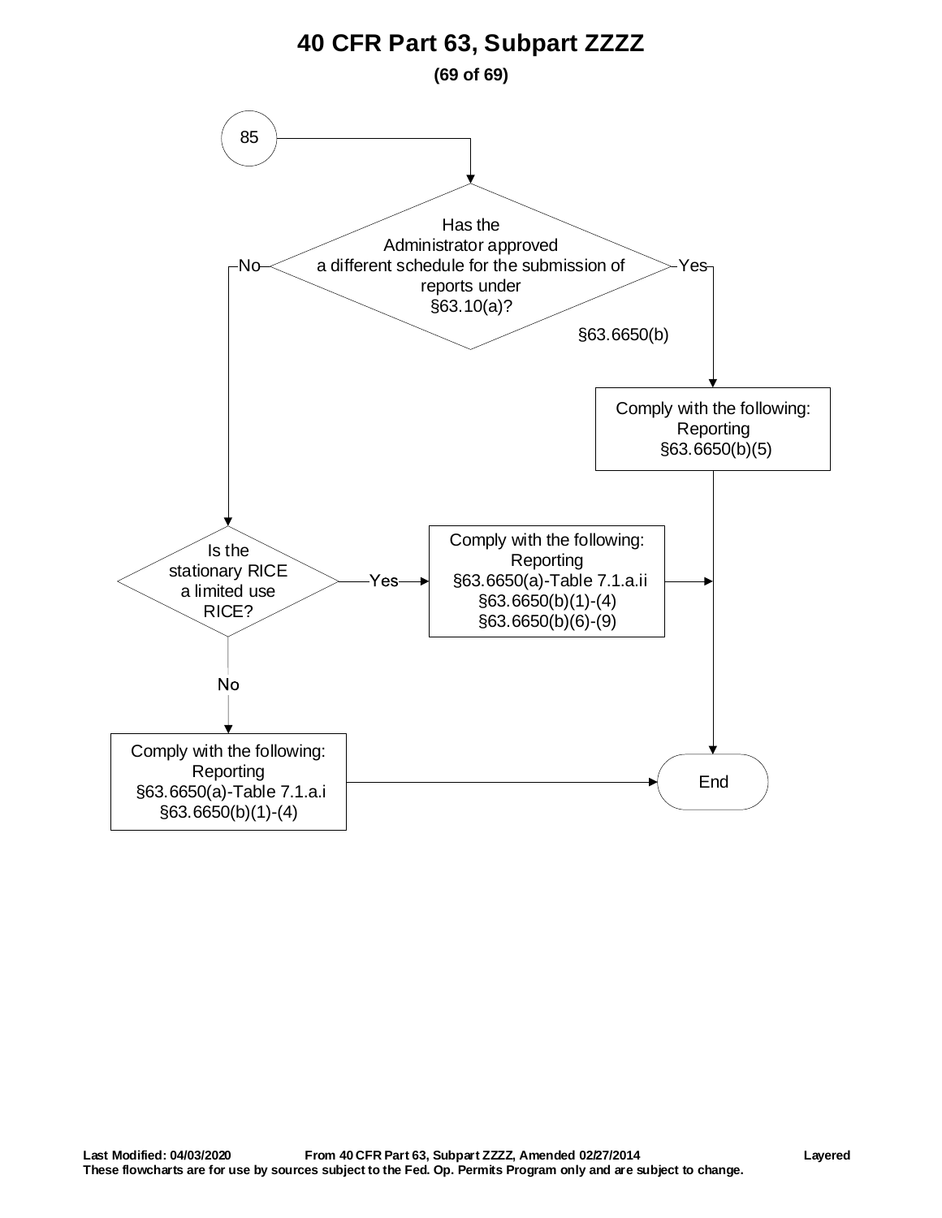# 40 CFR Part 63, Subpart ZZZZ

85

Has the Administrator approved a different schedule for the submission of reports under §63.10(a)?

§63.6650(b)

No

Yes

Comply with the following:
Reporting
§63.6650(b)(5)

Is the stationary RICE a limited use RICE?

Yes

Comply with the following:
Reporting
§63.6650(a)-Table 7.1.a.ii
§63.6650(b)(1)-(4)
§63.6650(b)(6)-(9)

No

Comply with the following:
Reporting
§63.6650(a)-Table 7.1.a.i
§63.6650(b)(1)-(4)

End

**Last Modified: 04/03/2020** **From 40 CFR Part 63, Subpart ZZZZ, Amended 02/27/2014** **Layered**
**These flowcharts are for use by sources subject to the Fed. Op. Permits Program only and are subject to change.**